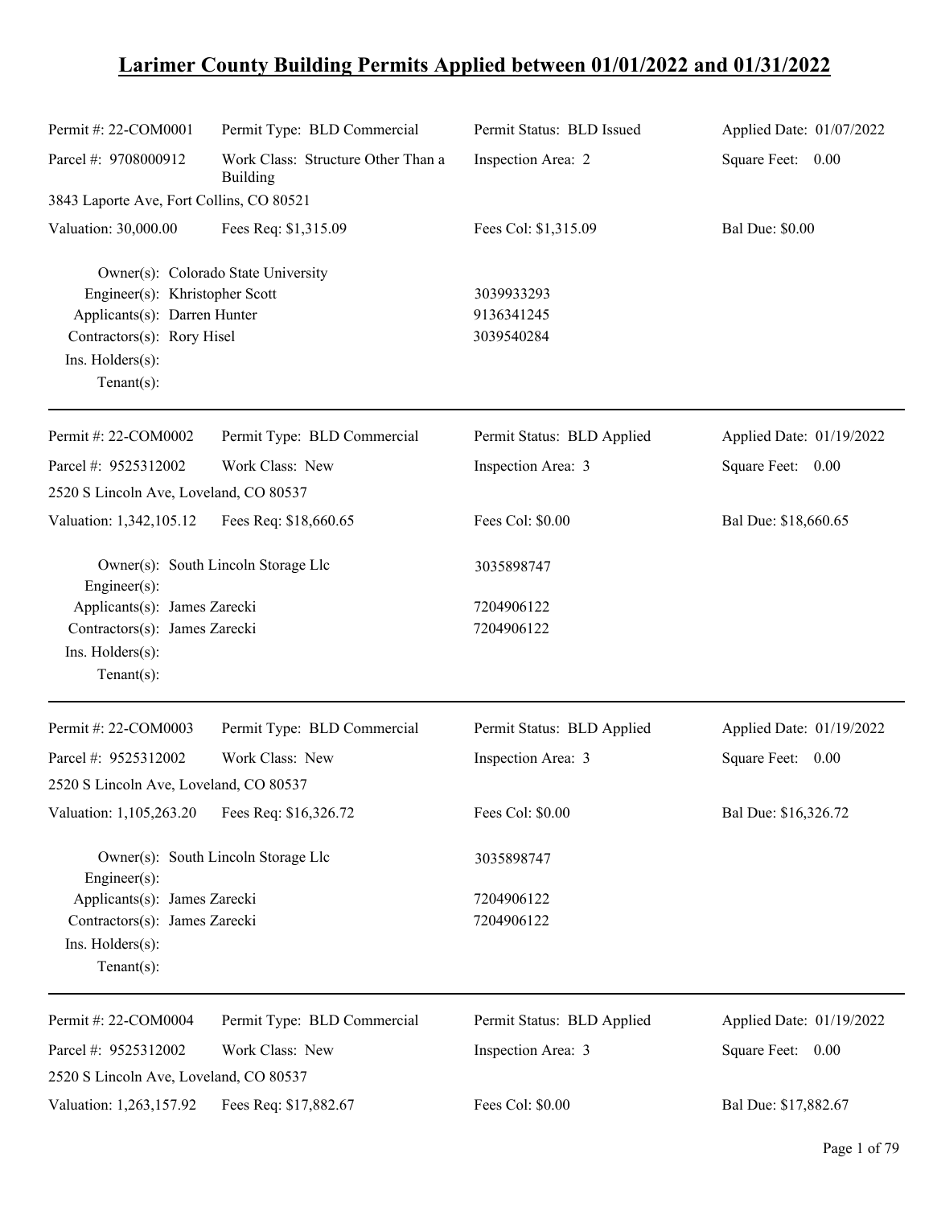# Larimer County Building Permits Applied between 01/01/2022 and 01/31/2022

| | | | |
|---|---|---|---|
| Permit #: 22-COM0001 | Permit Type: BLD Commercial | Permit Status: BLD Issued | Applied Date: 01/07/2022 |
| Parcel #: 9708000912 | Work Class: Structure Other Than a Building | Inspection Area: 2 | Square Feet: 0.00 |
| 3843 Laporte Ave, Fort Collins, CO 80521 | | | |
| Valuation: 30,000.00 | Fees Req: $1,315.09 | Fees Col: $1,315.09 | Bal Due: $0.00 |

| | | |
|---|---|---|
| Owner(s): | Colorado State University | |
| Engineer(s): | Khristopher Scott | 3039933293 |
| Applicants(s): | Darren Hunter | 9136341245 |
| Contractors(s): | Rory Hisel | 3039540284 |
| Ins. Holders(s): | | |
| Tenant(s): | | |

---

| | | | |
|---|---|---|---|
| Permit #: 22-COM0002 | Permit Type: BLD Commercial | Permit Status: BLD Applied | Applied Date: 01/19/2022 |
| Parcel #: 9525312002 | Work Class: New | Inspection Area: 3 | Square Feet: 0.00 |
| 2520 S Lincoln Ave, Loveland, CO 80537 | | | |
| Valuation: 1,342,105.12 | Fees Req: $18,660.65 | Fees Col: $0.00 | Bal Due: $18,660.65 |

| | | |
|---|---|---|
| Owner(s): | South Lincoln Storage Llc | 3035898747 |
| Engineer(s): | | |
| Applicants(s): | James Zarecki | 7204906122 |
| Contractors(s): | James Zarecki | 7204906122 |
| Ins. Holders(s): | | |
| Tenant(s): | | |

---

| | | | |
|---|---|---|---|
| Permit #: 22-COM0003 | Permit Type: BLD Commercial | Permit Status: BLD Applied | Applied Date: 01/19/2022 |
| Parcel #: 9525312002 | Work Class: New | Inspection Area: 3 | Square Feet: 0.00 |
| 2520 S Lincoln Ave, Loveland, CO 80537 | | | |
| Valuation: 1,105,263.20 | Fees Req: $16,326.72 | Fees Col: $0.00 | Bal Due: $16,326.72 |

| | | |
|---|---|---|
| Owner(s): | South Lincoln Storage Llc | 3035898747 |
| Engineer(s): | | |
| Applicants(s): | James Zarecki | 7204906122 |
| Contractors(s): | James Zarecki | 7204906122 |
| Ins. Holders(s): | | |
| Tenant(s): | | |

---

| | | | |
|---|---|---|---|
| Permit #: 22-COM0004 | Permit Type: BLD Commercial | Permit Status: BLD Applied | Applied Date: 01/19/2022 |
| Parcel #: 9525312002 | Work Class: New | Inspection Area: 3 | Square Feet: 0.00 |
| 2520 S Lincoln Ave, Loveland, CO 80537 | | | |
| Valuation: 1,263,157.92 | Fees Req: $17,882.67 | Fees Col: $0.00 | Bal Due: $17,882.67 |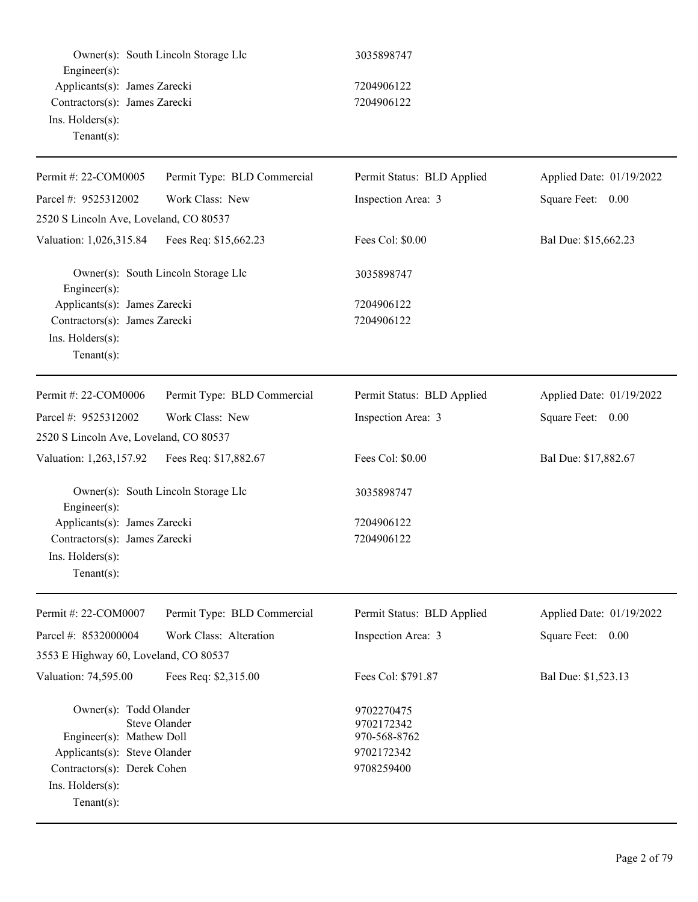| | | |
|---|---|---|
| Owner(s): | South Lincoln Storage Llc | 3035898747 |
| Engineer(s): | | |
| Applicants(s): | James Zarecki | 7204906122 |
| Contractors(s): | James Zarecki | 7204906122 |
| Ins. Holders(s): | | |
| Tenant(s): | | |

---

| | | | |
|---|---|---|---|
| Permit #: 22-COM0005 | Permit Type: BLD Commercial | Permit Status: BLD Applied | Applied Date: 01/19/2022 |
| Parcel #: 9525312002 | Work Class: New | Inspection Area: 3 | Square Feet: 0.00 |
| 2520 S Lincoln Ave, Loveland, CO 80537 | | | |
| Valuation: 1,026,315.84 | Fees Req: $15,662.23 | Fees Col: $0.00 | Bal Due: $15,662.23 |

| | | |
|---|---|---|
| Owner(s): | South Lincoln Storage Llc | 3035898747 |
| Engineer(s): | | |
| Applicants(s): | James Zarecki | 7204906122 |
| Contractors(s): | James Zarecki | 7204906122 |
| Ins. Holders(s): | | |
| Tenant(s): | | |

---

| | | | |
|---|---|---|---|
| Permit #: 22-COM0006 | Permit Type: BLD Commercial | Permit Status: BLD Applied | Applied Date: 01/19/2022 |
| Parcel #: 9525312002 | Work Class: New | Inspection Area: 3 | Square Feet: 0.00 |
| 2520 S Lincoln Ave, Loveland, CO 80537 | | | |
| Valuation: 1,263,157.92 | Fees Req: $17,882.67 | Fees Col: $0.00 | Bal Due: $17,882.67 |

| | | |
|---|---|---|
| Owner(s): | South Lincoln Storage Llc | 3035898747 |
| Engineer(s): | | |
| Applicants(s): | James Zarecki | 7204906122 |
| Contractors(s): | James Zarecki | 7204906122 |
| Ins. Holders(s): | | |
| Tenant(s): | | |

---

| | | | |
|---|---|---|---|
| Permit #: 22-COM0007 | Permit Type: BLD Commercial | Permit Status: BLD Applied | Applied Date: 01/19/2022 |
| Parcel #: 8532000004 | Work Class: Alteration | Inspection Area: 3 | Square Feet: 0.00 |
| 3553 E Highway 60, Loveland, CO 80537 | | | |
| Valuation: 74,595.00 | Fees Req: $2,315.00 | Fees Col: $791.87 | Bal Due: $1,523.13 |

| | | |
|---|---|---|
| Owner(s): | Todd Olander | 9702270475 |
| | Steve Olander | 9702172342 |
| Engineer(s): | Mathew Doll | 970-568-8762 |
| Applicants(s): | Steve Olander | 9702172342 |
| Contractors(s): | Derek Cohen | 9708259400 |
| Ins. Holders(s): | | |
| Tenant(s): | | |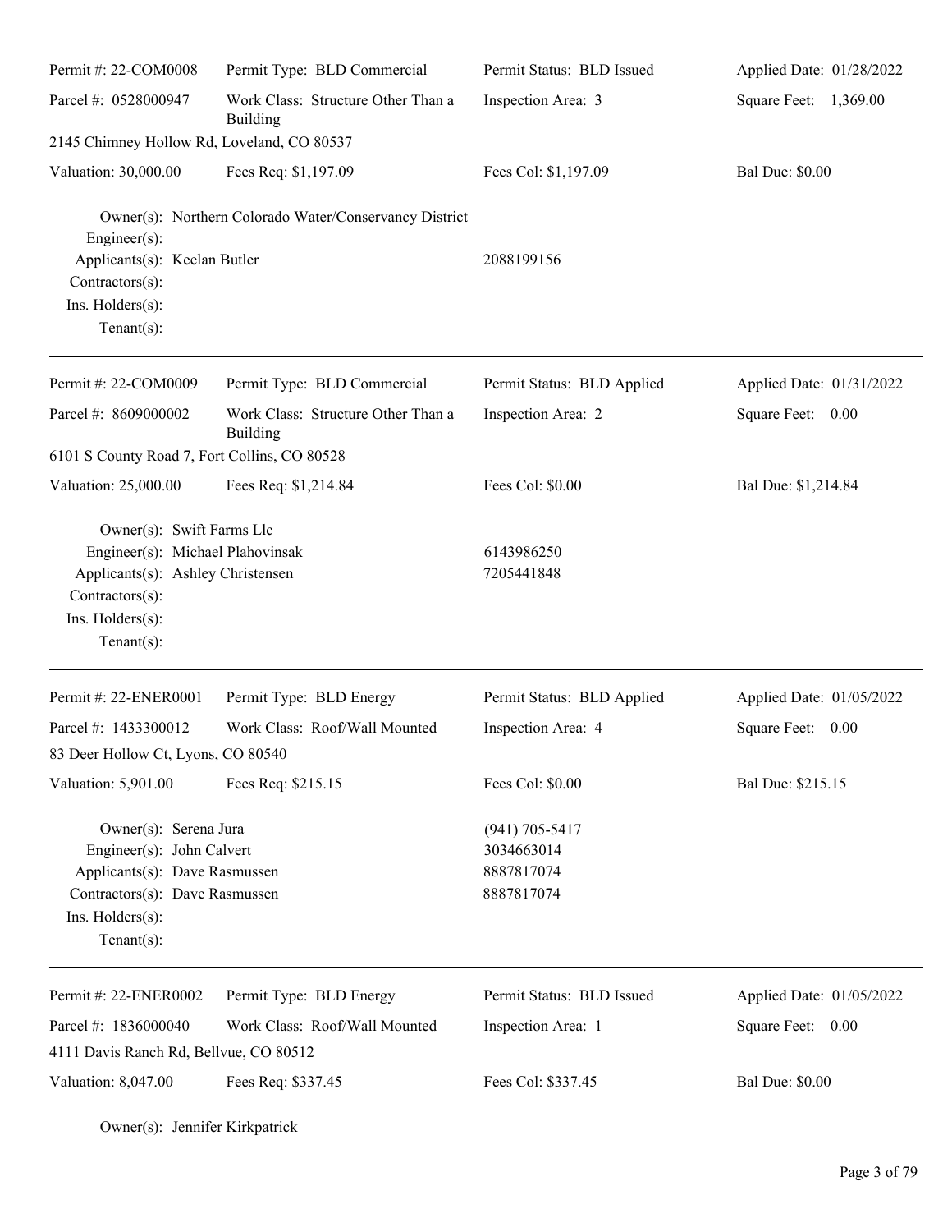Permit #: 22-COM0008 | Permit Type: BLD Commercial | Permit Status: BLD Issued | Applied Date: 01/28/2022

Parcel #: 0528000947 | Work Class: Structure Other Than a Building | Inspection Area: 3 | Square Feet: 1,369.00

2145 Chimney Hollow Rd, Loveland, CO 80537

Valuation: 30,000.00 | Fees Req: $1,197.09 | Fees Col: $1,197.09 | Bal Due: $0.00

Owner(s): Northern Colorado Water/Conservancy District
Engineer(s):
Applicants(s): Keelan Butler 2088199156
Contractors(s):
Ins. Holders(s):
Tenant(s):

---

Permit #: 22-COM0009 | Permit Type: BLD Commercial | Permit Status: BLD Applied | Applied Date: 01/31/2022

Parcel #: 8609000002 | Work Class: Structure Other Than a Building | Inspection Area: 2 | Square Feet: 0.00

6101 S County Road 7, Fort Collins, CO 80528

Valuation: 25,000.00 | Fees Req: $1,214.84 | Fees Col: $0.00 | Bal Due: $1,214.84

Owner(s): Swift Farms Llc
Engineer(s): Michael Plahovinsak 6143986250
Applicants(s): Ashley Christensen 7205441848
Contractors(s):
Ins. Holders(s):
Tenant(s):

---

Permit #: 22-ENER0001 | Permit Type: BLD Energy | Permit Status: BLD Applied | Applied Date: 01/05/2022

Parcel #: 1433300012 | Work Class: Roof/Wall Mounted | Inspection Area: 4 | Square Feet: 0.00

83 Deer Hollow Ct, Lyons, CO 80540

Valuation: 5,901.00 | Fees Req: $215.15 | Fees Col: $0.00 | Bal Due: $215.15

Owner(s): Serena Jura (941) 705-5417
Engineer(s): John Calvert 3034663014
Applicants(s): Dave Rasmussen 8887817074
Contractors(s): Dave Rasmussen 8887817074
Ins. Holders(s):
Tenant(s):

---

Permit #: 22-ENER0002 | Permit Type: BLD Energy | Permit Status: BLD Issued | Applied Date: 01/05/2022

Parcel #: 1836000040 | Work Class: Roof/Wall Mounted | Inspection Area: 1 | Square Feet: 0.00

4111 Davis Ranch Rd, Bellvue, CO 80512

Valuation: 8,047.00 | Fees Req: $337.45 | Fees Col: $337.45 | Bal Due: $0.00

Owner(s): Jennifer Kirkpatrick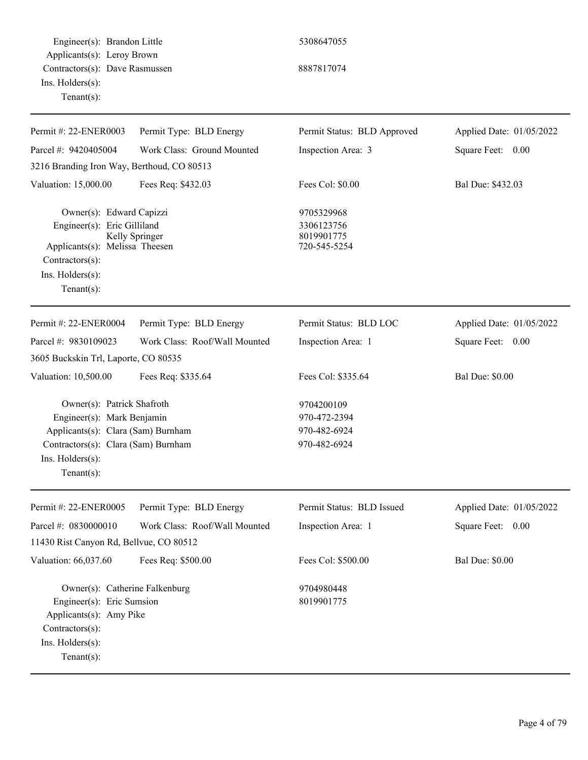Engineer(s): Brandon Little 5308647055
Applicants(s): Leroy Brown
Contractors(s): Dave Rasmussen 8887817074
Ins. Holders(s):
Tenant(s):

---

| Permit #: 22-ENER0003 | Permit Type: BLD Energy | Permit Status: BLD Approved | Applied Date: 01/05/2022 |
|---|---|---|---|
| Parcel #: 9420405004 | Work Class: Ground Mounted | Inspection Area: 3 | Square Feet: 0.00 |
| 3216 Branding Iron Way, Berthoud, CO 80513 | | | |
| Valuation: 15,000.00 | Fees Req: $432.03 | Fees Col: $0.00 | Bal Due: $432.03 |

Owner(s): Edward Capizzi 9705329968
Engineer(s): Eric Gilliland 3306123756
Kelly Springer 8019901775
Applicants(s): Melissa Theesen 720-545-5254
Contractors(s):
Ins. Holders(s):
Tenant(s):

---

| Permit #: 22-ENER0004 | Permit Type: BLD Energy | Permit Status: BLD LOC | Applied Date: 01/05/2022 |
|---|---|---|---|
| Parcel #: 9830109023 | Work Class: Roof/Wall Mounted | Inspection Area: 1 | Square Feet: 0.00 |
| 3605 Buckskin Trl, Laporte, CO 80535 | | | |
| Valuation: 10,500.00 | Fees Req: $335.64 | Fees Col: $335.64 | Bal Due: $0.00 |

Owner(s): Patrick Shafroth 9704200109
Engineer(s): Mark Benjamin 970-472-2394
Applicants(s): Clara (Sam) Burnham 970-482-6924
Contractors(s): Clara (Sam) Burnham 970-482-6924
Ins. Holders(s):
Tenant(s):

---

| Permit #: 22-ENER0005 | Permit Type: BLD Energy | Permit Status: BLD Issued | Applied Date: 01/05/2022 |
|---|---|---|---|
| Parcel #: 0830000010 | Work Class: Roof/Wall Mounted | Inspection Area: 1 | Square Feet: 0.00 |
| 11430 Rist Canyon Rd, Bellvue, CO 80512 | | | |
| Valuation: 66,037.60 | Fees Req: $500.00 | Fees Col: $500.00 | Bal Due: $0.00 |

Owner(s): Catherine Falkenburg 9704980448
Engineer(s): Eric Sumsion 8019901775
Applicants(s): Amy Pike
Contractors(s):
Ins. Holders(s):
Tenant(s):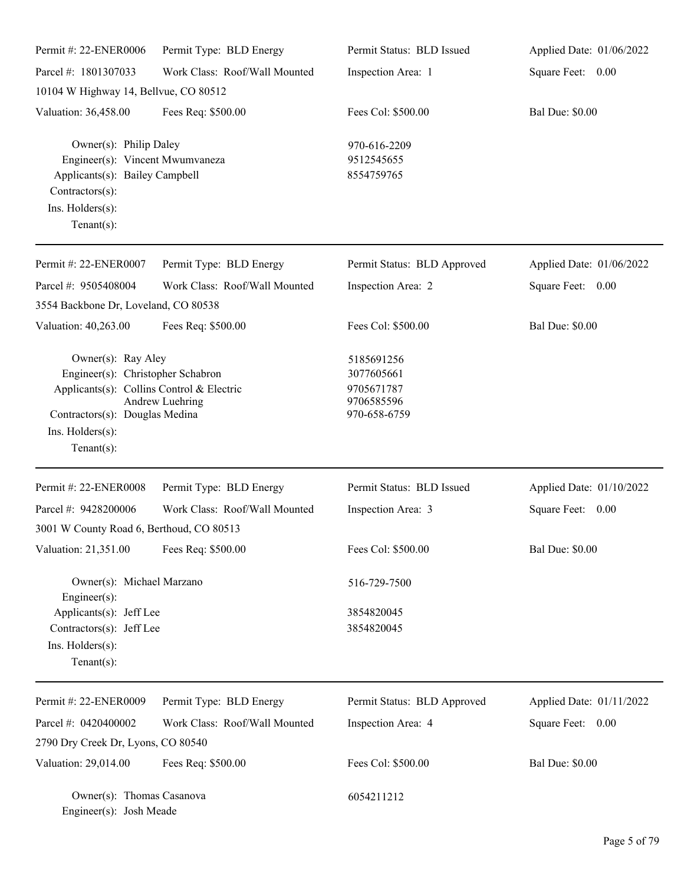| Permit #: 22-ENER0006 | Permit Type: BLD Energy | Permit Status: BLD Issued | Applied Date: 01/06/2022 |
|---|---|---|---|
| Parcel #: 1801307033 | Work Class: Roof/Wall Mounted | Inspection Area: 1 | Square Feet: 0.00 |
| 10104 W Highway 14, Bellvue, CO 80512 | | | |
| Valuation: 36,458.00 | Fees Req: $500.00 | Fees Col: $500.00 | Bal Due: $0.00 |

Owner(s): Philip Daley — 970-616-2209
Engineer(s): Vincent Mwumvaneza — 9512545655
Applicants(s): Bailey Campbell — 8554759765
Contractors(s):
Ins. Holders(s):
Tenant(s):

---

| Permit #: 22-ENER0007 | Permit Type: BLD Energy | Permit Status: BLD Approved | Applied Date: 01/06/2022 |
|---|---|---|---|
| Parcel #: 9505408004 | Work Class: Roof/Wall Mounted | Inspection Area: 2 | Square Feet: 0.00 |
| 3554 Backbone Dr, Loveland, CO 80538 | | | |
| Valuation: 40,263.00 | Fees Req: $500.00 | Fees Col: $500.00 | Bal Due: $0.00 |

Owner(s): Ray Aley — 5185691256
Engineer(s): Christopher Schabron — 3077605661
Applicants(s): Collins Control & Electric — 9705671787
Andrew Luehring — 9706585596
Contractors(s): Douglas Medina — 970-658-6759
Ins. Holders(s):
Tenant(s):

---

| Permit #: 22-ENER0008 | Permit Type: BLD Energy | Permit Status: BLD Issued | Applied Date: 01/10/2022 |
|---|---|---|---|
| Parcel #: 9428200006 | Work Class: Roof/Wall Mounted | Inspection Area: 3 | Square Feet: 0.00 |
| 3001 W County Road 6, Berthoud, CO 80513 | | | |
| Valuation: 21,351.00 | Fees Req: $500.00 | Fees Col: $500.00 | Bal Due: $0.00 |

Owner(s): Michael Marzano — 516-729-7500
Engineer(s):
Applicants(s): Jeff Lee — 3854820045
Contractors(s): Jeff Lee — 3854820045
Ins. Holders(s):
Tenant(s):

---

| Permit #: 22-ENER0009 | Permit Type: BLD Energy | Permit Status: BLD Approved | Applied Date: 01/11/2022 |
|---|---|---|---|
| Parcel #: 0420400002 | Work Class: Roof/Wall Mounted | Inspection Area: 4 | Square Feet: 0.00 |
| 2790 Dry Creek Dr, Lyons, CO 80540 | | | |
| Valuation: 29,014.00 | Fees Req: $500.00 | Fees Col: $500.00 | Bal Due: $0.00 |

Owner(s): Thomas Casanova — 6054211212
Engineer(s): Josh Meade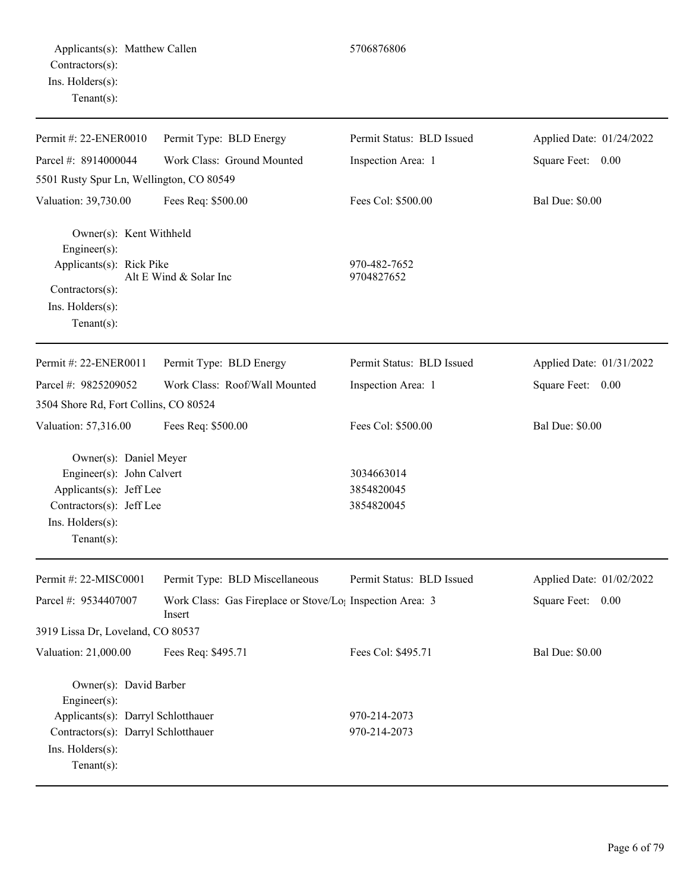Applicants(s): Matthew Callen 5706876806
Contractors(s):
Ins. Holders(s):
Tenant(s):

---

| Permit #: 22-ENER0010 | Permit Type: BLD Energy | Permit Status: BLD Issued | Applied Date: 01/24/2022 |
|---|---|---|---|
| Parcel #: 8914000044 | Work Class: Ground Mounted | Inspection Area: 1 | Square Feet: 0.00 |
| 5501 Rusty Spur Ln, Wellington, CO 80549 | | | |
| Valuation: 39,730.00 | Fees Req: $500.00 | Fees Col: $500.00 | Bal Due: $0.00 |

Owner(s): Kent Withheld
Engineer(s):
Applicants(s): Rick Pike 970-482-7652
Alt E Wind & Solar Inc 9704827652
Contractors(s):
Ins. Holders(s):
Tenant(s):

---

| Permit #: 22-ENER0011 | Permit Type: BLD Energy | Permit Status: BLD Issued | Applied Date: 01/31/2022 |
|---|---|---|---|
| Parcel #: 9825209052 | Work Class: Roof/Wall Mounted | Inspection Area: 1 | Square Feet: 0.00 |
| 3504 Shore Rd, Fort Collins, CO 80524 | | | |
| Valuation: 57,316.00 | Fees Req: $500.00 | Fees Col: $500.00 | Bal Due: $0.00 |

Owner(s): Daniel Meyer
Engineer(s): John Calvert 3034663014
Applicants(s): Jeff Lee 3854820045
Contractors(s): Jeff Lee 3854820045
Ins. Holders(s):
Tenant(s):

---

| Permit #: 22-MISC0001 | Permit Type: BLD Miscellaneous | Permit Status: BLD Issued | Applied Date: 01/02/2022 |
|---|---|---|---|
| Parcel #: 9534407007 | Work Class: Gas Fireplace or Stove/Log Insert | Inspection Area: 3 | Square Feet: 0.00 |
| 3919 Lissa Dr, Loveland, CO 80537 | | | |
| Valuation: 21,000.00 | Fees Req: $495.71 | Fees Col: $495.71 | Bal Due: $0.00 |

Owner(s): David Barber
Engineer(s):
Applicants(s): Darryl Schlotthauer 970-214-2073
Contractors(s): Darryl Schlotthauer 970-214-2073
Ins. Holders(s):
Tenant(s):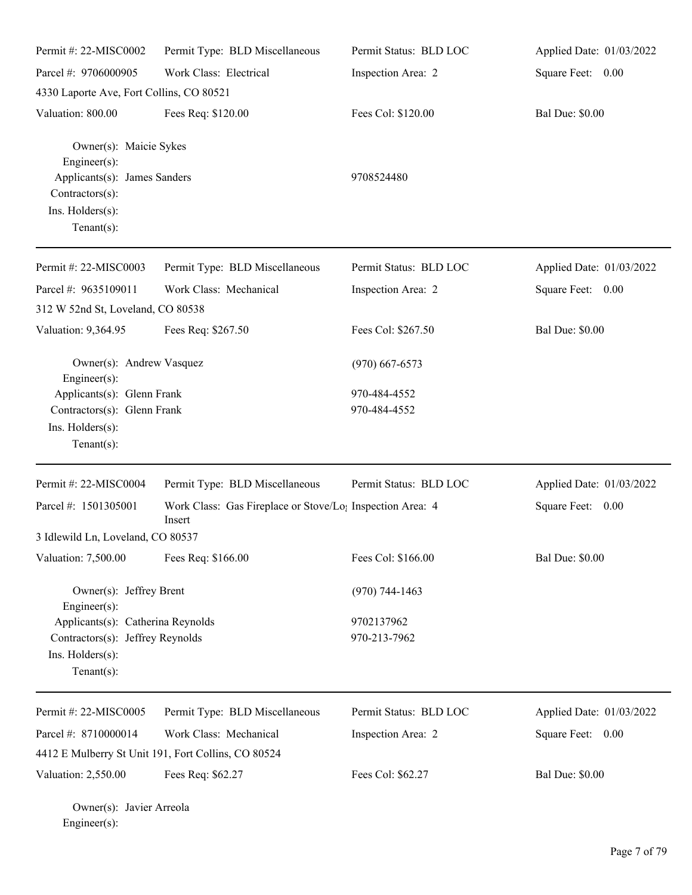Permit #: 22-MISC0002 | Permit Type: BLD Miscellaneous | Permit Status: BLD LOC | Applied Date: 01/03/2022

Parcel #: 9706000905 | Work Class: Electrical | Inspection Area: 2 | Square Feet: 0.00

4330 Laporte Ave, Fort Collins, CO 80521

Valuation: 800.00 | Fees Req: $120.00 | Fees Col: $120.00 | Bal Due: $0.00

Owner(s): Maicie Sykes
Engineer(s):
Applicants(s): James Sanders 9708524480
Contractors(s):
Ins. Holders(s):
Tenant(s):

---

Permit #: 22-MISC0003 | Permit Type: BLD Miscellaneous | Permit Status: BLD LOC | Applied Date: 01/03/2022

Parcel #: 9635109011 | Work Class: Mechanical | Inspection Area: 2 | Square Feet: 0.00

312 W 52nd St, Loveland, CO 80538

Valuation: 9,364.95 | Fees Req: $267.50 | Fees Col: $267.50 | Bal Due: $0.00

Owner(s): Andrew Vasquez (970) 667-6573
Engineer(s):
Applicants(s): Glenn Frank 970-484-4552
Contractors(s): Glenn Frank 970-484-4552
Ins. Holders(s):
Tenant(s):

---

Permit #: 22-MISC0004 | Permit Type: BLD Miscellaneous | Permit Status: BLD LOC | Applied Date: 01/03/2022

Parcel #: 1501305001 | Work Class: Gas Fireplace or Stove/Log Insert | Inspection Area: 4 | Square Feet: 0.00

3 Idlewild Ln, Loveland, CO 80537

Valuation: 7,500.00 | Fees Req: $166.00 | Fees Col: $166.00 | Bal Due: $0.00

Owner(s): Jeffrey Brent (970) 744-1463
Engineer(s):
Applicants(s): Catherina Reynolds 9702137962
Contractors(s): Jeffrey Reynolds 970-213-7962
Ins. Holders(s):
Tenant(s):

---

Permit #: 22-MISC0005 | Permit Type: BLD Miscellaneous | Permit Status: BLD LOC | Applied Date: 01/03/2022

Parcel #: 8710000014 | Work Class: Mechanical | Inspection Area: 2 | Square Feet: 0.00

4412 E Mulberry St Unit 191, Fort Collins, CO 80524

Valuation: 2,550.00 | Fees Req: $62.27 | Fees Col: $62.27 | Bal Due: $0.00

Owner(s): Javier Arreola
Engineer(s):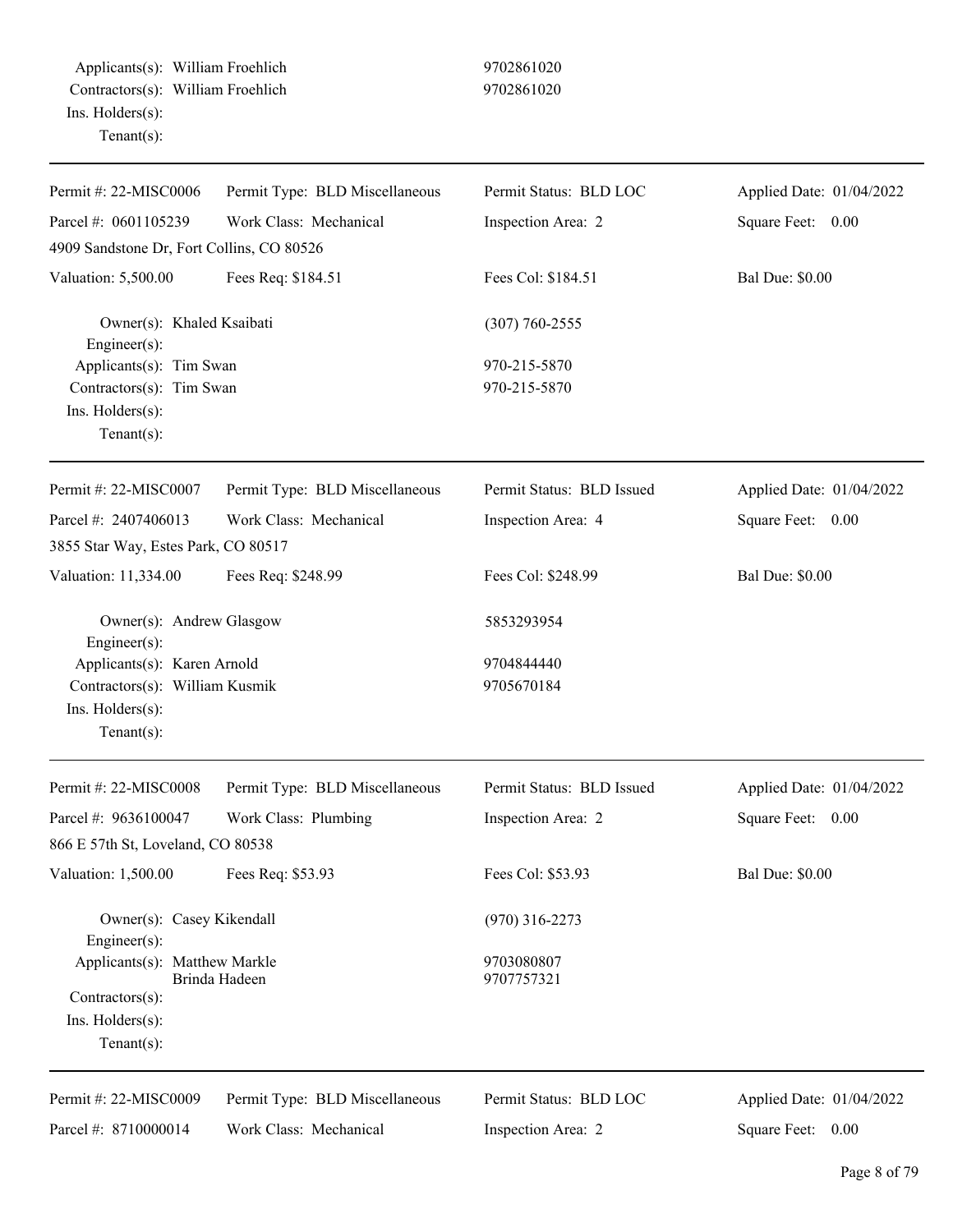Applicants(s): William Froehlich 9702861020
Contractors(s): William Froehlich 9702861020
Ins. Holders(s):
Tenant(s):

---

| Permit #: 22-MISC0006 | Permit Type: BLD Miscellaneous | Permit Status: BLD LOC | Applied Date: 01/04/2022 |
|---|---|---|---|
| Parcel #: 0601105239 | Work Class: Mechanical | Inspection Area: 2 | Square Feet: 0.00 |
| 4909 Sandstone Dr, Fort Collins, CO 80526 | | | |
| Valuation: 5,500.00 | Fees Req: $184.51 | Fees Col: $184.51 | Bal Due: $0.00 |

Owner(s): Khaled Ksaibati (307) 760-2555
Engineer(s):
Applicants(s): Tim Swan 970-215-5870
Contractors(s): Tim Swan 970-215-5870
Ins. Holders(s):
Tenant(s):

---

| Permit #: 22-MISC0007 | Permit Type: BLD Miscellaneous | Permit Status: BLD Issued | Applied Date: 01/04/2022 |
|---|---|---|---|
| Parcel #: 2407406013 | Work Class: Mechanical | Inspection Area: 4 | Square Feet: 0.00 |
| 3855 Star Way, Estes Park, CO 80517 | | | |
| Valuation: 11,334.00 | Fees Req: $248.99 | Fees Col: $248.99 | Bal Due: $0.00 |

Owner(s): Andrew Glasgow 5853293954
Engineer(s):
Applicants(s): Karen Arnold 9704844440
Contractors(s): William Kusmik 9705670184
Ins. Holders(s):
Tenant(s):

---

| Permit #: 22-MISC0008 | Permit Type: BLD Miscellaneous | Permit Status: BLD Issued | Applied Date: 01/04/2022 |
|---|---|---|---|
| Parcel #: 9636100047 | Work Class: Plumbing | Inspection Area: 2 | Square Feet: 0.00 |
| 866 E 57th St, Loveland, CO 80538 | | | |
| Valuation: 1,500.00 | Fees Req: $53.93 | Fees Col: $53.93 | Bal Due: $0.00 |

Owner(s): Casey Kikendall (970) 316-2273
Engineer(s):
Applicants(s): Matthew Markle 9703080807
Brinda Hadeen 9707757321
Contractors(s):
Ins. Holders(s):
Tenant(s):

---

| Permit #: 22-MISC0009 | Permit Type: BLD Miscellaneous | Permit Status: BLD LOC | Applied Date: 01/04/2022 |
|---|---|---|---|
| Parcel #: 8710000014 | Work Class: Mechanical | Inspection Area: 2 | Square Feet: 0.00 |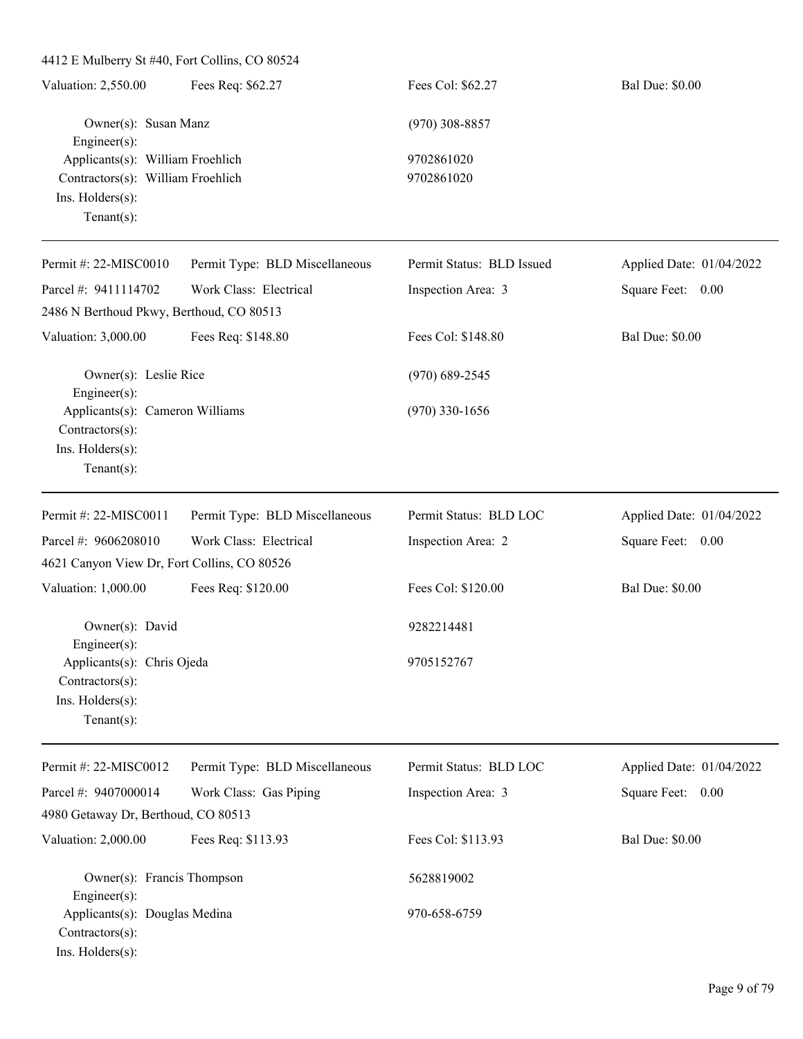4412 E Mulberry St #40, Fort Collins, CO 80524

| Valuation: 2,550.00 | Fees Req: $62.27 | Fees Col: $62.27 | Bal Due: $0.00 |
|---|---|---|---|

Owner(s): Susan Manz — (970) 308-8857
Engineer(s):
Applicants(s): William Froehlich — 9702861020
Contractors(s): William Froehlich — 9702861020
Ins. Holders(s):
Tenant(s):

---

| Permit #: 22-MISC0010 | Permit Type: BLD Miscellaneous | Permit Status: BLD Issued | Applied Date: 01/04/2022 |
|---|---|---|---|
| Parcel #: 9411114702 | Work Class: Electrical | Inspection Area: 3 | Square Feet: 0.00 |

2486 N Berthoud Pkwy, Berthoud, CO 80513

| Valuation: 3,000.00 | Fees Req: $148.80 | Fees Col: $148.80 | Bal Due: $0.00 |
|---|---|---|---|

Owner(s): Leslie Rice — (970) 689-2545
Engineer(s):
Applicants(s): Cameron Williams — (970) 330-1656
Contractors(s):
Ins. Holders(s):
Tenant(s):

---

| Permit #: 22-MISC0011 | Permit Type: BLD Miscellaneous | Permit Status: BLD LOC | Applied Date: 01/04/2022 |
|---|---|---|---|
| Parcel #: 9606208010 | Work Class: Electrical | Inspection Area: 2 | Square Feet: 0.00 |

4621 Canyon View Dr, Fort Collins, CO 80526

| Valuation: 1,000.00 | Fees Req: $120.00 | Fees Col: $120.00 | Bal Due: $0.00 |
|---|---|---|---|

Owner(s): David — 9282214481
Engineer(s):
Applicants(s): Chris Ojeda — 9705152767
Contractors(s):
Ins. Holders(s):
Tenant(s):

---

| Permit #: 22-MISC0012 | Permit Type: BLD Miscellaneous | Permit Status: BLD LOC | Applied Date: 01/04/2022 |
|---|---|---|---|
| Parcel #: 9407000014 | Work Class: Gas Piping | Inspection Area: 3 | Square Feet: 0.00 |

4980 Getaway Dr, Berthoud, CO 80513

| Valuation: 2,000.00 | Fees Req: $113.93 | Fees Col: $113.93 | Bal Due: $0.00 |
|---|---|---|---|

Owner(s): Francis Thompson — 5628819002
Engineer(s):
Applicants(s): Douglas Medina — 970-658-6759
Contractors(s):
Ins. Holders(s):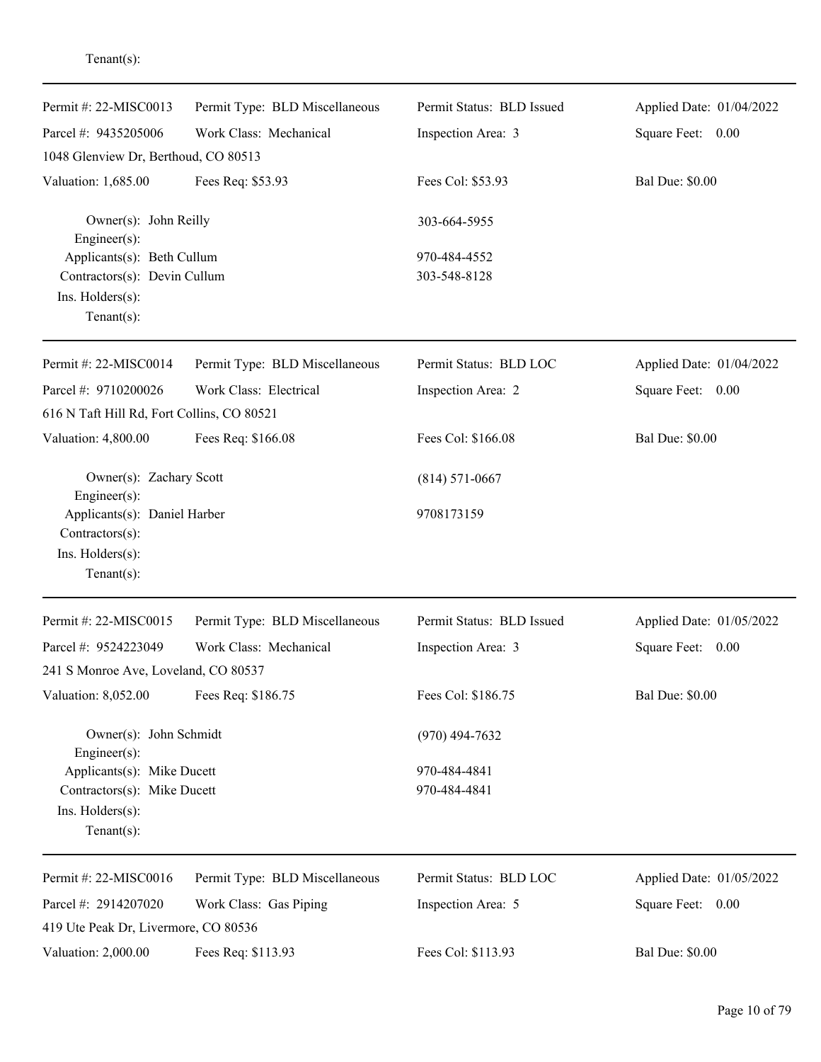Tenant(s):

---

| Permit #: 22-MISC0013 | Permit Type: BLD Miscellaneous | Permit Status: BLD Issued | Applied Date: 01/04/2022 |
|---|---|---|---|
| Parcel #: 9435205006 | Work Class: Mechanical | Inspection Area: 3 | Square Feet: 0.00 |
| 1048 Glenview Dr, Berthoud, CO 80513 | | | |
| Valuation: 1,685.00 | Fees Req: $53.93 | Fees Col: $53.93 | Bal Due: $0.00 |

Owner(s): John Reilly — 303-664-5955
Engineer(s):
Applicants(s): Beth Cullum — 970-484-4552
Contractors(s): Devin Cullum — 303-548-8128
Ins. Holders(s):
Tenant(s):

---

| Permit #: 22-MISC0014 | Permit Type: BLD Miscellaneous | Permit Status: BLD LOC | Applied Date: 01/04/2022 |
|---|---|---|---|
| Parcel #: 9710200026 | Work Class: Electrical | Inspection Area: 2 | Square Feet: 0.00 |
| 616 N Taft Hill Rd, Fort Collins, CO 80521 | | | |
| Valuation: 4,800.00 | Fees Req: $166.08 | Fees Col: $166.08 | Bal Due: $0.00 |

Owner(s): Zachary Scott — (814) 571-0667
Engineer(s):
Applicants(s): Daniel Harber — 9708173159
Contractors(s):
Ins. Holders(s):
Tenant(s):

---

| Permit #: 22-MISC0015 | Permit Type: BLD Miscellaneous | Permit Status: BLD Issued | Applied Date: 01/05/2022 |
|---|---|---|---|
| Parcel #: 9524223049 | Work Class: Mechanical | Inspection Area: 3 | Square Feet: 0.00 |
| 241 S Monroe Ave, Loveland, CO 80537 | | | |
| Valuation: 8,052.00 | Fees Req: $186.75 | Fees Col: $186.75 | Bal Due: $0.00 |

Owner(s): John Schmidt — (970) 494-7632
Engineer(s):
Applicants(s): Mike Ducett — 970-484-4841
Contractors(s): Mike Ducett — 970-484-4841
Ins. Holders(s):
Tenant(s):

---

| Permit #: 22-MISC0016 | Permit Type: BLD Miscellaneous | Permit Status: BLD LOC | Applied Date: 01/05/2022 |
|---|---|---|---|
| Parcel #: 2914207020 | Work Class: Gas Piping | Inspection Area: 5 | Square Feet: 0.00 |
| 419 Ute Peak Dr, Livermore, CO 80536 | | | |
| Valuation: 2,000.00 | Fees Req: $113.93 | Fees Col: $113.93 | Bal Due: $0.00 |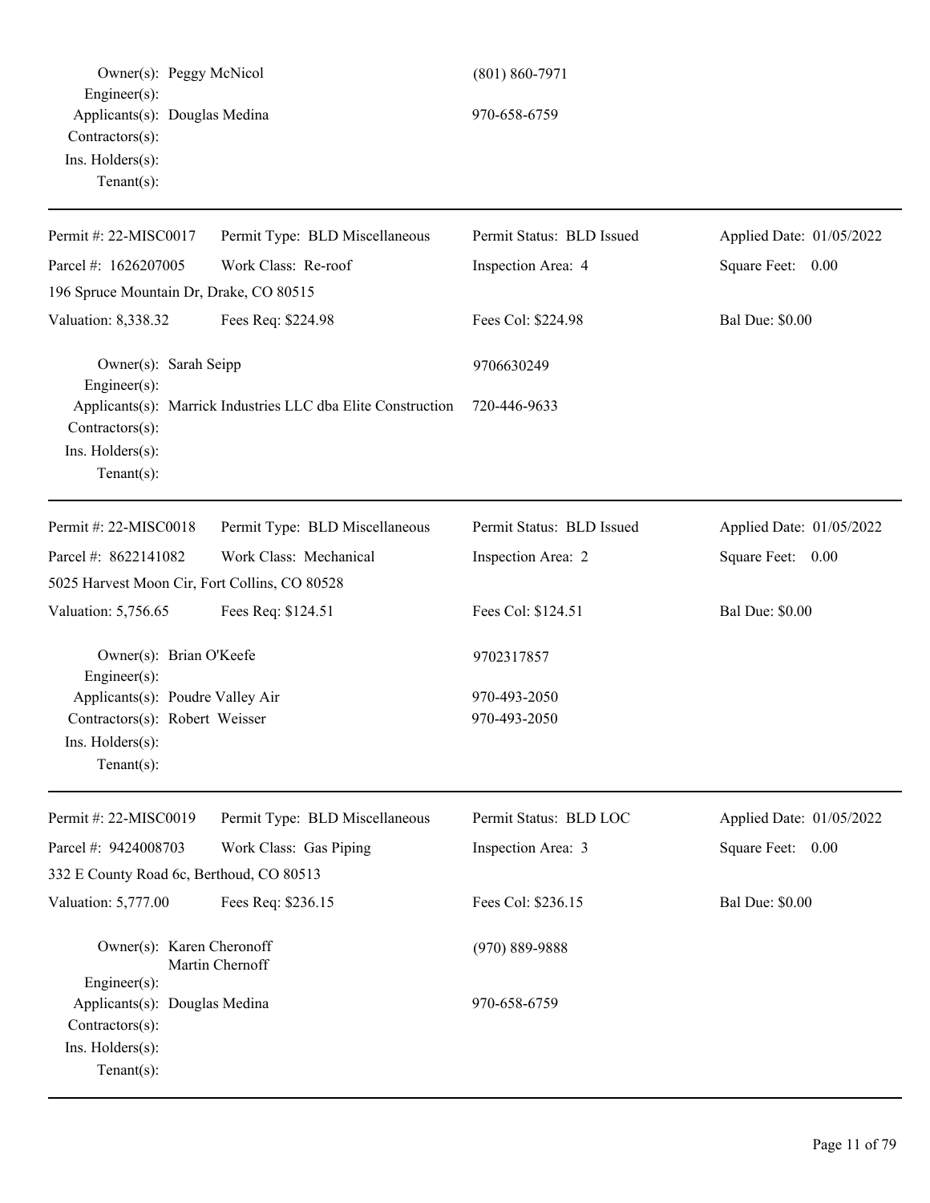Owner(s): Peggy McNicol (801) 860-7971
Engineer(s):
Applicants(s): Douglas Medina 970-658-6759
Contractors(s):
Ins. Holders(s):
Tenant(s):

---

| Permit #: 22-MISC0017 | Permit Type: BLD Miscellaneous | Permit Status: BLD Issued | Applied Date: 01/05/2022 |
|---|---|---|---|
| Parcel #: 1626207005 | Work Class: Re-roof | Inspection Area: 4 | Square Feet: 0.00 |
| 196 Spruce Mountain Dr, Drake, CO 80515 | | | |
| Valuation: 8,338.32 | Fees Req: $224.98 | Fees Col: $224.98 | Bal Due: $0.00 |

Owner(s): Sarah Seipp 9706630249
Engineer(s):
Applicants(s): Marrick Industries LLC dba Elite Construction 720-446-9633
Contractors(s):
Ins. Holders(s):
Tenant(s):

---

| Permit #: 22-MISC0018 | Permit Type: BLD Miscellaneous | Permit Status: BLD Issued | Applied Date: 01/05/2022 |
|---|---|---|---|
| Parcel #: 8622141082 | Work Class: Mechanical | Inspection Area: 2 | Square Feet: 0.00 |
| 5025 Harvest Moon Cir, Fort Collins, CO 80528 | | | |
| Valuation: 5,756.65 | Fees Req: $124.51 | Fees Col: $124.51 | Bal Due: $0.00 |

Owner(s): Brian O'Keefe 9702317857
Engineer(s):
Applicants(s): Poudre Valley Air 970-493-2050
Contractors(s): Robert Weisser 970-493-2050
Ins. Holders(s):
Tenant(s):

---

| Permit #: 22-MISC0019 | Permit Type: BLD Miscellaneous | Permit Status: BLD LOC | Applied Date: 01/05/2022 |
|---|---|---|---|
| Parcel #: 9424008703 | Work Class: Gas Piping | Inspection Area: 3 | Square Feet: 0.00 |
| 332 E County Road 6c, Berthoud, CO 80513 | | | |
| Valuation: 5,777.00 | Fees Req: $236.15 | Fees Col: $236.15 | Bal Due: $0.00 |

Owner(s): Karen Cheronoff (970) 889-9888
Martin Chernoff
Engineer(s):
Applicants(s): Douglas Medina 970-658-6759
Contractors(s):
Ins. Holders(s):
Tenant(s):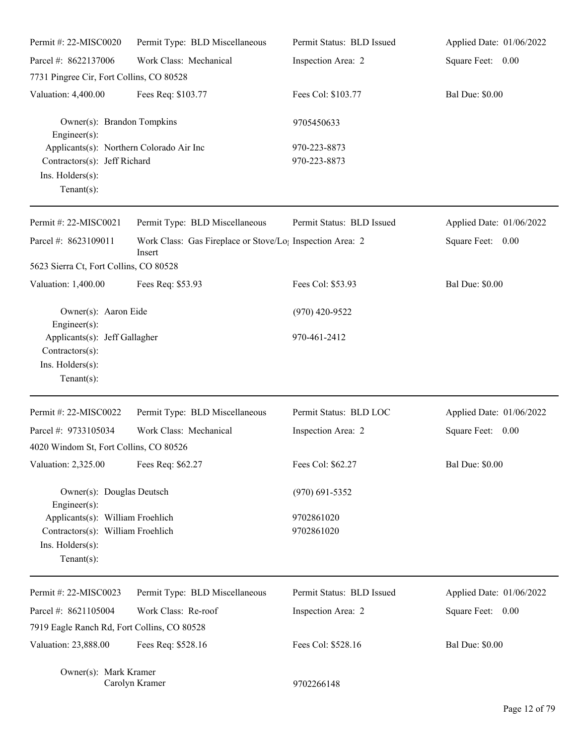| Permit #: 22-MISC0020 | Permit Type: BLD Miscellaneous | Permit Status: BLD Issued | Applied Date: 01/06/2022 |
|---|---|---|---|
| Parcel #: 8622137006 | Work Class: Mechanical | Inspection Area: 2 | Square Feet: 0.00 |
| 7731 Pingree Cir, Fort Collins, CO 80528 | | | |
| Valuation: 4,400.00 | Fees Req: $103.77 | Fees Col: $103.77 | Bal Due: $0.00 |

Owner(s): Brandon Tompkins — 9705450633
Engineer(s):
Applicants(s): Northern Colorado Air Inc — 970-223-8873
Contractors(s): Jeff Richard — 970-223-8873
Ins. Holders(s):
Tenant(s):

---

| Permit #: 22-MISC0021 | Permit Type: BLD Miscellaneous | Permit Status: BLD Issued | Applied Date: 01/06/2022 |
|---|---|---|---|
| Parcel #: 8623109011 | Work Class: Gas Fireplace or Stove/Log Insert | Inspection Area: 2 | Square Feet: 0.00 |
| 5623 Sierra Ct, Fort Collins, CO 80528 | | | |
| Valuation: 1,400.00 | Fees Req: $53.93 | Fees Col: $53.93 | Bal Due: $0.00 |

Owner(s): Aaron Eide — (970) 420-9522
Engineer(s):
Applicants(s): Jeff Gallagher — 970-461-2412
Contractors(s):
Ins. Holders(s):
Tenant(s):

---

| Permit #: 22-MISC0022 | Permit Type: BLD Miscellaneous | Permit Status: BLD LOC | Applied Date: 01/06/2022 |
|---|---|---|---|
| Parcel #: 9733105034 | Work Class: Mechanical | Inspection Area: 2 | Square Feet: 0.00 |
| 4020 Windom St, Fort Collins, CO 80526 | | | |
| Valuation: 2,325.00 | Fees Req: $62.27 | Fees Col: $62.27 | Bal Due: $0.00 |

Owner(s): Douglas Deutsch — (970) 691-5352
Engineer(s):
Applicants(s): William Froehlich — 9702861020
Contractors(s): William Froehlich — 9702861020
Ins. Holders(s):
Tenant(s):

---

| Permit #: 22-MISC0023 | Permit Type: BLD Miscellaneous | Permit Status: BLD Issued | Applied Date: 01/06/2022 |
|---|---|---|---|
| Parcel #: 8621105004 | Work Class: Re-roof | Inspection Area: 2 | Square Feet: 0.00 |
| 7919 Eagle Ranch Rd, Fort Collins, CO 80528 | | | |
| Valuation: 23,888.00 | Fees Req: $528.16 | Fees Col: $528.16 | Bal Due: $0.00 |

Owner(s): Mark Kramer
Carolyn Kramer — 9702266148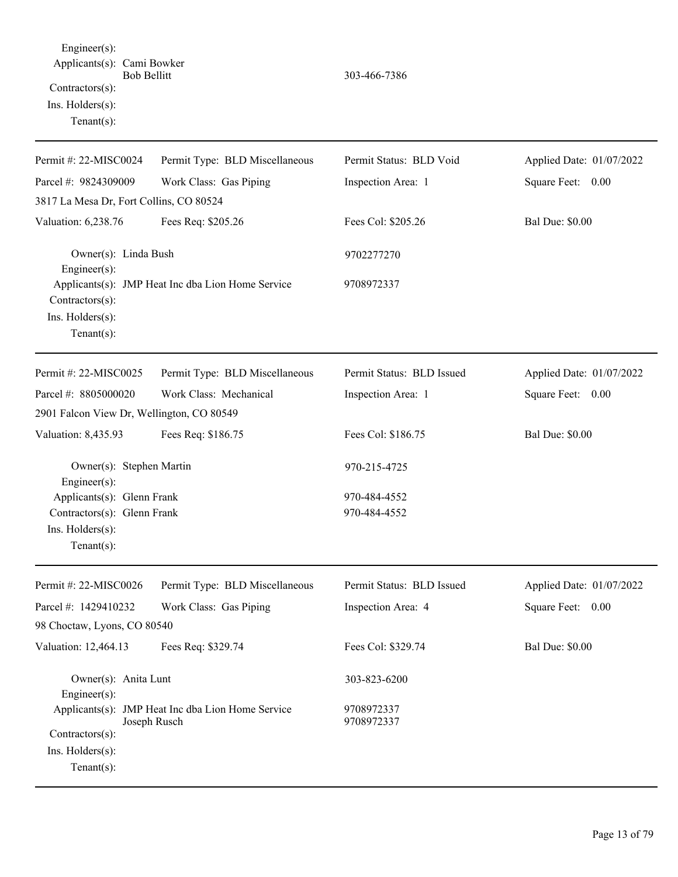Engineer(s):
Applicants(s): Cami Bowker
Bob Bellitt 303-466-7386
Contractors(s):
Ins. Holders(s):
Tenant(s):

---

| Permit #: 22-MISC0024 | Permit Type: BLD Miscellaneous | Permit Status: BLD Void | Applied Date: 01/07/2022 |
|---|---|---|---|
| Parcel #: 9824309009 | Work Class: Gas Piping | Inspection Area: 1 | Square Feet: 0.00 |
| 3817 La Mesa Dr, Fort Collins, CO 80524 | | | |
| Valuation: 6,238.76 | Fees Req: $205.26 | Fees Col: $205.26 | Bal Due: $0.00 |

Owner(s): Linda Bush 9702277270
Engineer(s):
Applicants(s): JMP Heat Inc dba Lion Home Service 9708972337
Contractors(s):
Ins. Holders(s):
Tenant(s):

---

| Permit #: 22-MISC0025 | Permit Type: BLD Miscellaneous | Permit Status: BLD Issued | Applied Date: 01/07/2022 |
|---|---|---|---|
| Parcel #: 8805000020 | Work Class: Mechanical | Inspection Area: 1 | Square Feet: 0.00 |
| 2901 Falcon View Dr, Wellington, CO 80549 | | | |
| Valuation: 8,435.93 | Fees Req: $186.75 | Fees Col: $186.75 | Bal Due: $0.00 |

Owner(s): Stephen Martin 970-215-4725
Engineer(s):
Applicants(s): Glenn Frank 970-484-4552
Contractors(s): Glenn Frank 970-484-4552
Ins. Holders(s):
Tenant(s):

---

| Permit #: 22-MISC0026 | Permit Type: BLD Miscellaneous | Permit Status: BLD Issued | Applied Date: 01/07/2022 |
|---|---|---|---|
| Parcel #: 1429410232 | Work Class: Gas Piping | Inspection Area: 4 | Square Feet: 0.00 |
| 98 Choctaw, Lyons, CO 80540 | | | |
| Valuation: 12,464.13 | Fees Req: $329.74 | Fees Col: $329.74 | Bal Due: $0.00 |

Owner(s): Anita Lunt 303-823-6200
Engineer(s):
Applicants(s): JMP Heat Inc dba Lion Home Service 9708972337
Joseph Rusch 9708972337
Contractors(s):
Ins. Holders(s):
Tenant(s):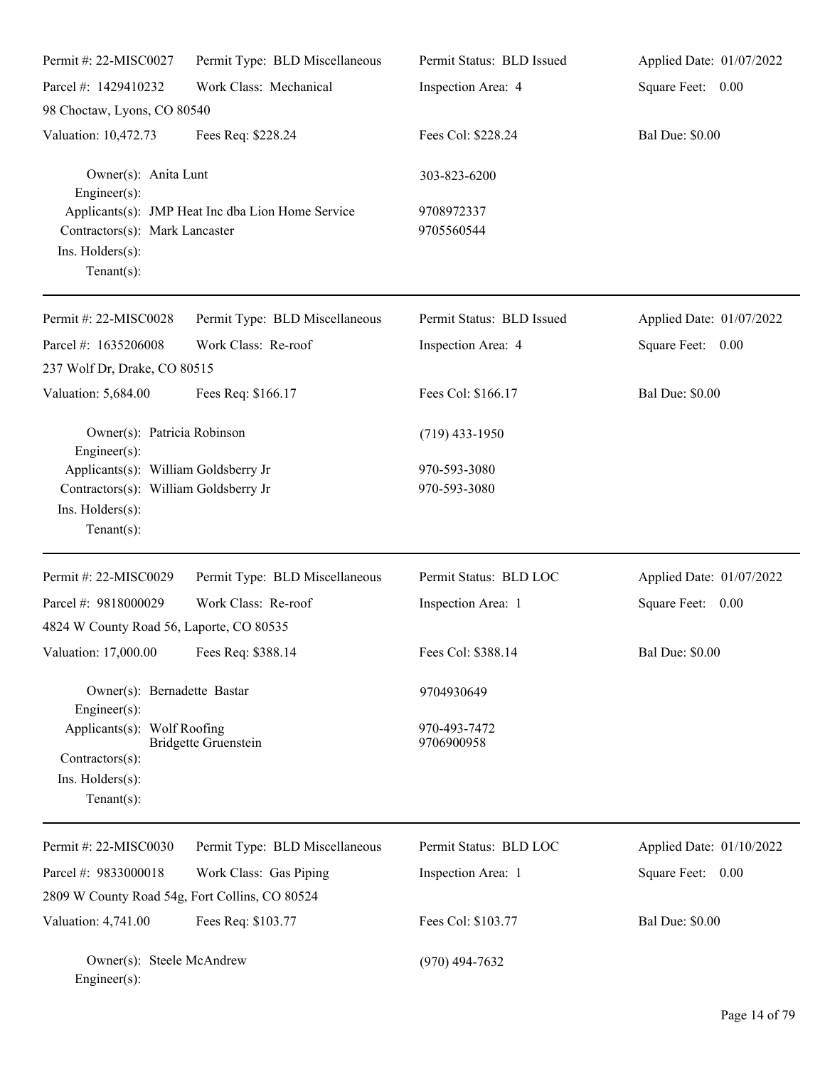Permit #: 22-MISC0027 | Permit Type: BLD Miscellaneous | Permit Status: BLD Issued | Applied Date: 01/07/2022

Parcel #: 1429410232 | Work Class: Mechanical | Inspection Area: 4 | Square Feet: 0.00

98 Choctaw, Lyons, CO 80540

Valuation: 10,472.73 | Fees Req: $228.24 | Fees Col: $228.24 | Bal Due: $0.00

Owner(s): Anita Lunt — 303-823-6200
Engineer(s):
Applicants(s): JMP Heat Inc dba Lion Home Service — 9708972337
Contractors(s): Mark Lancaster — 9705560544
Ins. Holders(s):
Tenant(s):

---

Permit #: 22-MISC0028 | Permit Type: BLD Miscellaneous | Permit Status: BLD Issued | Applied Date: 01/07/2022

Parcel #: 1635206008 | Work Class: Re-roof | Inspection Area: 4 | Square Feet: 0.00

237 Wolf Dr, Drake, CO 80515

Valuation: 5,684.00 | Fees Req: $166.17 | Fees Col: $166.17 | Bal Due: $0.00

Owner(s): Patricia Robinson — (719) 433-1950
Engineer(s):
Applicants(s): William Goldsberry Jr — 970-593-3080
Contractors(s): William Goldsberry Jr — 970-593-3080
Ins. Holders(s):
Tenant(s):

---

Permit #: 22-MISC0029 | Permit Type: BLD Miscellaneous | Permit Status: BLD LOC | Applied Date: 01/07/2022

Parcel #: 9818000029 | Work Class: Re-roof | Inspection Area: 1 | Square Feet: 0.00

4824 W County Road 56, Laporte, CO 80535

Valuation: 17,000.00 | Fees Req: $388.14 | Fees Col: $388.14 | Bal Due: $0.00

Owner(s): Bernadette Bastar — 9704930649
Engineer(s):
Applicants(s): Wolf Roofing — 970-493-7472
Bridgette Gruenstein — 9706900958
Contractors(s):
Ins. Holders(s):
Tenant(s):

---

Permit #: 22-MISC0030 | Permit Type: BLD Miscellaneous | Permit Status: BLD LOC | Applied Date: 01/10/2022

Parcel #: 9833000018 | Work Class: Gas Piping | Inspection Area: 1 | Square Feet: 0.00

2809 W County Road 54g, Fort Collins, CO 80524

Valuation: 4,741.00 | Fees Req: $103.77 | Fees Col: $103.77 | Bal Due: $0.00

Owner(s): Steele McAndrew — (970) 494-7632
Engineer(s):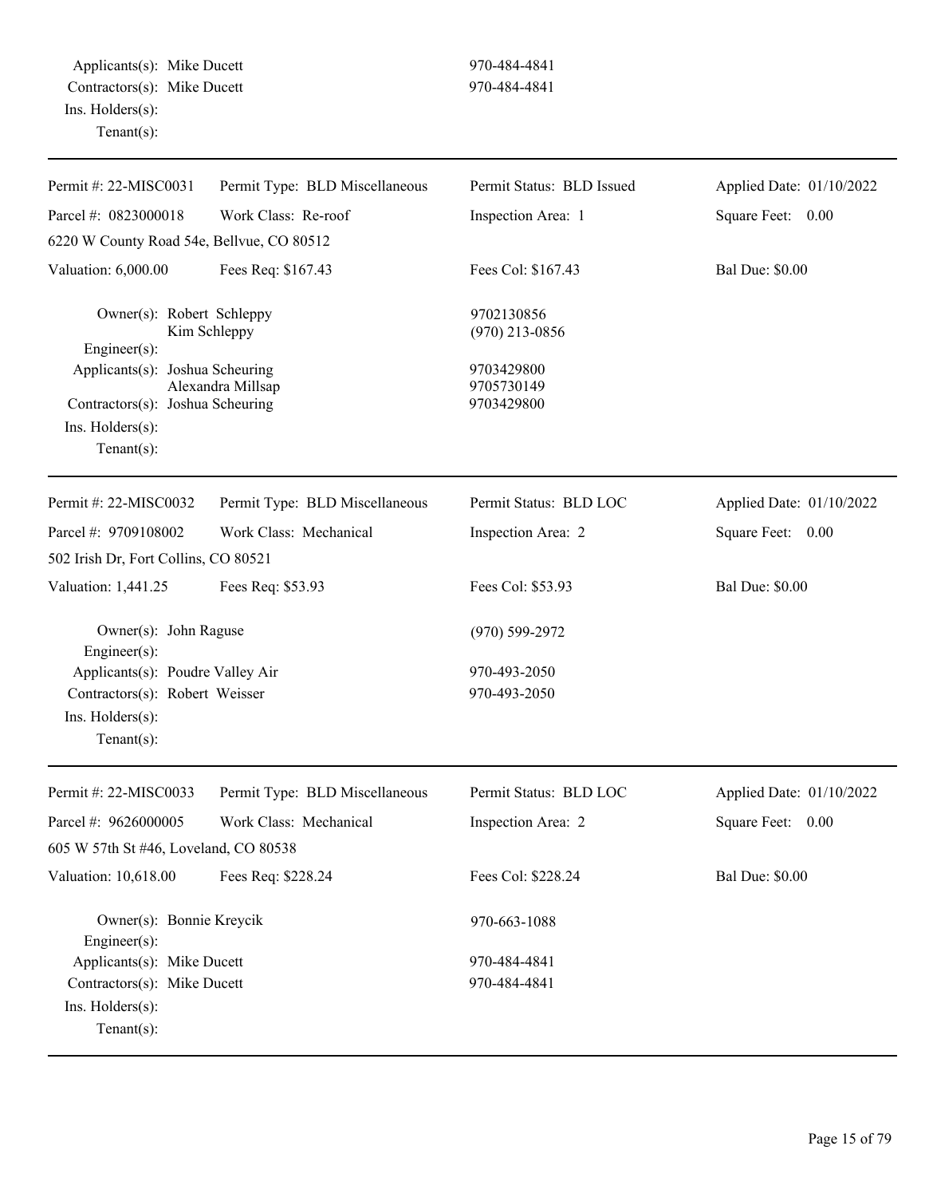Applicants(s): Mike Ducett 970-484-4841
Contractors(s): Mike Ducett 970-484-4841
Ins. Holders(s):
Tenant(s):

---

| Permit #: 22-MISC0031 | Permit Type: BLD Miscellaneous | Permit Status: BLD Issued | Applied Date: 01/10/2022 |
|---|---|---|---|
| Parcel #: 0823000018 | Work Class: Re-roof | Inspection Area: 1 | Square Feet: 0.00 |
| 6220 W County Road 54e, Bellvue, CO 80512 | | | |
| Valuation: 6,000.00 | Fees Req: $167.43 | Fees Col: $167.43 | Bal Due: $0.00 |

Owner(s): Robert Schleppy 9702130856
Kim Schleppy (970) 213-0856
Engineer(s):
Applicants(s): Joshua Scheuring 9703429800
Alexandra Millsap 9705730149
Contractors(s): Joshua Scheuring 9703429800
Ins. Holders(s):
Tenant(s):

---

| Permit #: 22-MISC0032 | Permit Type: BLD Miscellaneous | Permit Status: BLD LOC | Applied Date: 01/10/2022 |
|---|---|---|---|
| Parcel #: 9709108002 | Work Class: Mechanical | Inspection Area: 2 | Square Feet: 0.00 |
| 502 Irish Dr, Fort Collins, CO 80521 | | | |
| Valuation: 1,441.25 | Fees Req: $53.93 | Fees Col: $53.93 | Bal Due: $0.00 |

Owner(s): John Raguse (970) 599-2972
Engineer(s):
Applicants(s): Poudre Valley Air 970-493-2050
Contractors(s): Robert Weisser 970-493-2050
Ins. Holders(s):
Tenant(s):

---

| Permit #: 22-MISC0033 | Permit Type: BLD Miscellaneous | Permit Status: BLD LOC | Applied Date: 01/10/2022 |
|---|---|---|---|
| Parcel #: 9626000005 | Work Class: Mechanical | Inspection Area: 2 | Square Feet: 0.00 |
| 605 W 57th St #46, Loveland, CO 80538 | | | |
| Valuation: 10,618.00 | Fees Req: $228.24 | Fees Col: $228.24 | Bal Due: $0.00 |

Owner(s): Bonnie Kreycik 970-663-1088
Engineer(s):
Applicants(s): Mike Ducett 970-484-4841
Contractors(s): Mike Ducett 970-484-4841
Ins. Holders(s):
Tenant(s):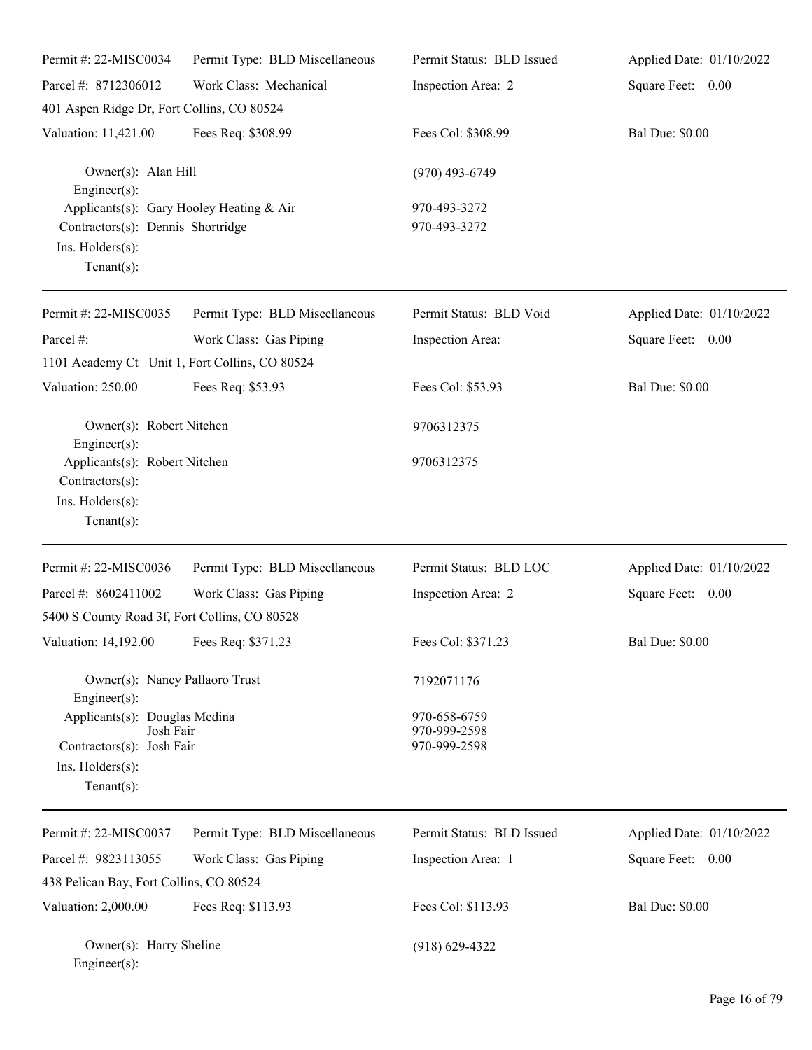| Permit #: 22-MISC0034 | Permit Type: BLD Miscellaneous | Permit Status: BLD Issued | Applied Date: 01/10/2022 |
|---|---|---|---|
| Parcel #: 8712306012 | Work Class: Mechanical | Inspection Area: 2 | Square Feet: 0.00 |
| 401 Aspen Ridge Dr, Fort Collins, CO 80524 | | | |
| Valuation: 11,421.00 | Fees Req: $308.99 | Fees Col: $308.99 | Bal Due: $0.00 |

Owner(s): Alan Hill — (970) 493-6749
Engineer(s):
Applicants(s): Gary Hooley Heating & Air — 970-493-3272
Contractors(s): Dennis Shortridge — 970-493-3272
Ins. Holders(s):
Tenant(s):

---

| Permit #: 22-MISC0035 | Permit Type: BLD Miscellaneous | Permit Status: BLD Void | Applied Date: 01/10/2022 |
|---|---|---|---|
| Parcel #: | Work Class: Gas Piping | Inspection Area: | Square Feet: 0.00 |
| 1101 Academy Ct Unit 1, Fort Collins, CO 80524 | | | |
| Valuation: 250.00 | Fees Req: $53.93 | Fees Col: $53.93 | Bal Due: $0.00 |

Owner(s): Robert Nitchen — 9706312375
Engineer(s):
Applicants(s): Robert Nitchen — 9706312375
Contractors(s):
Ins. Holders(s):
Tenant(s):

---

| Permit #: 22-MISC0036 | Permit Type: BLD Miscellaneous | Permit Status: BLD LOC | Applied Date: 01/10/2022 |
|---|---|---|---|
| Parcel #: 8602411002 | Work Class: Gas Piping | Inspection Area: 2 | Square Feet: 0.00 |
| 5400 S County Road 3f, Fort Collins, CO 80528 | | | |
| Valuation: 14,192.00 | Fees Req: $371.23 | Fees Col: $371.23 | Bal Due: $0.00 |

Owner(s): Nancy Pallaoro Trust — 7192071176
Engineer(s):
Applicants(s): Douglas Medina — 970-658-6759
Josh Fair — 970-999-2598
Contractors(s): Josh Fair — 970-999-2598
Ins. Holders(s):
Tenant(s):

---

| Permit #: 22-MISC0037 | Permit Type: BLD Miscellaneous | Permit Status: BLD Issued | Applied Date: 01/10/2022 |
|---|---|---|---|
| Parcel #: 9823113055 | Work Class: Gas Piping | Inspection Area: 1 | Square Feet: 0.00 |
| 438 Pelican Bay, Fort Collins, CO 80524 | | | |
| Valuation: 2,000.00 | Fees Req: $113.93 | Fees Col: $113.93 | Bal Due: $0.00 |

Owner(s): Harry Sheline — (918) 629-4322
Engineer(s):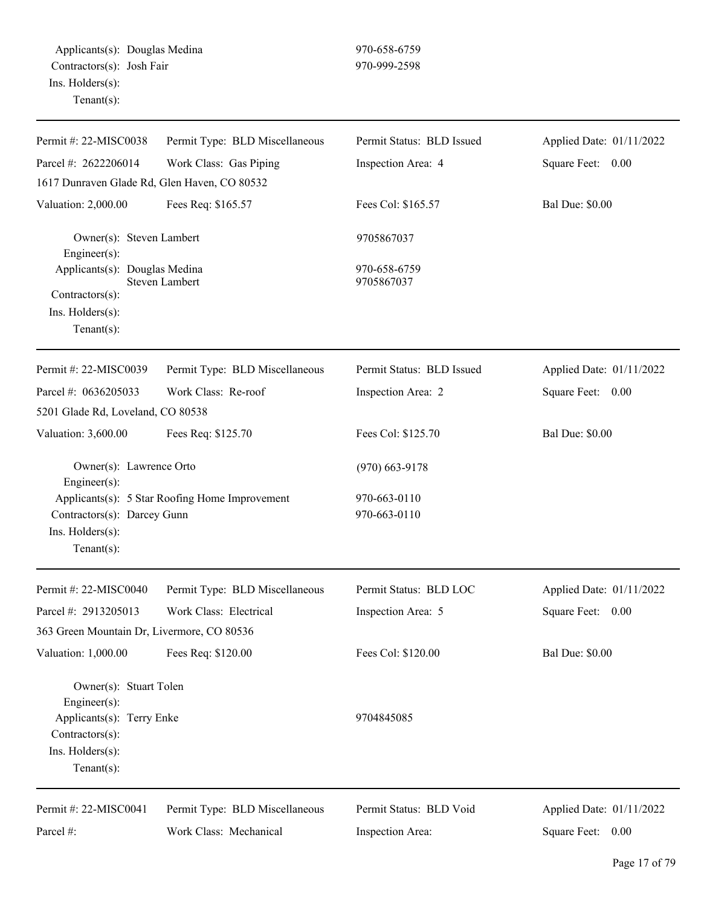Applicants(s): Douglas Medina 970-658-6759
Contractors(s): Josh Fair 970-999-2598
Ins. Holders(s):
Tenant(s):

---

| Permit #: 22-MISC0038 | Permit Type: BLD Miscellaneous | Permit Status: BLD Issued | Applied Date: 01/11/2022 |
|---|---|---|---|
| Parcel #: 2622206014 | Work Class: Gas Piping | Inspection Area: 4 | Square Feet: 0.00 |
| 1617 Dunraven Glade Rd, Glen Haven, CO 80532 | | | |
| Valuation: 2,000.00 | Fees Req: $165.57 | Fees Col: $165.57 | Bal Due: $0.00 |

Owner(s): Steven Lambert 9705867037
Engineer(s):
Applicants(s): Douglas Medina 970-658-6759
Steven Lambert 9705867037
Contractors(s):
Ins. Holders(s):
Tenant(s):

---

| Permit #: 22-MISC0039 | Permit Type: BLD Miscellaneous | Permit Status: BLD Issued | Applied Date: 01/11/2022 |
|---|---|---|---|
| Parcel #: 0636205033 | Work Class: Re-roof | Inspection Area: 2 | Square Feet: 0.00 |
| 5201 Glade Rd, Loveland, CO 80538 | | | |
| Valuation: 3,600.00 | Fees Req: $125.70 | Fees Col: $125.70 | Bal Due: $0.00 |

Owner(s): Lawrence Orto (970) 663-9178
Engineer(s):
Applicants(s): 5 Star Roofing Home Improvement 970-663-0110
Contractors(s): Darcey Gunn 970-663-0110
Ins. Holders(s):
Tenant(s):

---

| Permit #: 22-MISC0040 | Permit Type: BLD Miscellaneous | Permit Status: BLD LOC | Applied Date: 01/11/2022 |
|---|---|---|---|
| Parcel #: 2913205013 | Work Class: Electrical | Inspection Area: 5 | Square Feet: 0.00 |
| 363 Green Mountain Dr, Livermore, CO 80536 | | | |
| Valuation: 1,000.00 | Fees Req: $120.00 | Fees Col: $120.00 | Bal Due: $0.00 |

Owner(s): Stuart Tolen
Engineer(s):
Applicants(s): Terry Enke 9704845085
Contractors(s):
Ins. Holders(s):
Tenant(s):

---

| Permit #: 22-MISC0041 | Permit Type: BLD Miscellaneous | Permit Status: BLD Void | Applied Date: 01/11/2022 |
|---|---|---|---|
| Parcel #: | Work Class: Mechanical | Inspection Area: | Square Feet: 0.00 |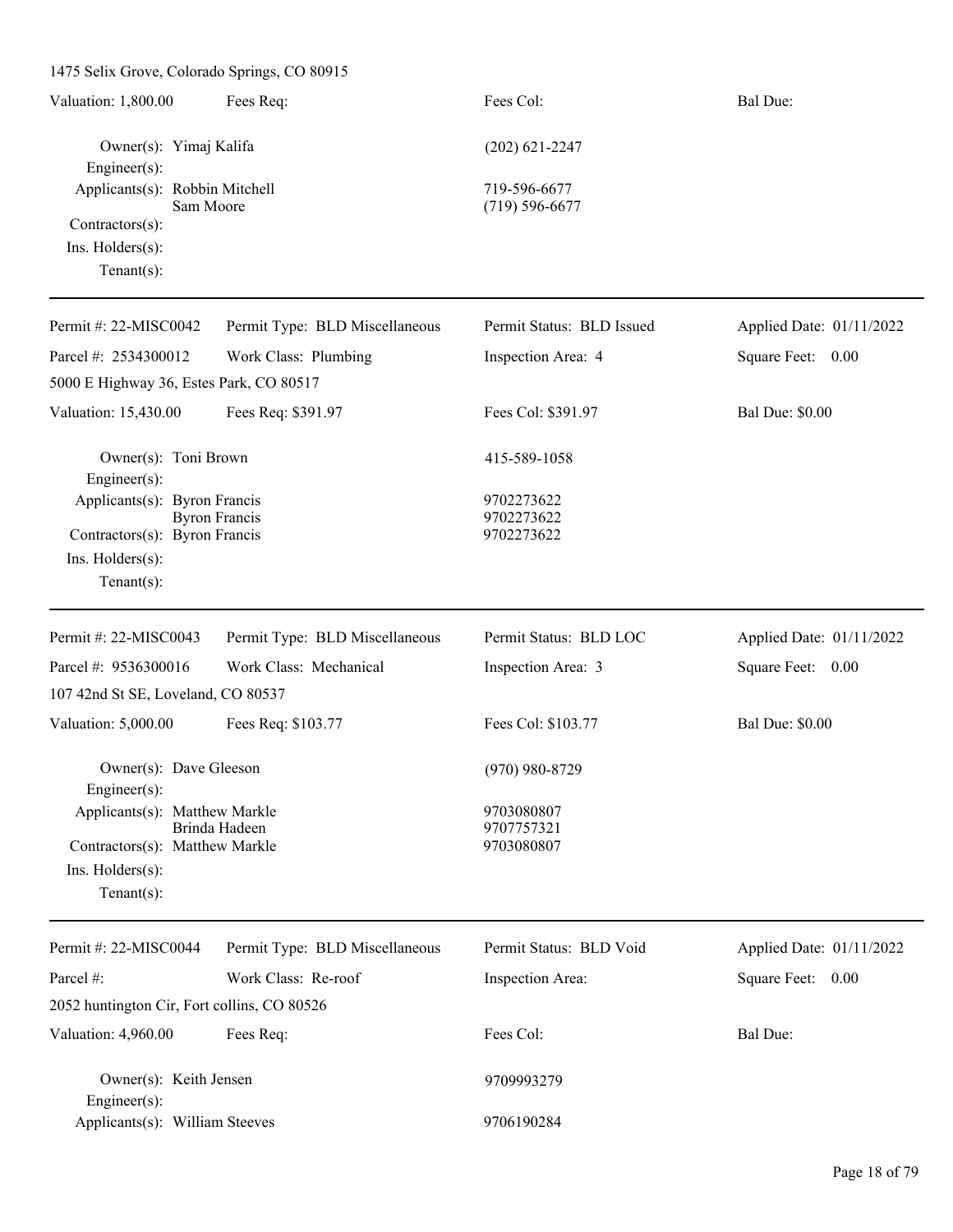1475 Selix Grove, Colorado Springs, CO 80915

| Valuation: 1,800.00 | Fees Req: | Fees Col: | Bal Due: |
|---|---|---|---|

Owner(s): Yimaj Kalifa — (202) 621-2247
Engineer(s):
Applicants(s): Robbin Mitchell — 719-596-6677
Sam Moore — (719) 596-6677
Contractors(s):
Ins. Holders(s):
Tenant(s):

---

| Permit #: 22-MISC0042 | Permit Type: BLD Miscellaneous | Permit Status: BLD Issued | Applied Date: 01/11/2022 |
|---|---|---|---|
| Parcel #: 2534300012 | Work Class: Plumbing | Inspection Area: 4 | Square Feet: 0.00 |

5000 E Highway 36, Estes Park, CO 80517

| Valuation: 15,430.00 | Fees Req: $391.97 | Fees Col: $391.97 | Bal Due: $0.00 |
|---|---|---|---|

Owner(s): Toni Brown — 415-589-1058
Engineer(s):
Applicants(s): Byron Francis — 9702273622
Byron Francis — 9702273622
Contractors(s): Byron Francis — 9702273622
Ins. Holders(s):
Tenant(s):

---

| Permit #: 22-MISC0043 | Permit Type: BLD Miscellaneous | Permit Status: BLD LOC | Applied Date: 01/11/2022 |
|---|---|---|---|
| Parcel #: 9536300016 | Work Class: Mechanical | Inspection Area: 3 | Square Feet: 0.00 |

107 42nd St SE, Loveland, CO 80537

| Valuation: 5,000.00 | Fees Req: $103.77 | Fees Col: $103.77 | Bal Due: $0.00 |
|---|---|---|---|

Owner(s): Dave Gleeson — (970) 980-8729
Engineer(s):
Applicants(s): Matthew Markle — 9703080807
Brinda Hadeen — 9707757321
Contractors(s): Matthew Markle — 9703080807
Ins. Holders(s):
Tenant(s):

---

| Permit #: 22-MISC0044 | Permit Type: BLD Miscellaneous | Permit Status: BLD Void | Applied Date: 01/11/2022 |
|---|---|---|---|
| Parcel #: | Work Class: Re-roof | Inspection Area: | Square Feet: 0.00 |

2052 huntington Cir, Fort collins, CO 80526

| Valuation: 4,960.00 | Fees Req: | Fees Col: | Bal Due: |
|---|---|---|---|

Owner(s): Keith Jensen — 9709993279
Engineer(s):
Applicants(s): William Steeves — 9706190284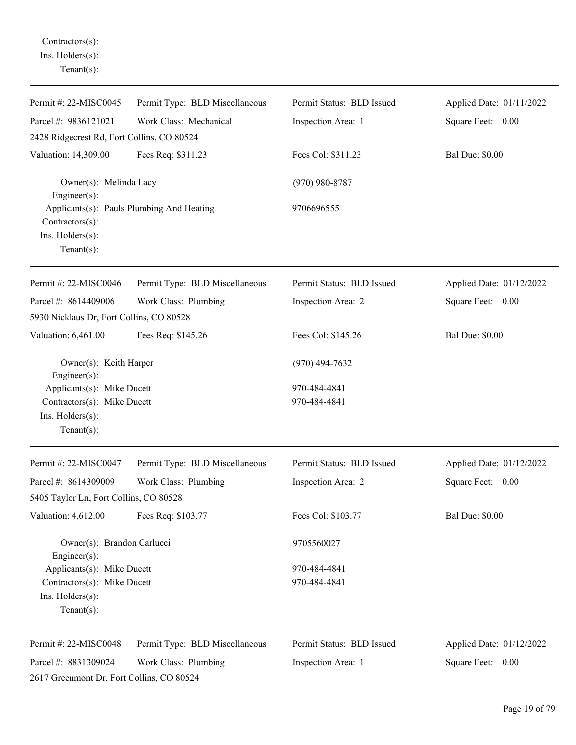Contractors(s):
Ins. Holders(s):
Tenant(s):

---

Permit #: 22-MISC0045 | Permit Type: BLD Miscellaneous | Permit Status: BLD Issued | Applied Date: 01/11/2022
Parcel #: 9836121021 | Work Class: Mechanical | Inspection Area: 1 | Square Feet: 0.00
2428 Ridgecrest Rd, Fort Collins, CO 80524
Valuation: 14,309.00 | Fees Req: $311.23 | Fees Col: $311.23 | Bal Due: $0.00

Owner(s): Melinda Lacy (970) 980-8787
Engineer(s):
Applicants(s): Pauls Plumbing And Heating 9706696555
Contractors(s):
Ins. Holders(s):
Tenant(s):

---

Permit #: 22-MISC0046 | Permit Type: BLD Miscellaneous | Permit Status: BLD Issued | Applied Date: 01/12/2022
Parcel #: 8614409006 | Work Class: Plumbing | Inspection Area: 2 | Square Feet: 0.00
5930 Nicklaus Dr, Fort Collins, CO 80528
Valuation: 6,461.00 | Fees Req: $145.26 | Fees Col: $145.26 | Bal Due: $0.00

Owner(s): Keith Harper (970) 494-7632
Engineer(s):
Applicants(s): Mike Ducett 970-484-4841
Contractors(s): Mike Ducett 970-484-4841
Ins. Holders(s):
Tenant(s):

---

Permit #: 22-MISC0047 | Permit Type: BLD Miscellaneous | Permit Status: BLD Issued | Applied Date: 01/12/2022
Parcel #: 8614309009 | Work Class: Plumbing | Inspection Area: 2 | Square Feet: 0.00
5405 Taylor Ln, Fort Collins, CO 80528
Valuation: 4,612.00 | Fees Req: $103.77 | Fees Col: $103.77 | Bal Due: $0.00

Owner(s): Brandon Carlucci 9705560027
Engineer(s):
Applicants(s): Mike Ducett 970-484-4841
Contractors(s): Mike Ducett 970-484-4841
Ins. Holders(s):
Tenant(s):

---

Permit #: 22-MISC0048 | Permit Type: BLD Miscellaneous | Permit Status: BLD Issued | Applied Date: 01/12/2022
Parcel #: 8831309024 | Work Class: Plumbing | Inspection Area: 1 | Square Feet: 0.00
2617 Greenmont Dr, Fort Collins, CO 80524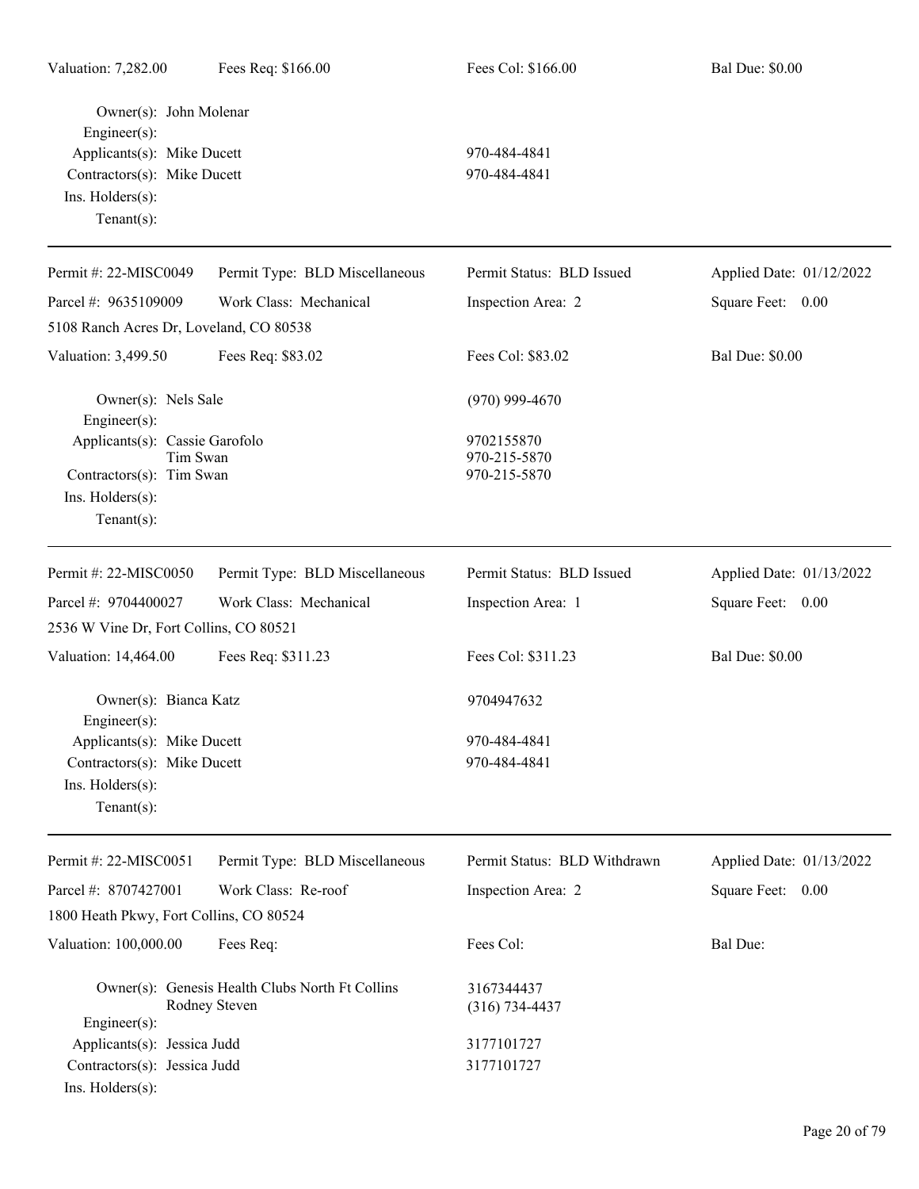| Valuation: 7,282.00 | Fees Req: $166.00 | Fees Col: $166.00 | Bal Due: $0.00 |
|---|---|---|---|

Owner(s): John Molenar
Engineer(s):
Applicants(s): Mike Ducett — 970-484-4841
Contractors(s): Mike Ducett — 970-484-4841
Ins. Holders(s):
Tenant(s):

---

| Permit #: 22-MISC0049 | Permit Type: BLD Miscellaneous | Permit Status: BLD Issued | Applied Date: 01/12/2022 |
|---|---|---|---|
| Parcel #: 9635109009 | Work Class: Mechanical | Inspection Area: 2 | Square Feet: 0.00 |
| 5108 Ranch Acres Dr, Loveland, CO 80538 | | | |
| Valuation: 3,499.50 | Fees Req: $83.02 | Fees Col: $83.02 | Bal Due: $0.00 |

Owner(s): Nels Sale — (970) 999-4670
Engineer(s):
Applicants(s): Cassie Garofolo — 9702155870
Tim Swan — 970-215-5870
Contractors(s): Tim Swan — 970-215-5870
Ins. Holders(s):
Tenant(s):

---

| Permit #: 22-MISC0050 | Permit Type: BLD Miscellaneous | Permit Status: BLD Issued | Applied Date: 01/13/2022 |
|---|---|---|---|
| Parcel #: 9704400027 | Work Class: Mechanical | Inspection Area: 1 | Square Feet: 0.00 |
| 2536 W Vine Dr, Fort Collins, CO 80521 | | | |
| Valuation: 14,464.00 | Fees Req: $311.23 | Fees Col: $311.23 | Bal Due: $0.00 |

Owner(s): Bianca Katz — 9704947632
Engineer(s):
Applicants(s): Mike Ducett — 970-484-4841
Contractors(s): Mike Ducett — 970-484-4841
Ins. Holders(s):
Tenant(s):

---

| Permit #: 22-MISC0051 | Permit Type: BLD Miscellaneous | Permit Status: BLD Withdrawn | Applied Date: 01/13/2022 |
|---|---|---|---|
| Parcel #: 8707427001 | Work Class: Re-roof | Inspection Area: 2 | Square Feet: 0.00 |
| 1800 Heath Pkwy, Fort Collins, CO 80524 | | | |
| Valuation: 100,000.00 | Fees Req: | Fees Col: | Bal Due: |

Owner(s): Genesis Health Clubs North Ft Collins — 3167344437
Rodney Steven — (316) 734-4437
Engineer(s):
Applicants(s): Jessica Judd — 3177101727
Contractors(s): Jessica Judd — 3177101727
Ins. Holders(s):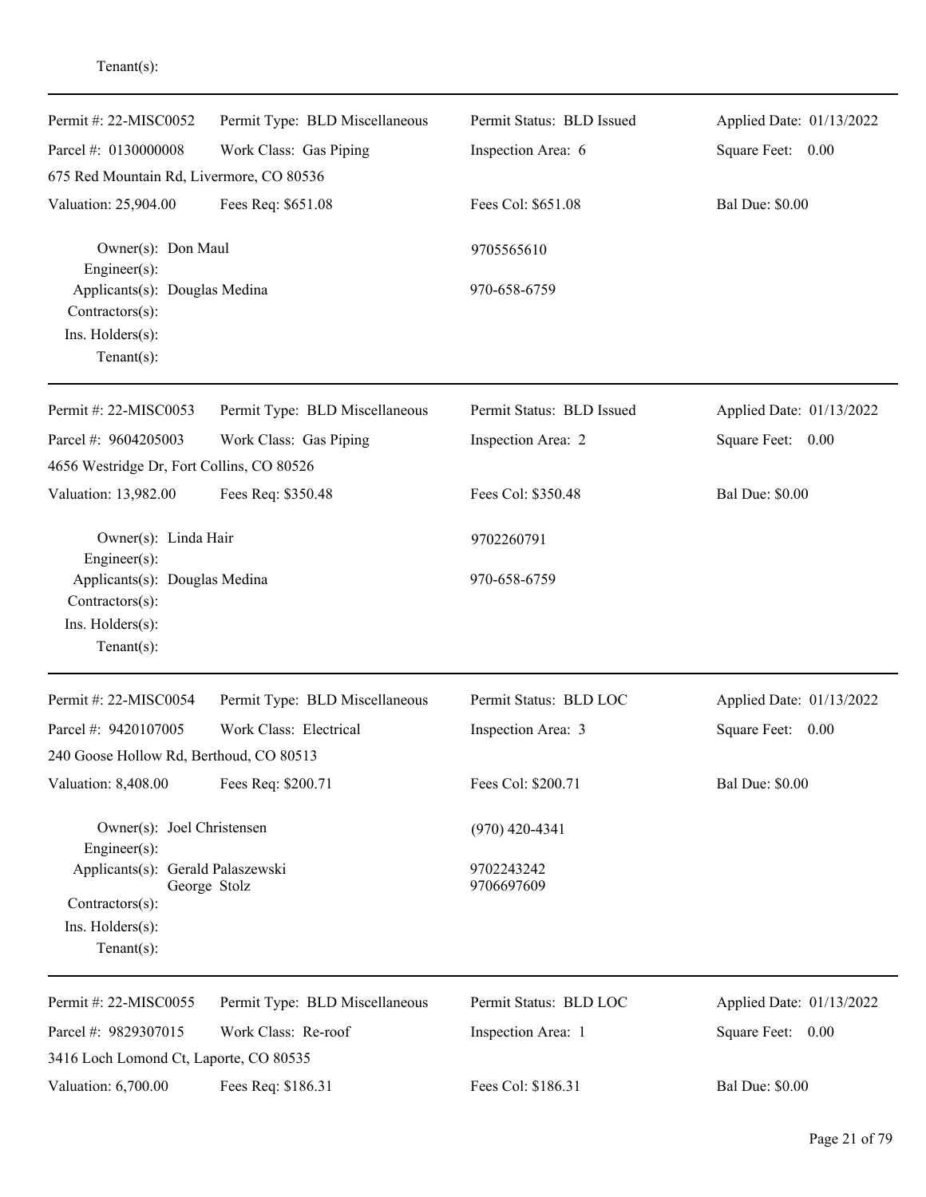Tenant(s):

---

| Permit #: 22-MISC0052 | Permit Type: BLD Miscellaneous | Permit Status: BLD Issued | Applied Date: 01/13/2022 |
|---|---|---|---|
| Parcel #: 0130000008 | Work Class: Gas Piping | Inspection Area: 6 | Square Feet: 0.00 |
| 675 Red Mountain Rd, Livermore, CO 80536 | | | |
| Valuation: 25,904.00 | Fees Req: $651.08 | Fees Col: $651.08 | Bal Due: $0.00 |

Owner(s): Don Maul 9705565610
Engineer(s):
Applicants(s): Douglas Medina 970-658-6759
Contractors(s):
Ins. Holders(s):
Tenant(s):

---

| Permit #: 22-MISC0053 | Permit Type: BLD Miscellaneous | Permit Status: BLD Issued | Applied Date: 01/13/2022 |
|---|---|---|---|
| Parcel #: 9604205003 | Work Class: Gas Piping | Inspection Area: 2 | Square Feet: 0.00 |
| 4656 Westridge Dr, Fort Collins, CO 80526 | | | |
| Valuation: 13,982.00 | Fees Req: $350.48 | Fees Col: $350.48 | Bal Due: $0.00 |

Owner(s): Linda Hair 9702260791
Engineer(s):
Applicants(s): Douglas Medina 970-658-6759
Contractors(s):
Ins. Holders(s):
Tenant(s):

---

| Permit #: 22-MISC0054 | Permit Type: BLD Miscellaneous | Permit Status: BLD LOC | Applied Date: 01/13/2022 |
|---|---|---|---|
| Parcel #: 9420107005 | Work Class: Electrical | Inspection Area: 3 | Square Feet: 0.00 |
| 240 Goose Hollow Rd, Berthoud, CO 80513 | | | |
| Valuation: 8,408.00 | Fees Req: $200.71 | Fees Col: $200.71 | Bal Due: $0.00 |

Owner(s): Joel Christensen (970) 420-4341
Engineer(s):
Applicants(s): Gerald Palaszewski 9702243242
George Stolz 9706697609
Contractors(s):
Ins. Holders(s):
Tenant(s):

---

| Permit #: 22-MISC0055 | Permit Type: BLD Miscellaneous | Permit Status: BLD LOC | Applied Date: 01/13/2022 |
|---|---|---|---|
| Parcel #: 9829307015 | Work Class: Re-roof | Inspection Area: 1 | Square Feet: 0.00 |
| 3416 Loch Lomond Ct, Laporte, CO 80535 | | | |
| Valuation: 6,700.00 | Fees Req: $186.31 | Fees Col: $186.31 | Bal Due: $0.00 |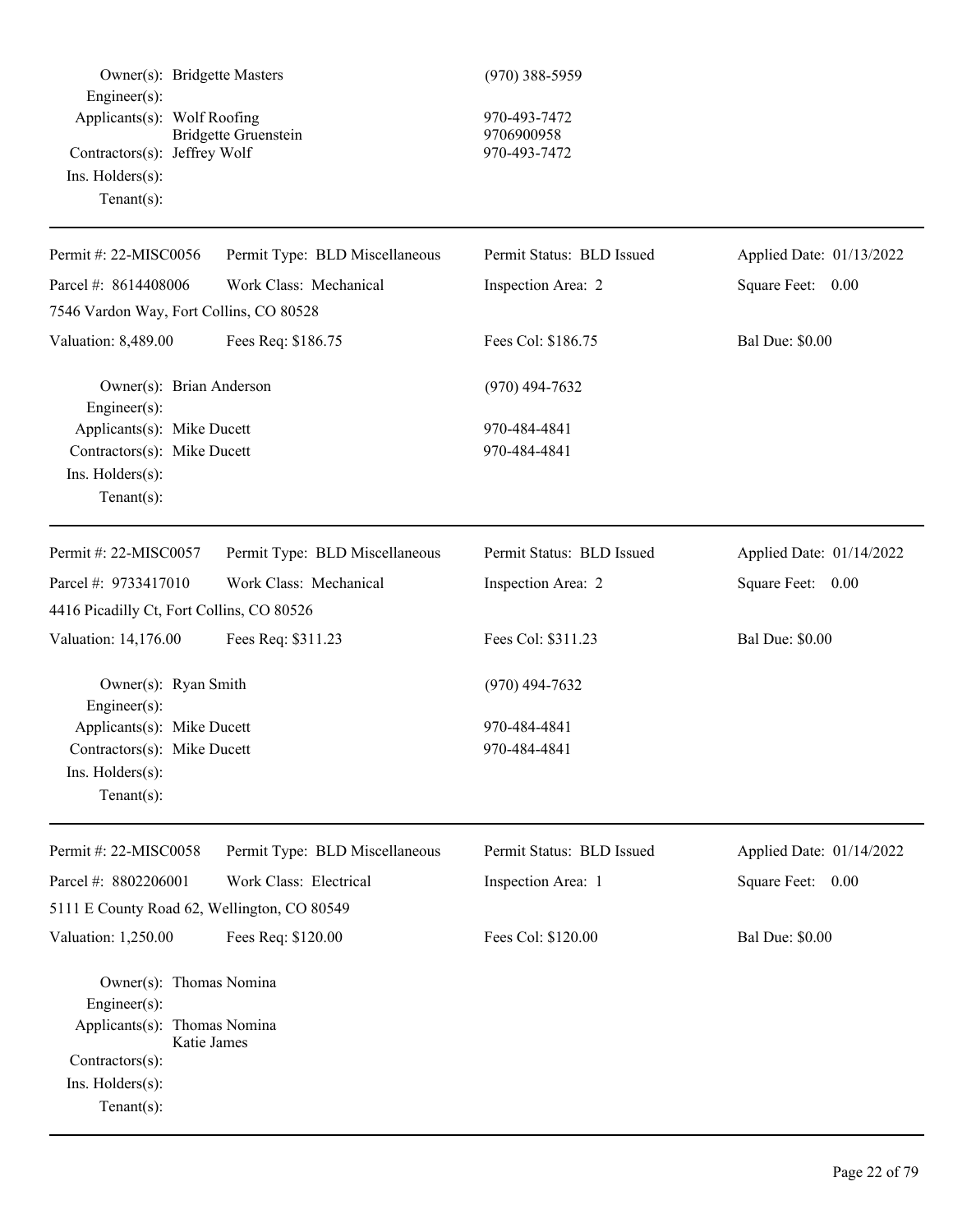Owner(s): Bridgette Masters (970) 388-5959
Engineer(s):
Applicants(s): Wolf Roofing 970-493-7472
Bridgette Gruenstein 9706900958
Contractors(s): Jeffrey Wolf 970-493-7472
Ins. Holders(s):
Tenant(s):

---

| Permit #: 22-MISC0056 | Permit Type: BLD Miscellaneous | Permit Status: BLD Issued | Applied Date: 01/13/2022 |
|---|---|---|---|
| Parcel #: 8614408006 | Work Class: Mechanical | Inspection Area: 2 | Square Feet: 0.00 |
| 7546 Vardon Way, Fort Collins, CO 80528 | | | |
| Valuation: 8,489.00 | Fees Req: $186.75 | Fees Col: $186.75 | Bal Due: $0.00 |

Owner(s): Brian Anderson (970) 494-7632
Engineer(s):
Applicants(s): Mike Ducett 970-484-4841
Contractors(s): Mike Ducett 970-484-4841
Ins. Holders(s):
Tenant(s):

---

| Permit #: 22-MISC0057 | Permit Type: BLD Miscellaneous | Permit Status: BLD Issued | Applied Date: 01/14/2022 |
|---|---|---|---|
| Parcel #: 9733417010 | Work Class: Mechanical | Inspection Area: 2 | Square Feet: 0.00 |
| 4416 Picadilly Ct, Fort Collins, CO 80526 | | | |
| Valuation: 14,176.00 | Fees Req: $311.23 | Fees Col: $311.23 | Bal Due: $0.00 |

Owner(s): Ryan Smith (970) 494-7632
Engineer(s):
Applicants(s): Mike Ducett 970-484-4841
Contractors(s): Mike Ducett 970-484-4841
Ins. Holders(s):
Tenant(s):

---

| Permit #: 22-MISC0058 | Permit Type: BLD Miscellaneous | Permit Status: BLD Issued | Applied Date: 01/14/2022 |
|---|---|---|---|
| Parcel #: 8802206001 | Work Class: Electrical | Inspection Area: 1 | Square Feet: 0.00 |
| 5111 E County Road 62, Wellington, CO 80549 | | | |
| Valuation: 1,250.00 | Fees Req: $120.00 | Fees Col: $120.00 | Bal Due: $0.00 |

Owner(s): Thomas Nomina
Engineer(s):
Applicants(s): Thomas Nomina
Katie James
Contractors(s):
Ins. Holders(s):
Tenant(s):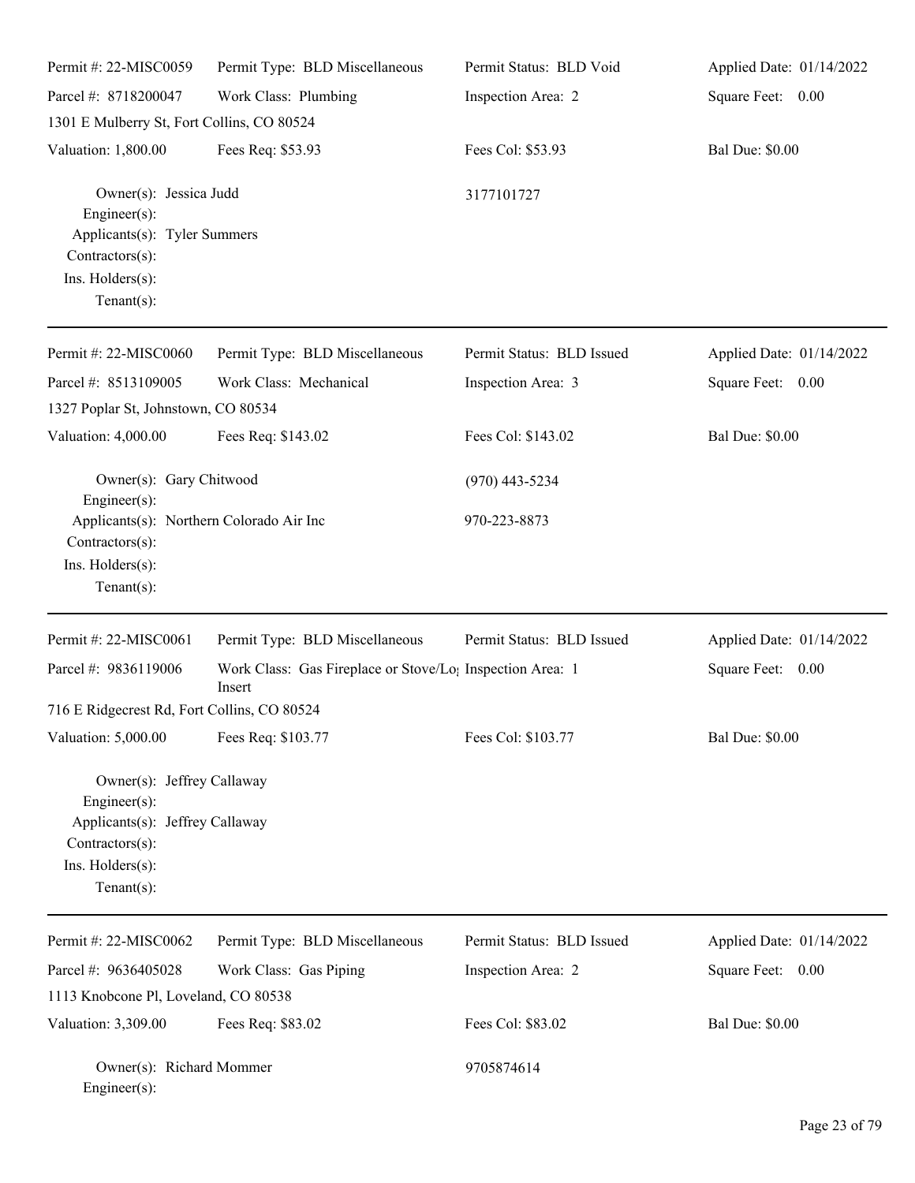Permit #: 22-MISC0059 | Permit Type: BLD Miscellaneous | Permit Status: BLD Void | Applied Date: 01/14/2022
Parcel #: 8718200047 | Work Class: Plumbing | Inspection Area: 2 | Square Feet: 0.00
1301 E Mulberry St, Fort Collins, CO 80524
Valuation: 1,800.00 | Fees Req: $53.93 | Fees Col: $53.93 | Bal Due: $0.00

Owner(s): Jessica Judd 3177101727
Engineer(s):
Applicants(s): Tyler Summers
Contractors(s):
Ins. Holders(s):
Tenant(s):

---

Permit #: 22-MISC0060 | Permit Type: BLD Miscellaneous | Permit Status: BLD Issued | Applied Date: 01/14/2022
Parcel #: 8513109005 | Work Class: Mechanical | Inspection Area: 3 | Square Feet: 0.00
1327 Poplar St, Johnstown, CO 80534
Valuation: 4,000.00 | Fees Req: $143.02 | Fees Col: $143.02 | Bal Due: $0.00

Owner(s): Gary Chitwood (970) 443-5234
Engineer(s):
Applicants(s): Northern Colorado Air Inc 970-223-8873
Contractors(s):
Ins. Holders(s):
Tenant(s):

---

Permit #: 22-MISC0061 | Permit Type: BLD Miscellaneous | Permit Status: BLD Issued | Applied Date: 01/14/2022
Parcel #: 9836119006 | Work Class: Gas Fireplace or Stove/Log Insert | Inspection Area: 1 | Square Feet: 0.00
716 E Ridgecrest Rd, Fort Collins, CO 80524
Valuation: 5,000.00 | Fees Req: $103.77 | Fees Col: $103.77 | Bal Due: $0.00

Owner(s): Jeffrey Callaway
Engineer(s):
Applicants(s): Jeffrey Callaway
Contractors(s):
Ins. Holders(s):
Tenant(s):

---

Permit #: 22-MISC0062 | Permit Type: BLD Miscellaneous | Permit Status: BLD Issued | Applied Date: 01/14/2022
Parcel #: 9636405028 | Work Class: Gas Piping | Inspection Area: 2 | Square Feet: 0.00
1113 Knobcone Pl, Loveland, CO 80538
Valuation: 3,309.00 | Fees Req: $83.02 | Fees Col: $83.02 | Bal Due: $0.00

Owner(s): Richard Mommer 9705874614
Engineer(s):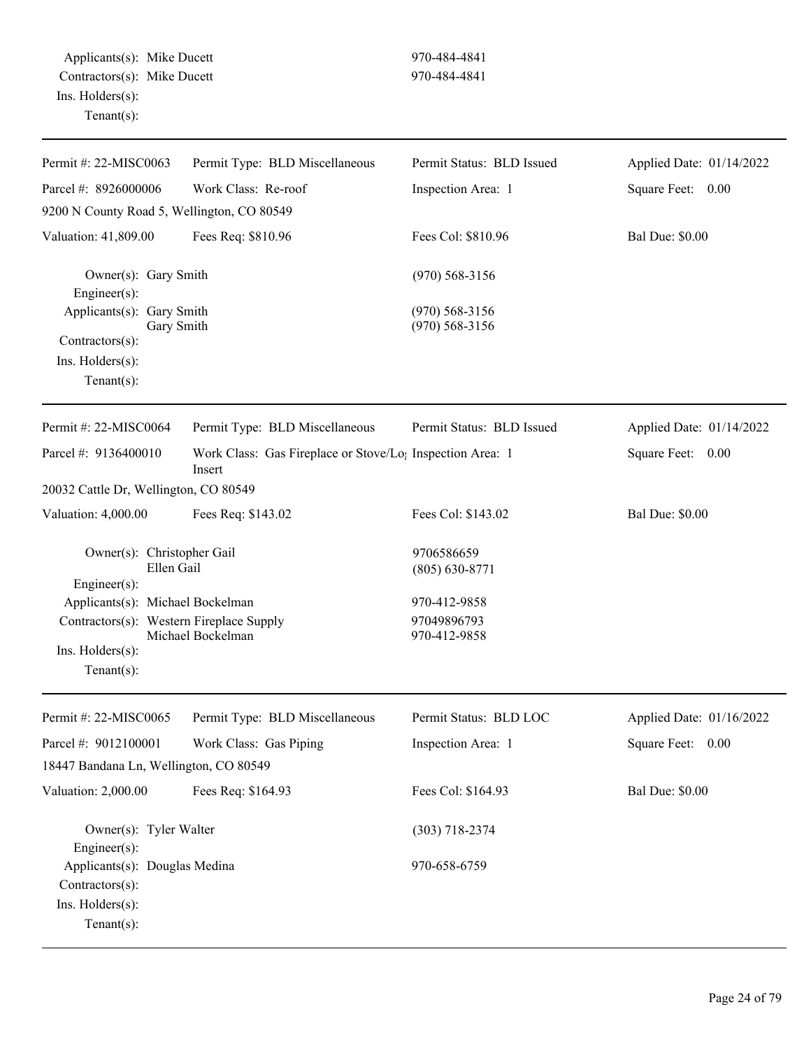Applicants(s): Mike Ducett — 970-484-4841
Contractors(s): Mike Ducett — 970-484-4841
Ins. Holders(s):
Tenant(s):

---

| Permit #: 22-MISC0063 | Permit Type: BLD Miscellaneous | Permit Status: BLD Issued | Applied Date: 01/14/2022 |
|---|---|---|---|
| Parcel #: 8926000006 | Work Class: Re-roof | Inspection Area: 1 | Square Feet: 0.00 |
| 9200 N County Road 5, Wellington, CO 80549 | | | |
| Valuation: 41,809.00 | Fees Req: $810.96 | Fees Col: $810.96 | Bal Due: $0.00 |

Owner(s): Gary Smith — (970) 568-3156
Engineer(s):
Applicants(s): Gary Smith — (970) 568-3156
Gary Smith — (970) 568-3156
Contractors(s):
Ins. Holders(s):
Tenant(s):

---

| Permit #: 22-MISC0064 | Permit Type: BLD Miscellaneous | Permit Status: BLD Issued | Applied Date: 01/14/2022 |
|---|---|---|---|
| Parcel #: 9136400010 | Work Class: Gas Fireplace or Stove/Log Insert | Inspection Area: 1 | Square Feet: 0.00 |
| 20032 Cattle Dr, Wellington, CO 80549 | | | |
| Valuation: 4,000.00 | Fees Req: $143.02 | Fees Col: $143.02 | Bal Due: $0.00 |

Owner(s): Christopher Gail — 9706586659
Ellen Gail — (805) 630-8771
Engineer(s):
Applicants(s): Michael Bockelman — 970-412-9858
Contractors(s): Western Fireplace Supply — 97049896793
Michael Bockelman — 970-412-9858
Ins. Holders(s):
Tenant(s):

---

| Permit #: 22-MISC0065 | Permit Type: BLD Miscellaneous | Permit Status: BLD LOC | Applied Date: 01/16/2022 |
|---|---|---|---|
| Parcel #: 9012100001 | Work Class: Gas Piping | Inspection Area: 1 | Square Feet: 0.00 |
| 18447 Bandana Ln, Wellington, CO 80549 | | | |
| Valuation: 2,000.00 | Fees Req: $164.93 | Fees Col: $164.93 | Bal Due: $0.00 |

Owner(s): Tyler Walter — (303) 718-2374
Engineer(s):
Applicants(s): Douglas Medina — 970-658-6759
Contractors(s):
Ins. Holders(s):
Tenant(s):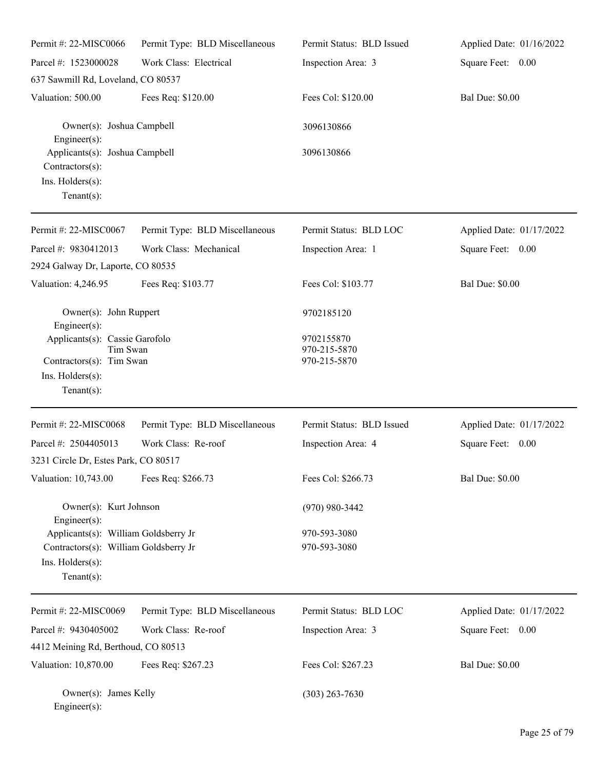| Permit #: 22-MISC0066 | Permit Type: BLD Miscellaneous | Permit Status: BLD Issued | Applied Date: 01/16/2022 |
|---|---|---|---|
| Parcel #: 1523000028 | Work Class: Electrical | Inspection Area: 3 | Square Feet: 0.00 |
| 637 Sawmill Rd, Loveland, CO 80537 | | | |
| Valuation: 500.00 | Fees Req: $120.00 | Fees Col: $120.00 | Bal Due: $0.00 |

Owner(s): Joshua Campbell 3096130866
Engineer(s):
Applicants(s): Joshua Campbell 3096130866
Contractors(s):
Ins. Holders(s):
Tenant(s):

---

| Permit #: 22-MISC0067 | Permit Type: BLD Miscellaneous | Permit Status: BLD LOC | Applied Date: 01/17/2022 |
|---|---|---|---|
| Parcel #: 9830412013 | Work Class: Mechanical | Inspection Area: 1 | Square Feet: 0.00 |
| 2924 Galway Dr, Laporte, CO 80535 | | | |
| Valuation: 4,246.95 | Fees Req: $103.77 | Fees Col: $103.77 | Bal Due: $0.00 |

Owner(s): John Ruppert 9702185120
Engineer(s):
Applicants(s): Cassie Garofolo 9702155870
Tim Swan 970-215-5870
Contractors(s): Tim Swan 970-215-5870
Ins. Holders(s):
Tenant(s):

---

| Permit #: 22-MISC0068 | Permit Type: BLD Miscellaneous | Permit Status: BLD Issued | Applied Date: 01/17/2022 |
|---|---|---|---|
| Parcel #: 2504405013 | Work Class: Re-roof | Inspection Area: 4 | Square Feet: 0.00 |
| 3231 Circle Dr, Estes Park, CO 80517 | | | |
| Valuation: 10,743.00 | Fees Req: $266.73 | Fees Col: $266.73 | Bal Due: $0.00 |

Owner(s): Kurt Johnson (970) 980-3442
Engineer(s):
Applicants(s): William Goldsberry Jr 970-593-3080
Contractors(s): William Goldsberry Jr 970-593-3080
Ins. Holders(s):
Tenant(s):

---

| Permit #: 22-MISC0069 | Permit Type: BLD Miscellaneous | Permit Status: BLD LOC | Applied Date: 01/17/2022 |
|---|---|---|---|
| Parcel #: 9430405002 | Work Class: Re-roof | Inspection Area: 3 | Square Feet: 0.00 |
| 4412 Meining Rd, Berthoud, CO 80513 | | | |
| Valuation: 10,870.00 | Fees Req: $267.23 | Fees Col: $267.23 | Bal Due: $0.00 |

Owner(s): James Kelly (303) 263-7630
Engineer(s):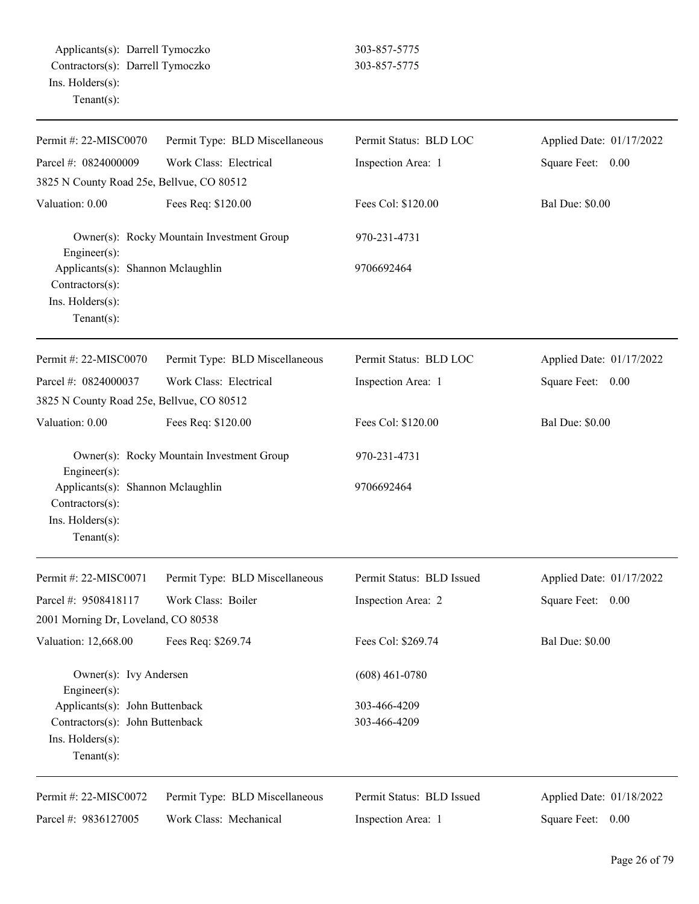Applicants(s): Darrell Tymoczko 303-857-5775
Contractors(s): Darrell Tymoczko 303-857-5775
Ins. Holders(s):
Tenant(s):

---

| Permit #: 22-MISC0070 | Permit Type: BLD Miscellaneous | Permit Status: BLD LOC | Applied Date: 01/17/2022 |
|---|---|---|---|
| Parcel #: 0824000009 | Work Class: Electrical | Inspection Area: 1 | Square Feet: 0.00 |
| 3825 N County Road 25e, Bellvue, CO 80512 | | | |
| Valuation: 0.00 | Fees Req: $120.00 | Fees Col: $120.00 | Bal Due: $0.00 |

Owner(s): Rocky Mountain Investment Group 970-231-4731
Engineer(s):
Applicants(s): Shannon Mclaughlin 9706692464
Contractors(s):
Ins. Holders(s):
Tenant(s):

---

| Permit #: 22-MISC0070 | Permit Type: BLD Miscellaneous | Permit Status: BLD LOC | Applied Date: 01/17/2022 |
|---|---|---|---|
| Parcel #: 0824000037 | Work Class: Electrical | Inspection Area: 1 | Square Feet: 0.00 |
| 3825 N County Road 25e, Bellvue, CO 80512 | | | |
| Valuation: 0.00 | Fees Req: $120.00 | Fees Col: $120.00 | Bal Due: $0.00 |

Owner(s): Rocky Mountain Investment Group 970-231-4731
Engineer(s):
Applicants(s): Shannon Mclaughlin 9706692464
Contractors(s):
Ins. Holders(s):
Tenant(s):

---

| Permit #: 22-MISC0071 | Permit Type: BLD Miscellaneous | Permit Status: BLD Issued | Applied Date: 01/17/2022 |
|---|---|---|---|
| Parcel #: 9508418117 | Work Class: Boiler | Inspection Area: 2 | Square Feet: 0.00 |
| 2001 Morning Dr, Loveland, CO 80538 | | | |
| Valuation: 12,668.00 | Fees Req: $269.74 | Fees Col: $269.74 | Bal Due: $0.00 |

Owner(s): Ivy Andersen (608) 461-0780
Engineer(s):
Applicants(s): John Buttenback 303-466-4209
Contractors(s): John Buttenback 303-466-4209
Ins. Holders(s):
Tenant(s):

---

| Permit #: 22-MISC0072 | Permit Type: BLD Miscellaneous | Permit Status: BLD Issued | Applied Date: 01/18/2022 |
|---|---|---|---|
| Parcel #: 9836127005 | Work Class: Mechanical | Inspection Area: 1 | Square Feet: 0.00 |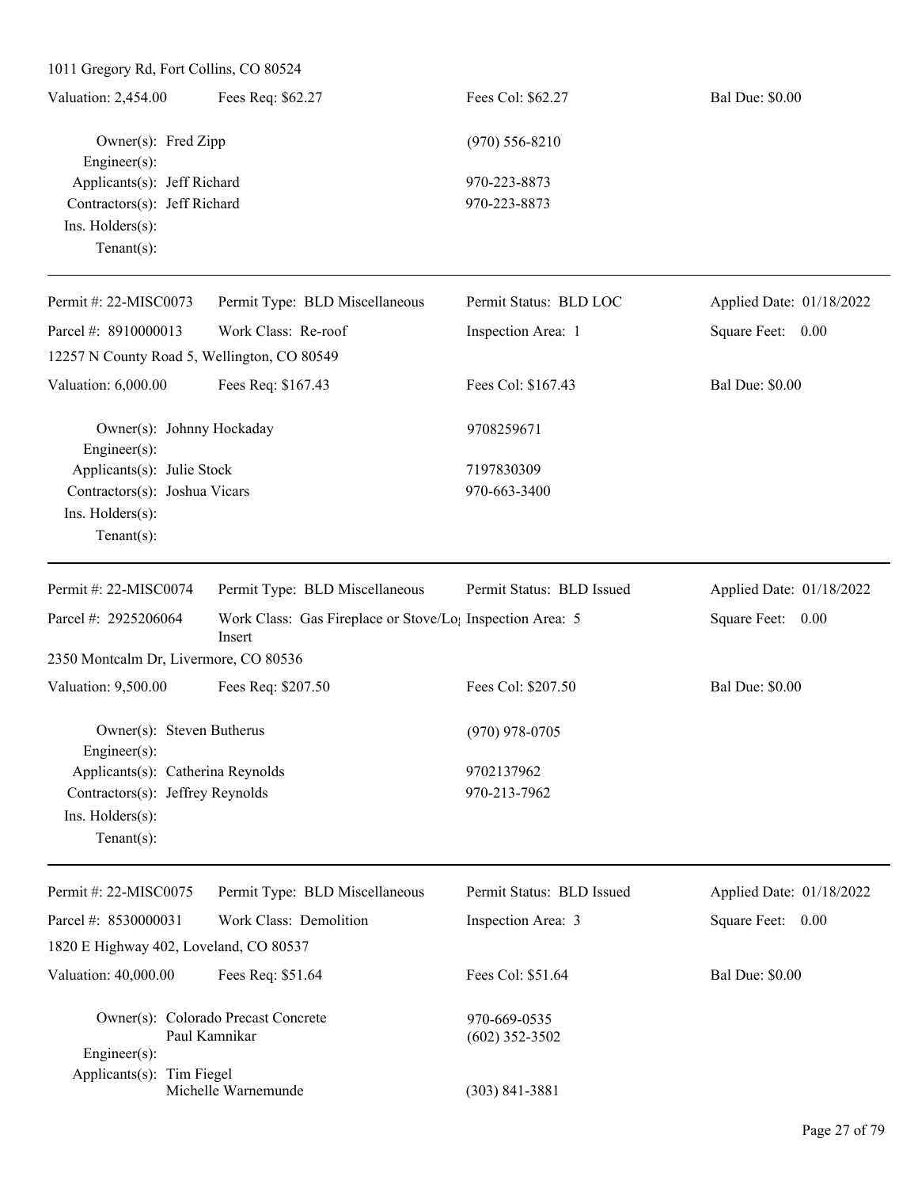1011 Gregory Rd, Fort Collins, CO 80524

| Valuation: 2,454.00 | Fees Req: $62.27 | Fees Col: $62.27 | Bal Due: $0.00 |
|---|---|---|---|

Owner(s): Fred Zipp (970) 556-8210
Engineer(s):
Applicants(s): Jeff Richard 970-223-8873
Contractors(s): Jeff Richard 970-223-8873
Ins. Holders(s):
Tenant(s):

---

| Permit #: 22-MISC0073 | Permit Type: BLD Miscellaneous | Permit Status: BLD LOC | Applied Date: 01/18/2022 |
|---|---|---|---|
| Parcel #: 8910000013 | Work Class: Re-roof | Inspection Area: 1 | Square Feet: 0.00 |

12257 N County Road 5, Wellington, CO 80549

| Valuation: 6,000.00 | Fees Req: $167.43 | Fees Col: $167.43 | Bal Due: $0.00 |
|---|---|---|---|

Owner(s): Johnny Hockaday 9708259671
Engineer(s):
Applicants(s): Julie Stock 7197830309
Contractors(s): Joshua Vicars 970-663-3400
Ins. Holders(s):
Tenant(s):

---

| Permit #: 22-MISC0074 | Permit Type: BLD Miscellaneous | Permit Status: BLD Issued | Applied Date: 01/18/2022 |
|---|---|---|---|
| Parcel #: 2925206064 | Work Class: Gas Fireplace or Stove/Log Insert | Inspection Area: 5 | Square Feet: 0.00 |

2350 Montcalm Dr, Livermore, CO 80536

| Valuation: 9,500.00 | Fees Req: $207.50 | Fees Col: $207.50 | Bal Due: $0.00 |
|---|---|---|---|

Owner(s): Steven Butherus (970) 978-0705
Engineer(s):
Applicants(s): Catherina Reynolds 9702137962
Contractors(s): Jeffrey Reynolds 970-213-7962
Ins. Holders(s):
Tenant(s):

---

| Permit #: 22-MISC0075 | Permit Type: BLD Miscellaneous | Permit Status: BLD Issued | Applied Date: 01/18/2022 |
|---|---|---|---|
| Parcel #: 8530000031 | Work Class: Demolition | Inspection Area: 3 | Square Feet: 0.00 |

1820 E Highway 402, Loveland, CO 80537

| Valuation: 40,000.00 | Fees Req: $51.64 | Fees Col: $51.64 | Bal Due: $0.00 |
|---|---|---|---|

Owner(s): Colorado Precast Concrete 970-669-0535
Paul Kamnikar (602) 352-3502
Engineer(s):
Applicants(s): Tim Fiegel
Michelle Warnemunde (303) 841-3881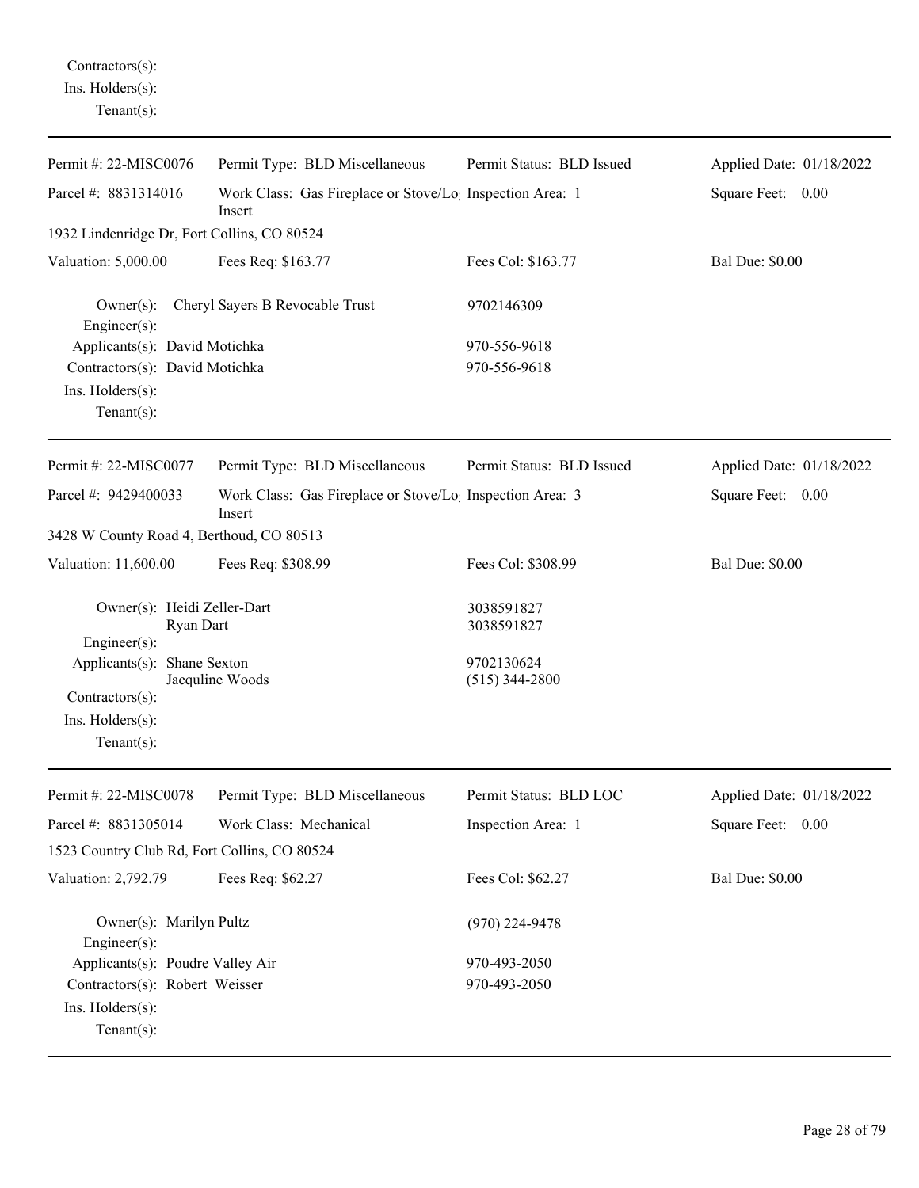Contractors(s):
Ins. Holders(s):
Tenant(s):

---

| Permit #: 22-MISC0076 | Permit Type: BLD Miscellaneous | Permit Status: BLD Issued | Applied Date: 01/18/2022 |
|---|---|---|---|
| Parcel #: 8831314016 | Work Class: Gas Fireplace or Stove/Log Insert | Inspection Area: 1 | Square Feet: 0.00 |
| 1932 Lindenridge Dr, Fort Collins, CO 80524 | | | |
| Valuation: 5,000.00 | Fees Req: $163.77 | Fees Col: $163.77 | Bal Due: $0.00 |

Owner(s): Cheryl Sayers B Revocable Trust — 9702146309
Engineer(s):
Applicants(s): David Motichka — 970-556-9618
Contractors(s): David Motichka — 970-556-9618
Ins. Holders(s):
Tenant(s):

---

| Permit #: 22-MISC0077 | Permit Type: BLD Miscellaneous | Permit Status: BLD Issued | Applied Date: 01/18/2022 |
|---|---|---|---|
| Parcel #: 9429400033 | Work Class: Gas Fireplace or Stove/Log Insert | Inspection Area: 3 | Square Feet: 0.00 |
| 3428 W County Road 4, Berthoud, CO 80513 | | | |
| Valuation: 11,600.00 | Fees Req: $308.99 | Fees Col: $308.99 | Bal Due: $0.00 |

Owner(s): Heidi Zeller-Dart — 3038591827
Ryan Dart — 3038591827
Engineer(s):
Applicants(s): Shane Sexton — 9702130624
Jacquline Woods — (515) 344-2800
Contractors(s):
Ins. Holders(s):
Tenant(s):

---

| Permit #: 22-MISC0078 | Permit Type: BLD Miscellaneous | Permit Status: BLD LOC | Applied Date: 01/18/2022 |
|---|---|---|---|
| Parcel #: 8831305014 | Work Class: Mechanical | Inspection Area: 1 | Square Feet: 0.00 |
| 1523 Country Club Rd, Fort Collins, CO 80524 | | | |
| Valuation: 2,792.79 | Fees Req: $62.27 | Fees Col: $62.27 | Bal Due: $0.00 |

Owner(s): Marilyn Pultz — (970) 224-9478
Engineer(s):
Applicants(s): Poudre Valley Air — 970-493-2050
Contractors(s): Robert Weisser — 970-493-2050
Ins. Holders(s):
Tenant(s):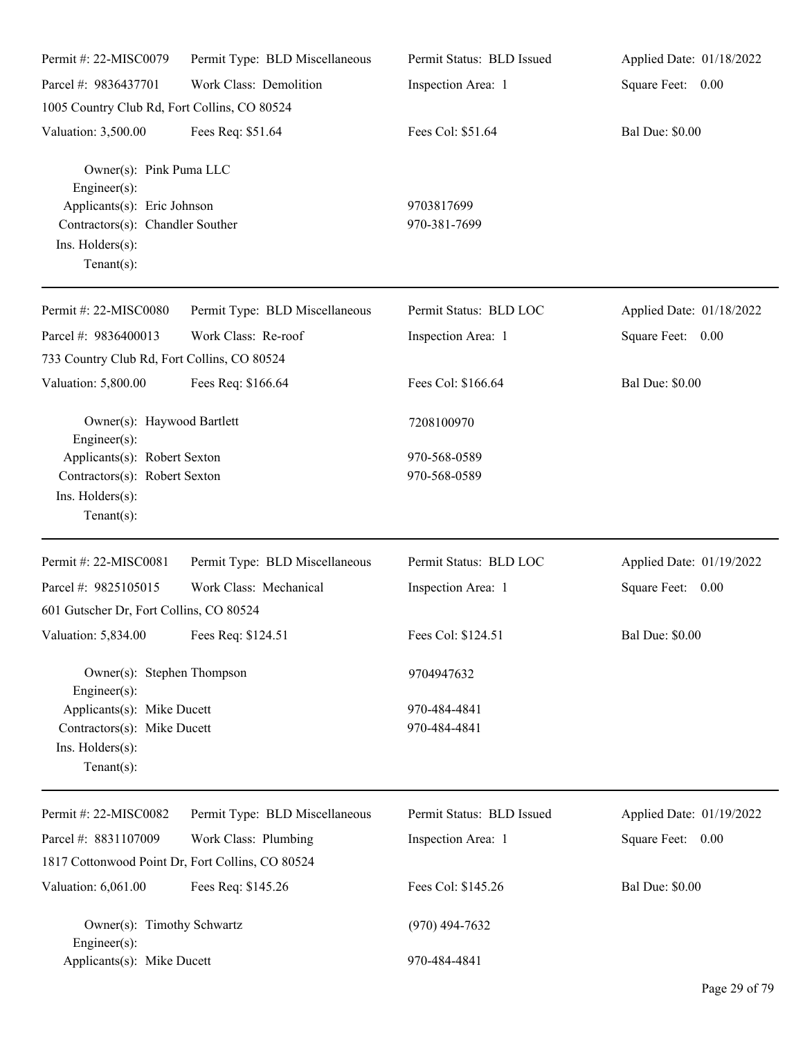Permit #: 22-MISC0079 | Permit Type: BLD Miscellaneous | Permit Status: BLD Issued | Applied Date: 01/18/2022
Parcel #: 9836437701 | Work Class: Demolition | Inspection Area: 1 | Square Feet: 0.00
1005 Country Club Rd, Fort Collins, CO 80524
Valuation: 3,500.00 | Fees Req: $51.64 | Fees Col: $51.64 | Bal Due: $0.00

Owner(s): Pink Puma LLC
Engineer(s):
Applicants(s): Eric Johnson 9703817699
Contractors(s): Chandler Souther 970-381-7699
Ins. Holders(s):
Tenant(s):

---

Permit #: 22-MISC0080 | Permit Type: BLD Miscellaneous | Permit Status: BLD LOC | Applied Date: 01/18/2022
Parcel #: 9836400013 | Work Class: Re-roof | Inspection Area: 1 | Square Feet: 0.00
733 Country Club Rd, Fort Collins, CO 80524
Valuation: 5,800.00 | Fees Req: $166.64 | Fees Col: $166.64 | Bal Due: $0.00

Owner(s): Haywood Bartlett 7208100970
Engineer(s):
Applicants(s): Robert Sexton 970-568-0589
Contractors(s): Robert Sexton 970-568-0589
Ins. Holders(s):
Tenant(s):

---

Permit #: 22-MISC0081 | Permit Type: BLD Miscellaneous | Permit Status: BLD LOC | Applied Date: 01/19/2022
Parcel #: 9825105015 | Work Class: Mechanical | Inspection Area: 1 | Square Feet: 0.00
601 Gutscher Dr, Fort Collins, CO 80524
Valuation: 5,834.00 | Fees Req: $124.51 | Fees Col: $124.51 | Bal Due: $0.00

Owner(s): Stephen Thompson 9704947632
Engineer(s):
Applicants(s): Mike Ducett 970-484-4841
Contractors(s): Mike Ducett 970-484-4841
Ins. Holders(s):
Tenant(s):

---

Permit #: 22-MISC0082 | Permit Type: BLD Miscellaneous | Permit Status: BLD Issued | Applied Date: 01/19/2022
Parcel #: 8831107009 | Work Class: Plumbing | Inspection Area: 1 | Square Feet: 0.00
1817 Cottonwood Point Dr, Fort Collins, CO 80524
Valuation: 6,061.00 | Fees Req: $145.26 | Fees Col: $145.26 | Bal Due: $0.00

Owner(s): Timothy Schwartz (970) 494-7632
Engineer(s):
Applicants(s): Mike Ducett 970-484-4841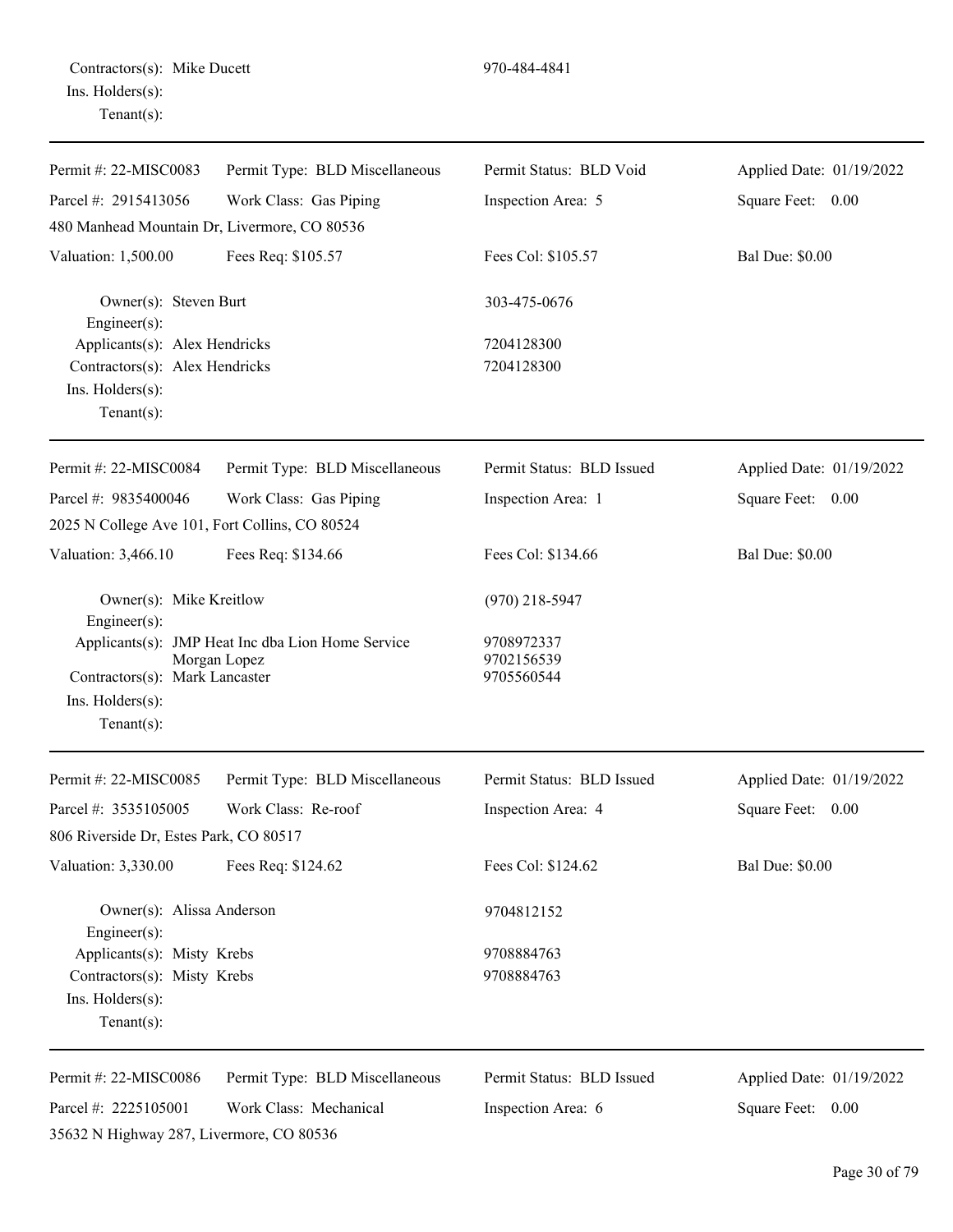Contractors(s): Mike Ducett 970-484-4841
Ins. Holders(s):
Tenant(s):

---

Permit #: 22-MISC0083 Permit Type: BLD Miscellaneous Permit Status: BLD Void Applied Date: 01/19/2022
Parcel #: 2915413056 Work Class: Gas Piping Inspection Area: 5 Square Feet: 0.00
480 Manhead Mountain Dr, Livermore, CO 80536
Valuation: 1,500.00 Fees Req: $105.57 Fees Col: $105.57 Bal Due: $0.00

Owner(s): Steven Burt 303-475-0676
Engineer(s):
Applicants(s): Alex Hendricks 7204128300
Contractors(s): Alex Hendricks 7204128300
Ins. Holders(s):
Tenant(s):

---

Permit #: 22-MISC0084 Permit Type: BLD Miscellaneous Permit Status: BLD Issued Applied Date: 01/19/2022
Parcel #: 9835400046 Work Class: Gas Piping Inspection Area: 1 Square Feet: 0.00
2025 N College Ave 101, Fort Collins, CO 80524
Valuation: 3,466.10 Fees Req: $134.66 Fees Col: $134.66 Bal Due: $0.00

Owner(s): Mike Kreitlow (970) 218-5947
Engineer(s):
Applicants(s): JMP Heat Inc dba Lion Home Service 9708972337
Morgan Lopez 9702156539
Contractors(s): Mark Lancaster 9705560544
Ins. Holders(s):
Tenant(s):

---

Permit #: 22-MISC0085 Permit Type: BLD Miscellaneous Permit Status: BLD Issued Applied Date: 01/19/2022
Parcel #: 3535105005 Work Class: Re-roof Inspection Area: 4 Square Feet: 0.00
806 Riverside Dr, Estes Park, CO 80517
Valuation: 3,330.00 Fees Req: $124.62 Fees Col: $124.62 Bal Due: $0.00

Owner(s): Alissa Anderson 9704812152
Engineer(s):
Applicants(s): Misty Krebs 9708884763
Contractors(s): Misty Krebs 9708884763
Ins. Holders(s):
Tenant(s):

---

Permit #: 22-MISC0086 Permit Type: BLD Miscellaneous Permit Status: BLD Issued Applied Date: 01/19/2022
Parcel #: 2225105001 Work Class: Mechanical Inspection Area: 6 Square Feet: 0.00
35632 N Highway 287, Livermore, CO 80536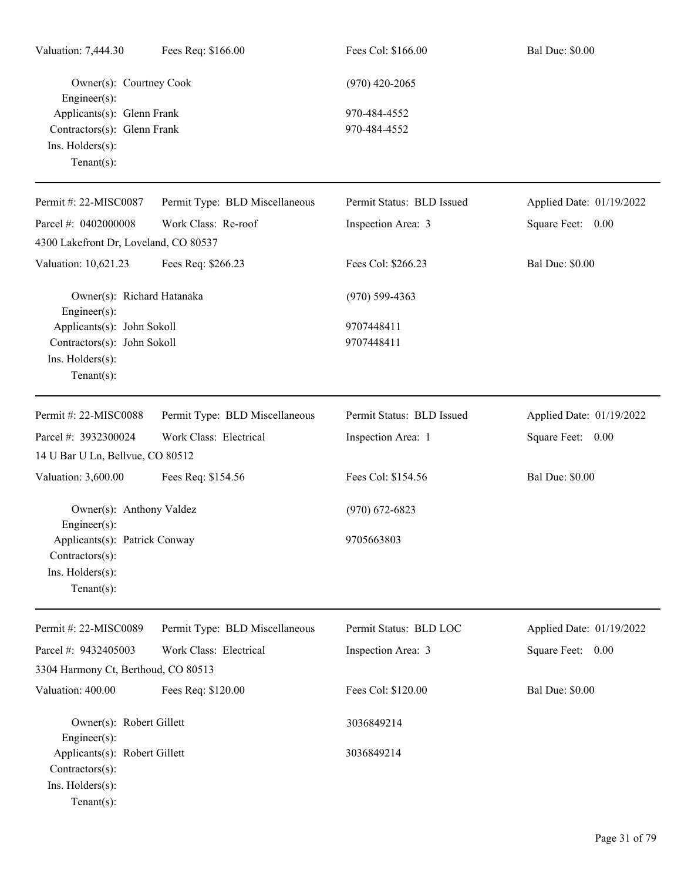Valuation: 7,444.30 | Fees Req: $166.00 | Fees Col: $166.00 | Bal Due: $0.00

Owner(s): Courtney Cook (970) 420-2065
Engineer(s):
Applicants(s): Glenn Frank 970-484-4552
Contractors(s): Glenn Frank 970-484-4552
Ins. Holders(s):
Tenant(s):

---

| Permit #: 22-MISC0087 | Permit Type: BLD Miscellaneous | Permit Status: BLD Issued | Applied Date: 01/19/2022 |
|---|---|---|---|
| Parcel #: 0402000008 | Work Class: Re-roof | Inspection Area: 3 | Square Feet: 0.00 |
| 4300 Lakefront Dr, Loveland, CO 80537 | | | |
| Valuation: 10,621.23 | Fees Req: $266.23 | Fees Col: $266.23 | Bal Due: $0.00 |

Owner(s): Richard Hatanaka (970) 599-4363
Engineer(s):
Applicants(s): John Sokoll 9707448411
Contractors(s): John Sokoll 9707448411
Ins. Holders(s):
Tenant(s):

---

| Permit #: 22-MISC0088 | Permit Type: BLD Miscellaneous | Permit Status: BLD Issued | Applied Date: 01/19/2022 |
|---|---|---|---|
| Parcel #: 3932300024 | Work Class: Electrical | Inspection Area: 1 | Square Feet: 0.00 |
| 14 U Bar U Ln, Bellvue, CO 80512 | | | |
| Valuation: 3,600.00 | Fees Req: $154.56 | Fees Col: $154.56 | Bal Due: $0.00 |

Owner(s): Anthony Valdez (970) 672-6823
Engineer(s):
Applicants(s): Patrick Conway 9705663803
Contractors(s):
Ins. Holders(s):
Tenant(s):

---

| Permit #: 22-MISC0089 | Permit Type: BLD Miscellaneous | Permit Status: BLD LOC | Applied Date: 01/19/2022 |
|---|---|---|---|
| Parcel #: 9432405003 | Work Class: Electrical | Inspection Area: 3 | Square Feet: 0.00 |
| 3304 Harmony Ct, Berthoud, CO 80513 | | | |
| Valuation: 400.00 | Fees Req: $120.00 | Fees Col: $120.00 | Bal Due: $0.00 |

Owner(s): Robert Gillett 3036849214
Engineer(s):
Applicants(s): Robert Gillett 3036849214
Contractors(s):
Ins. Holders(s):
Tenant(s):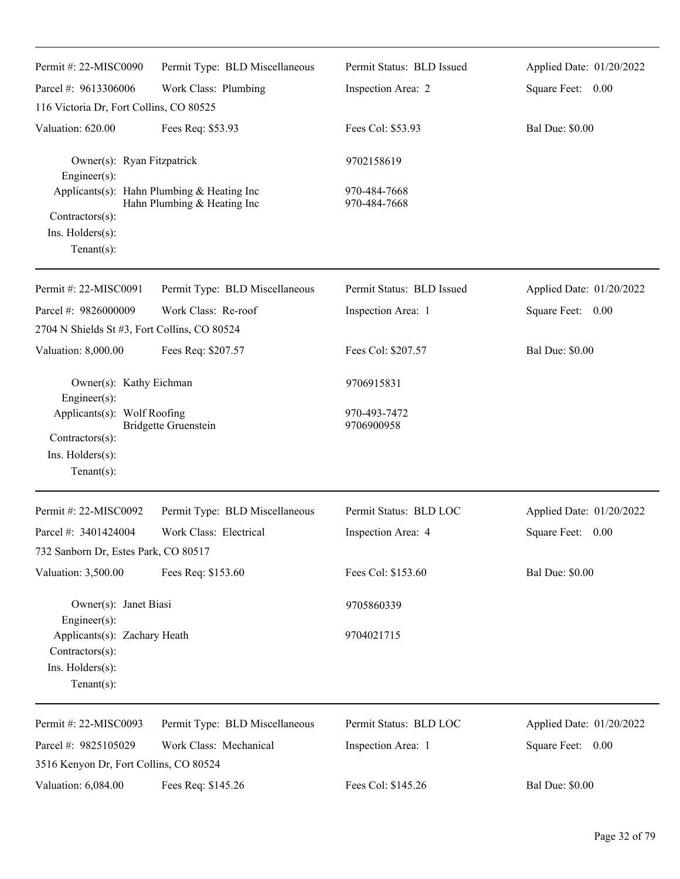| Permit #: 22-MISC0090 | Permit Type: BLD Miscellaneous | Permit Status: BLD Issued | Applied Date: 01/20/2022 |
|---|---|---|---|
| Parcel #: 9613306006 | Work Class: Plumbing | Inspection Area: 2 | Square Feet: 0.00 |
| 116 Victoria Dr, Fort Collins, CO 80525 | | | |
| Valuation: 620.00 | Fees Req: $53.93 | Fees Col: $53.93 | Bal Due: $0.00 |

Owner(s): Ryan Fitzpatrick — 9702158619
Engineer(s):
Applicants(s): Hahn Plumbing & Heating Inc — 970-484-7668
Hahn Plumbing & Heating Inc — 970-484-7668
Contractors(s):
Ins. Holders(s):
Tenant(s):

---

| Permit #: 22-MISC0091 | Permit Type: BLD Miscellaneous | Permit Status: BLD Issued | Applied Date: 01/20/2022 |
|---|---|---|---|
| Parcel #: 9826000009 | Work Class: Re-roof | Inspection Area: 1 | Square Feet: 0.00 |
| 2704 N Shields St #3, Fort Collins, CO 80524 | | | |
| Valuation: 8,000.00 | Fees Req: $207.57 | Fees Col: $207.57 | Bal Due: $0.00 |

Owner(s): Kathy Eichman — 9706915831
Engineer(s):
Applicants(s): Wolf Roofing — 970-493-7472
Bridgette Gruenstein — 9706900958
Contractors(s):
Ins. Holders(s):
Tenant(s):

---

| Permit #: 22-MISC0092 | Permit Type: BLD Miscellaneous | Permit Status: BLD LOC | Applied Date: 01/20/2022 |
|---|---|---|---|
| Parcel #: 3401424004 | Work Class: Electrical | Inspection Area: 4 | Square Feet: 0.00 |
| 732 Sanborn Dr, Estes Park, CO 80517 | | | |
| Valuation: 3,500.00 | Fees Req: $153.60 | Fees Col: $153.60 | Bal Due: $0.00 |

Owner(s): Janet Biasi — 9705860339
Engineer(s):
Applicants(s): Zachary Heath — 9704021715
Contractors(s):
Ins. Holders(s):
Tenant(s):

---

| Permit #: 22-MISC0093 | Permit Type: BLD Miscellaneous | Permit Status: BLD LOC | Applied Date: 01/20/2022 |
|---|---|---|---|
| Parcel #: 9825105029 | Work Class: Mechanical | Inspection Area: 1 | Square Feet: 0.00 |
| 3516 Kenyon Dr, Fort Collins, CO 80524 | | | |
| Valuation: 6,084.00 | Fees Req: $145.26 | Fees Col: $145.26 | Bal Due: $0.00 |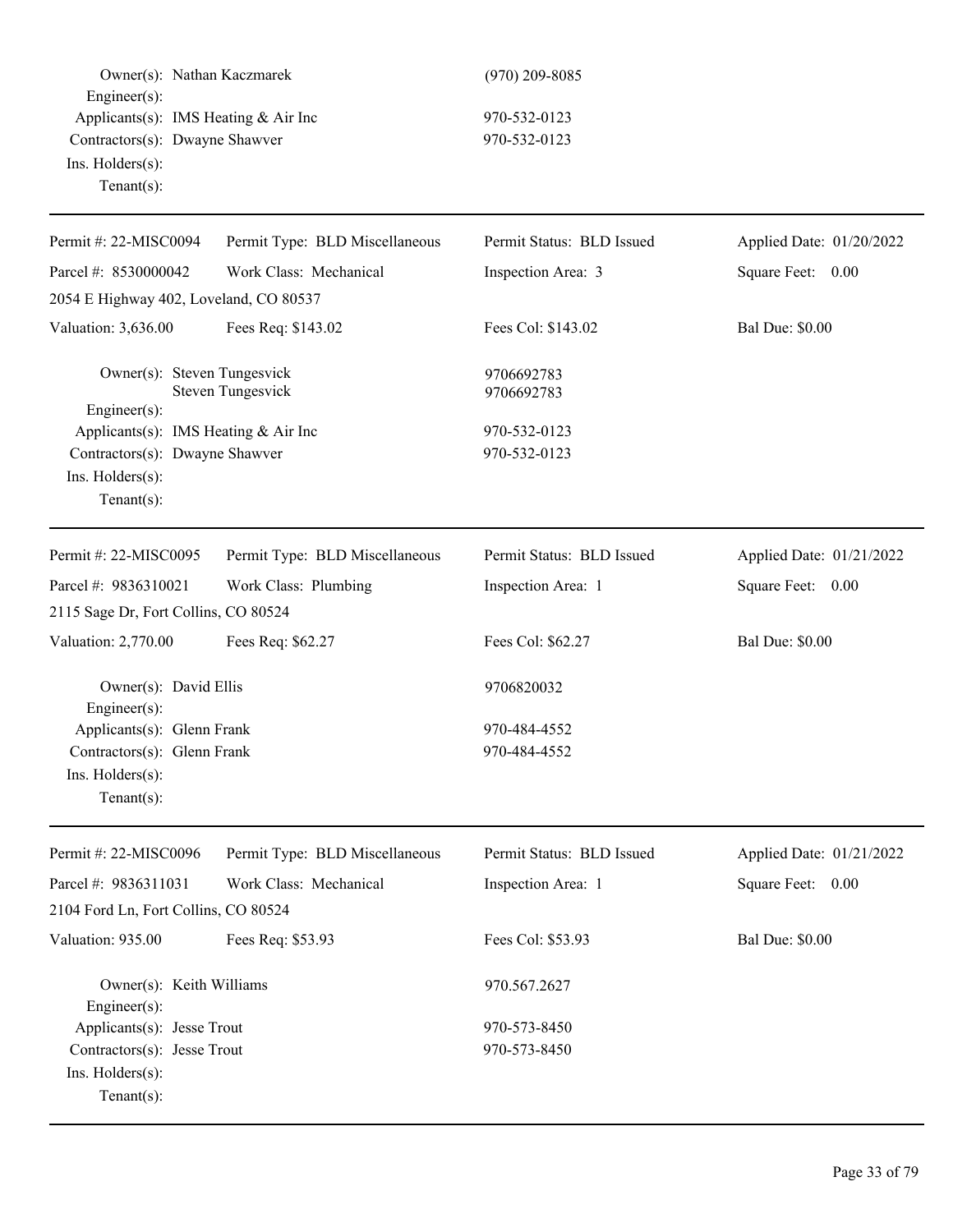Owner(s): Nathan Kaczmarek (970) 209-8085
Engineer(s):
Applicants(s): IMS Heating & Air Inc 970-532-0123
Contractors(s): Dwayne Shawver 970-532-0123
Ins. Holders(s):
Tenant(s):

---

| Permit #: 22-MISC0094 | Permit Type: BLD Miscellaneous | Permit Status: BLD Issued | Applied Date: 01/20/2022 |
|---|---|---|---|
| Parcel #: 8530000042 | Work Class: Mechanical | Inspection Area: 3 | Square Feet: 0.00 |
| 2054 E Highway 402, Loveland, CO 80537 | | | |
| Valuation: 3,636.00 | Fees Req: $143.02 | Fees Col: $143.02 | Bal Due: $0.00 |

Owner(s): Steven Tungesvick 9706692783
Steven Tungesvick 9706692783
Engineer(s):
Applicants(s): IMS Heating & Air Inc 970-532-0123
Contractors(s): Dwayne Shawver 970-532-0123
Ins. Holders(s):
Tenant(s):

---

| Permit #: 22-MISC0095 | Permit Type: BLD Miscellaneous | Permit Status: BLD Issued | Applied Date: 01/21/2022 |
|---|---|---|---|
| Parcel #: 9836310021 | Work Class: Plumbing | Inspection Area: 1 | Square Feet: 0.00 |
| 2115 Sage Dr, Fort Collins, CO 80524 | | | |
| Valuation: 2,770.00 | Fees Req: $62.27 | Fees Col: $62.27 | Bal Due: $0.00 |

Owner(s): David Ellis 9706820032
Engineer(s):
Applicants(s): Glenn Frank 970-484-4552
Contractors(s): Glenn Frank 970-484-4552
Ins. Holders(s):
Tenant(s):

---

| Permit #: 22-MISC0096 | Permit Type: BLD Miscellaneous | Permit Status: BLD Issued | Applied Date: 01/21/2022 |
|---|---|---|---|
| Parcel #: 9836311031 | Work Class: Mechanical | Inspection Area: 1 | Square Feet: 0.00 |
| 2104 Ford Ln, Fort Collins, CO 80524 | | | |
| Valuation: 935.00 | Fees Req: $53.93 | Fees Col: $53.93 | Bal Due: $0.00 |

Owner(s): Keith Williams 970.567.2627
Engineer(s):
Applicants(s): Jesse Trout 970-573-8450
Contractors(s): Jesse Trout 970-573-8450
Ins. Holders(s):
Tenant(s):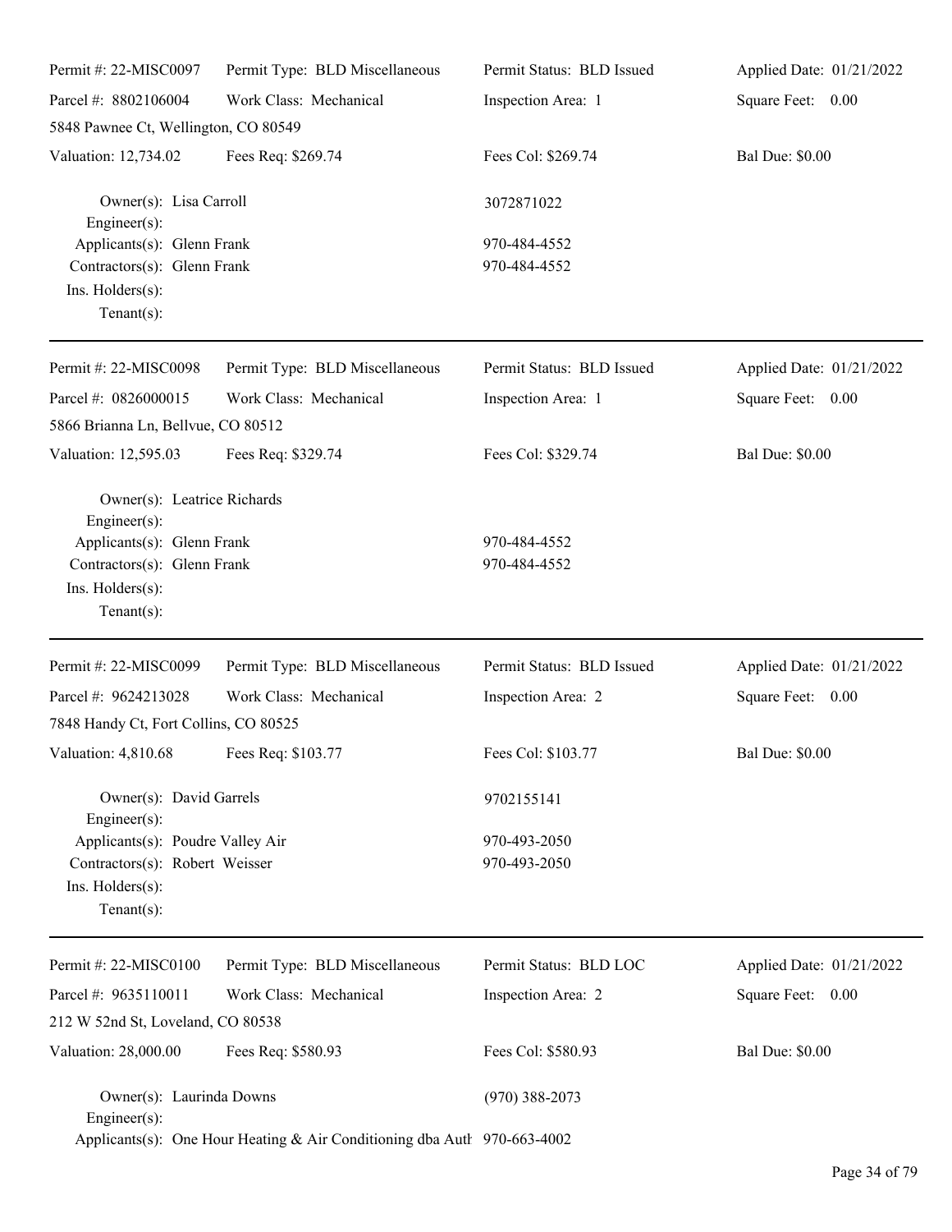| Permit #: 22-MISC0097 | Permit Type: BLD Miscellaneous | Permit Status: BLD Issued | Applied Date: 01/21/2022 |
|---|---|---|---|
| Parcel #: 8802106004 | Work Class: Mechanical | Inspection Area: 1 | Square Feet: 0.00 |
| 5848 Pawnee Ct, Wellington, CO 80549 | | | |
| Valuation: 12,734.02 | Fees Req: $269.74 | Fees Col: $269.74 | Bal Due: $0.00 |

Owner(s): Lisa Carroll — 3072871022
Engineer(s):
Applicants(s): Glenn Frank — 970-484-4552
Contractors(s): Glenn Frank — 970-484-4552
Ins. Holders(s):
Tenant(s):

---

| Permit #: 22-MISC0098 | Permit Type: BLD Miscellaneous | Permit Status: BLD Issued | Applied Date: 01/21/2022 |
|---|---|---|---|
| Parcel #: 0826000015 | Work Class: Mechanical | Inspection Area: 1 | Square Feet: 0.00 |
| 5866 Brianna Ln, Bellvue, CO 80512 | | | |
| Valuation: 12,595.03 | Fees Req: $329.74 | Fees Col: $329.74 | Bal Due: $0.00 |

Owner(s): Leatrice Richards
Engineer(s):
Applicants(s): Glenn Frank — 970-484-4552
Contractors(s): Glenn Frank — 970-484-4552
Ins. Holders(s):
Tenant(s):

---

| Permit #: 22-MISC0099 | Permit Type: BLD Miscellaneous | Permit Status: BLD Issued | Applied Date: 01/21/2022 |
|---|---|---|---|
| Parcel #: 9624213028 | Work Class: Mechanical | Inspection Area: 2 | Square Feet: 0.00 |
| 7848 Handy Ct, Fort Collins, CO 80525 | | | |
| Valuation: 4,810.68 | Fees Req: $103.77 | Fees Col: $103.77 | Bal Due: $0.00 |

Owner(s): David Garrels — 9702155141
Engineer(s):
Applicants(s): Poudre Valley Air — 970-493-2050
Contractors(s): Robert Weisser — 970-493-2050
Ins. Holders(s):
Tenant(s):

---

| Permit #: 22-MISC0100 | Permit Type: BLD Miscellaneous | Permit Status: BLD LOC | Applied Date: 01/21/2022 |
|---|---|---|---|
| Parcel #: 9635110011 | Work Class: Mechanical | Inspection Area: 2 | Square Feet: 0.00 |
| 212 W 52nd St, Loveland, CO 80538 | | | |
| Valuation: 28,000.00 | Fees Req: $580.93 | Fees Col: $580.93 | Bal Due: $0.00 |

Owner(s): Laurinda Downs — (970) 388-2073
Engineer(s):
Applicants(s): One Hour Heating & Air Conditioning dba Autl — 970-663-4002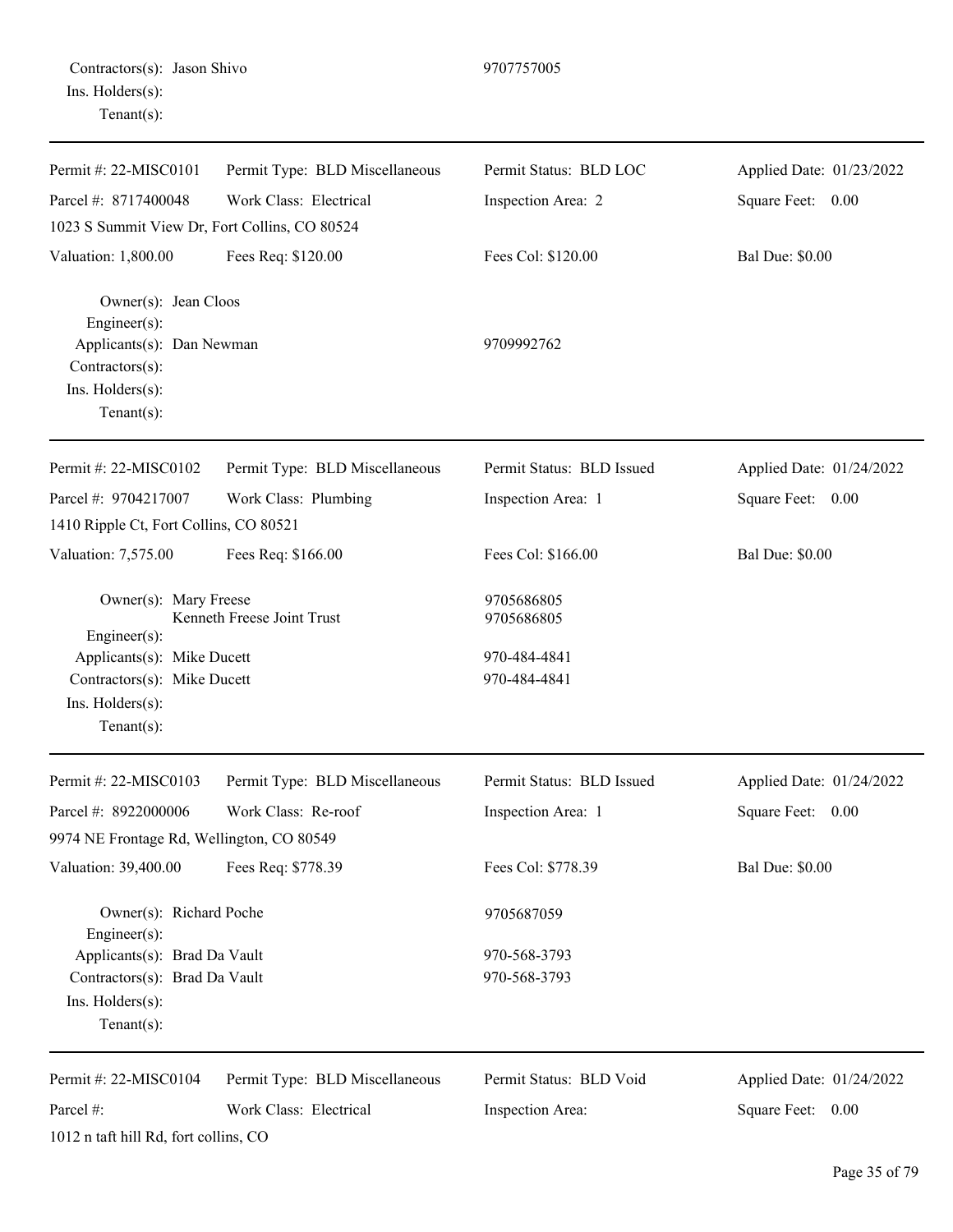Contractors(s): Jason Shivo 9707757005
Ins. Holders(s):
Tenant(s):

---

| Permit #: 22-MISC0101 | Permit Type: BLD Miscellaneous | Permit Status: BLD LOC | Applied Date: 01/23/2022 |
|---|---|---|---|
| Parcel #: 8717400048 | Work Class: Electrical | Inspection Area: 2 | Square Feet: 0.00 |
| 1023 S Summit View Dr, Fort Collins, CO 80524 | | | |
| Valuation: 1,800.00 | Fees Req: $120.00 | Fees Col: $120.00 | Bal Due: $0.00 |

Owner(s): Jean Cloos
Engineer(s):
Applicants(s): Dan Newman 9709992762
Contractors(s):
Ins. Holders(s):
Tenant(s):

---

| Permit #: 22-MISC0102 | Permit Type: BLD Miscellaneous | Permit Status: BLD Issued | Applied Date: 01/24/2022 |
|---|---|---|---|
| Parcel #: 9704217007 | Work Class: Plumbing | Inspection Area: 1 | Square Feet: 0.00 |
| 1410 Ripple Ct, Fort Collins, CO 80521 | | | |
| Valuation: 7,575.00 | Fees Req: $166.00 | Fees Col: $166.00 | Bal Due: $0.00 |

Owner(s): Mary Freese 9705686805
Kenneth Freese Joint Trust 9705686805
Engineer(s):
Applicants(s): Mike Ducett 970-484-4841
Contractors(s): Mike Ducett 970-484-4841
Ins. Holders(s):
Tenant(s):

---

| Permit #: 22-MISC0103 | Permit Type: BLD Miscellaneous | Permit Status: BLD Issued | Applied Date: 01/24/2022 |
|---|---|---|---|
| Parcel #: 8922000006 | Work Class: Re-roof | Inspection Area: 1 | Square Feet: 0.00 |
| 9974 NE Frontage Rd, Wellington, CO 80549 | | | |
| Valuation: 39,400.00 | Fees Req: $778.39 | Fees Col: $778.39 | Bal Due: $0.00 |

Owner(s): Richard Poche 9705687059
Engineer(s):
Applicants(s): Brad Da Vault 970-568-3793
Contractors(s): Brad Da Vault 970-568-3793
Ins. Holders(s):
Tenant(s):

---

| Permit #: 22-MISC0104 | Permit Type: BLD Miscellaneous | Permit Status: BLD Void | Applied Date: 01/24/2022 |
|---|---|---|---|
| Parcel #: | Work Class: Electrical | Inspection Area: | Square Feet: 0.00 |
| 1012 n taft hill Rd, fort collins, CO | | | |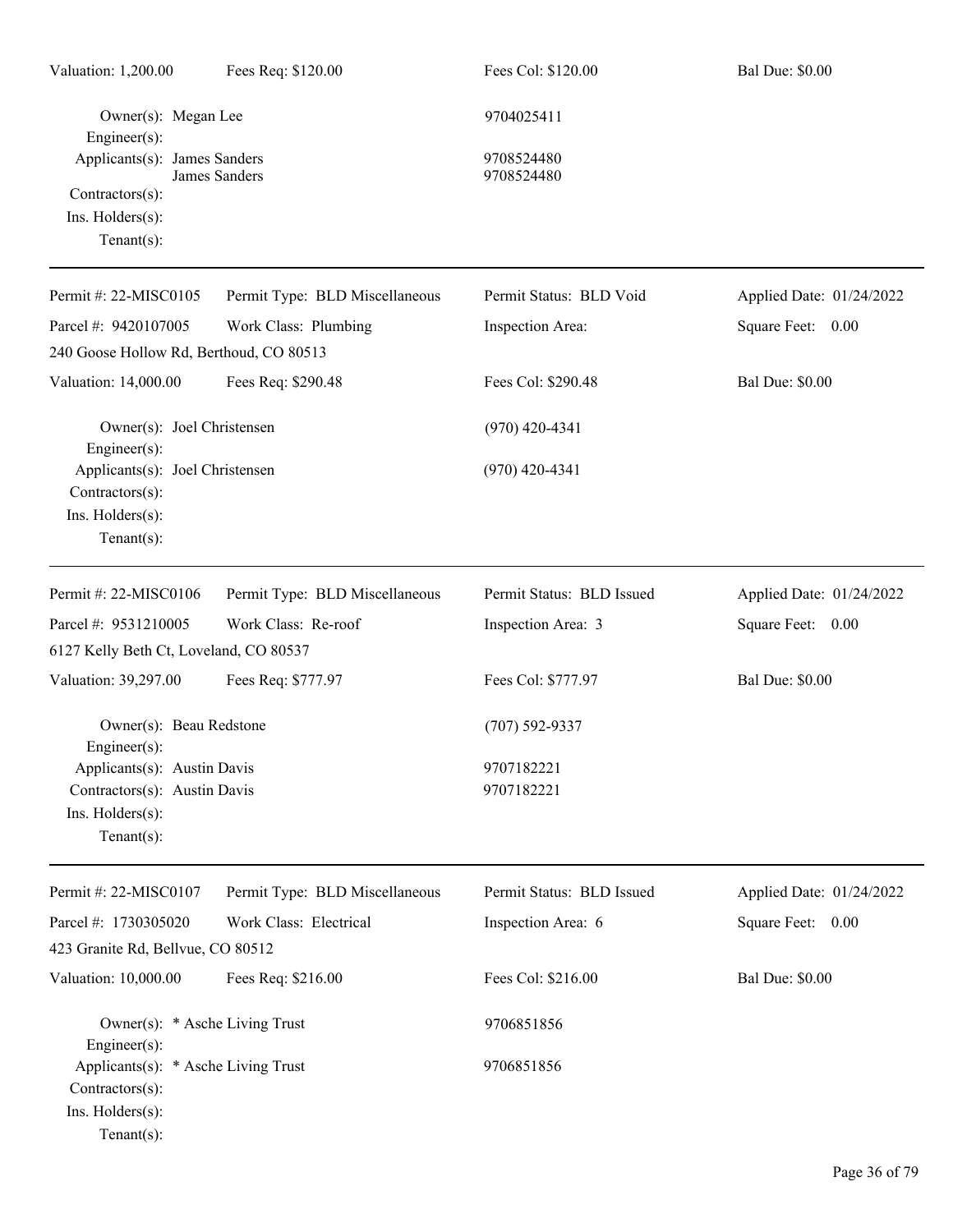Valuation: 1,200.00 | Fees Req: $120.00 | Fees Col: $120.00 | Bal Due: $0.00

Owner(s): Megan Lee — 9704025411
Engineer(s):
Applicants(s): James Sanders — 9708524480
James Sanders — 9708524480
Contractors(s):
Ins. Holders(s):
Tenant(s):

---

| Permit #: 22-MISC0105 | Permit Type: BLD Miscellaneous | Permit Status: BLD Void | Applied Date: 01/24/2022 |
|---|---|---|---|
| Parcel #: 9420107005 | Work Class: Plumbing | Inspection Area: | Square Feet: 0.00 |
| 240 Goose Hollow Rd, Berthoud, CO 80513 | | | |
| Valuation: 14,000.00 | Fees Req: $290.48 | Fees Col: $290.48 | Bal Due: $0.00 |

Owner(s): Joel Christensen — (970) 420-4341
Engineer(s):
Applicants(s): Joel Christensen — (970) 420-4341
Contractors(s):
Ins. Holders(s):
Tenant(s):

---

| Permit #: 22-MISC0106 | Permit Type: BLD Miscellaneous | Permit Status: BLD Issued | Applied Date: 01/24/2022 |
|---|---|---|---|
| Parcel #: 9531210005 | Work Class: Re-roof | Inspection Area: 3 | Square Feet: 0.00 |
| 6127 Kelly Beth Ct, Loveland, CO 80537 | | | |
| Valuation: 39,297.00 | Fees Req: $777.97 | Fees Col: $777.97 | Bal Due: $0.00 |

Owner(s): Beau Redstone — (707) 592-9337
Engineer(s):
Applicants(s): Austin Davis — 9707182221
Contractors(s): Austin Davis — 9707182221
Ins. Holders(s):
Tenant(s):

---

| Permit #: 22-MISC0107 | Permit Type: BLD Miscellaneous | Permit Status: BLD Issued | Applied Date: 01/24/2022 |
|---|---|---|---|
| Parcel #: 1730305020 | Work Class: Electrical | Inspection Area: 6 | Square Feet: 0.00 |
| 423 Granite Rd, Bellvue, CO 80512 | | | |
| Valuation: 10,000.00 | Fees Req: $216.00 | Fees Col: $216.00 | Bal Due: $0.00 |

Owner(s): * Asche Living Trust — 9706851856
Engineer(s):
Applicants(s): * Asche Living Trust — 9706851856
Contractors(s):
Ins. Holders(s):
Tenant(s):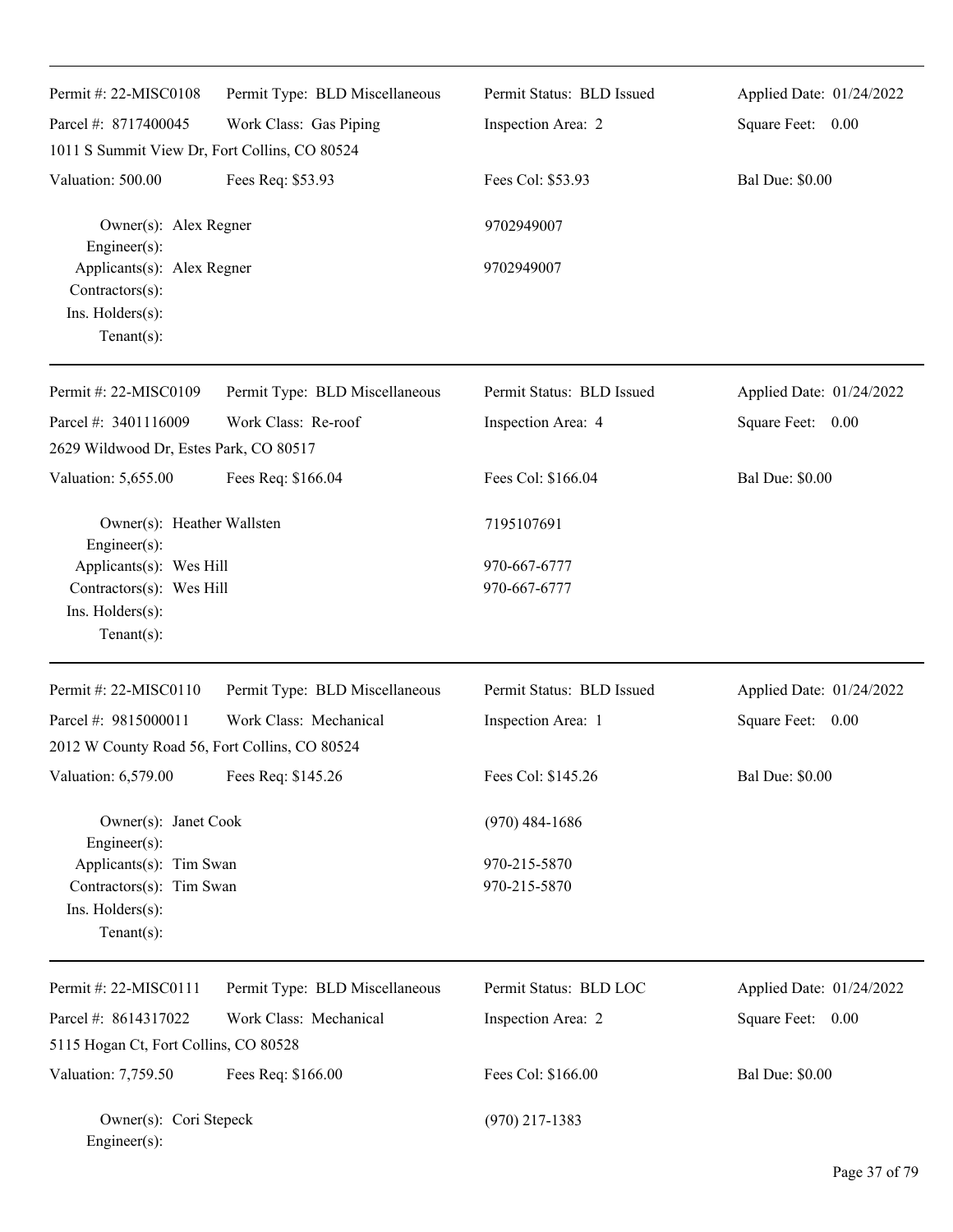Permit #: 22-MISC0108 | Permit Type: BLD Miscellaneous | Permit Status: BLD Issued | Applied Date: 01/24/2022
Parcel #: 8717400045 | Work Class: Gas Piping | Inspection Area: 2 | Square Feet: 0.00
1011 S Summit View Dr, Fort Collins, CO 80524
Valuation: 500.00 | Fees Req: $53.93 | Fees Col: $53.93 | Bal Due: $0.00

Owner(s): Alex Regner 9702949007
Engineer(s):
Applicants(s): Alex Regner 9702949007
Contractors(s):
Ins. Holders(s):
Tenant(s):

---

Permit #: 22-MISC0109 | Permit Type: BLD Miscellaneous | Permit Status: BLD Issued | Applied Date: 01/24/2022
Parcel #: 3401116009 | Work Class: Re-roof | Inspection Area: 4 | Square Feet: 0.00
2629 Wildwood Dr, Estes Park, CO 80517
Valuation: 5,655.00 | Fees Req: $166.04 | Fees Col: $166.04 | Bal Due: $0.00

Owner(s): Heather Wallsten 7195107691
Engineer(s):
Applicants(s): Wes Hill 970-667-6777
Contractors(s): Wes Hill 970-667-6777
Ins. Holders(s):
Tenant(s):

---

Permit #: 22-MISC0110 | Permit Type: BLD Miscellaneous | Permit Status: BLD Issued | Applied Date: 01/24/2022
Parcel #: 9815000011 | Work Class: Mechanical | Inspection Area: 1 | Square Feet: 0.00
2012 W County Road 56, Fort Collins, CO 80524
Valuation: 6,579.00 | Fees Req: $145.26 | Fees Col: $145.26 | Bal Due: $0.00

Owner(s): Janet Cook (970) 484-1686
Engineer(s):
Applicants(s): Tim Swan 970-215-5870
Contractors(s): Tim Swan 970-215-5870
Ins. Holders(s):
Tenant(s):

---

Permit #: 22-MISC0111 | Permit Type: BLD Miscellaneous | Permit Status: BLD LOC | Applied Date: 01/24/2022
Parcel #: 8614317022 | Work Class: Mechanical | Inspection Area: 2 | Square Feet: 0.00
5115 Hogan Ct, Fort Collins, CO 80528
Valuation: 7,759.50 | Fees Req: $166.00 | Fees Col: $166.00 | Bal Due: $0.00

Owner(s): Cori Stepeck (970) 217-1383
Engineer(s):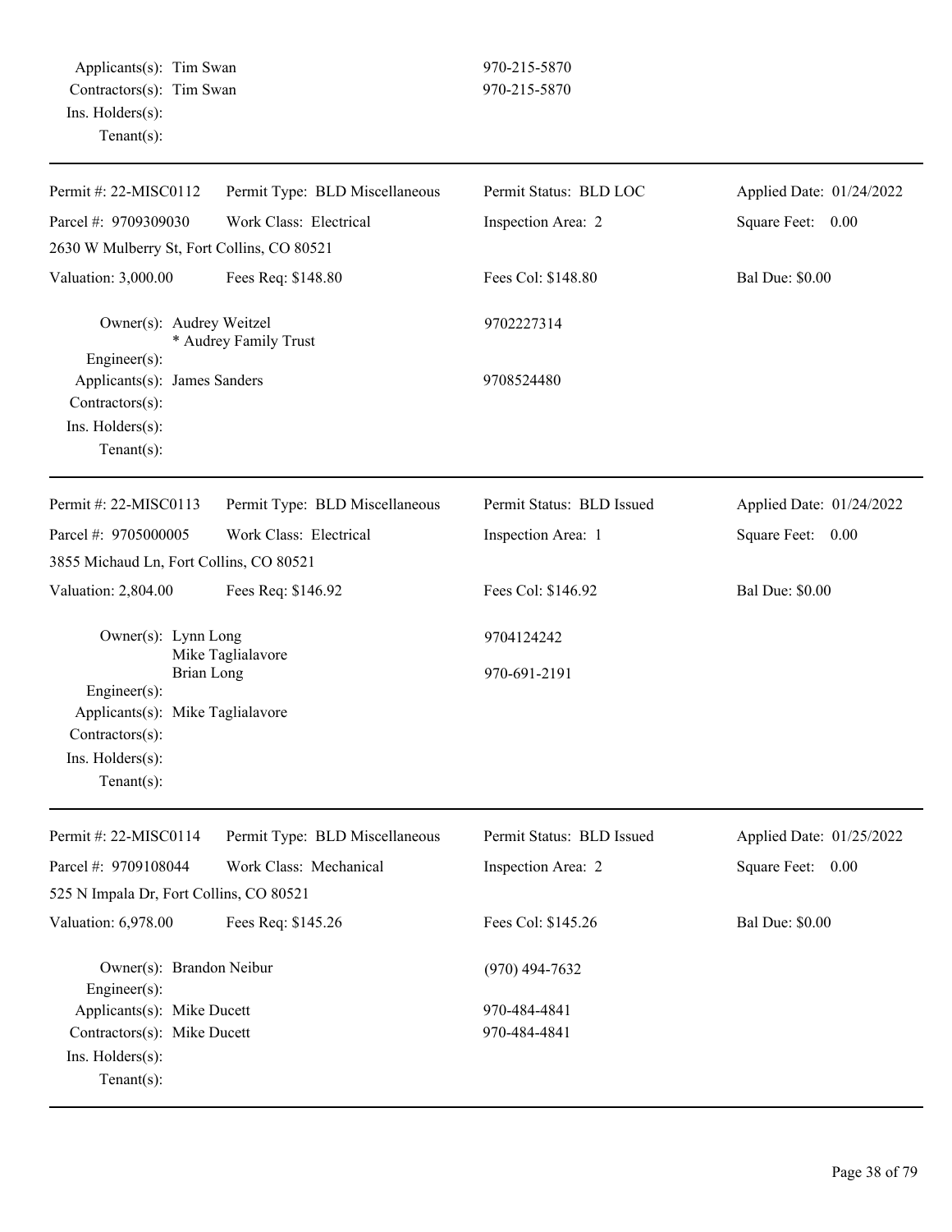Applicants(s): Tim Swan 970-215-5870
Contractors(s): Tim Swan 970-215-5870
Ins. Holders(s):
Tenant(s):

---

| | | | |
|---|---|---|---|
| Permit #: 22-MISC0112 | Permit Type: BLD Miscellaneous | Permit Status: BLD LOC | Applied Date: 01/24/2022 |
| Parcel #: 9709309030 | Work Class: Electrical | Inspection Area: 2 | Square Feet: 0.00 |
| 2630 W Mulberry St, Fort Collins, CO 80521 | | | |
| Valuation: 3,000.00 | Fees Req: $148.80 | Fees Col: $148.80 | Bal Due: $0.00 |

Owner(s): Audrey Weitzel 9702227314
* Audrey Family Trust
Engineer(s):
Applicants(s): James Sanders 9708524480
Contractors(s):
Ins. Holders(s):
Tenant(s):

---

| | | | |
|---|---|---|---|
| Permit #: 22-MISC0113 | Permit Type: BLD Miscellaneous | Permit Status: BLD Issued | Applied Date: 01/24/2022 |
| Parcel #: 9705000005 | Work Class: Electrical | Inspection Area: 1 | Square Feet: 0.00 |
| 3855 Michaud Ln, Fort Collins, CO 80521 | | | |
| Valuation: 2,804.00 | Fees Req: $146.92 | Fees Col: $146.92 | Bal Due: $0.00 |

Owner(s): Lynn Long 9704124242
Mike Taglialavore
Brian Long 970-691-2191
Engineer(s):
Applicants(s): Mike Taglialavore
Contractors(s):
Ins. Holders(s):
Tenant(s):

---

| | | | |
|---|---|---|---|
| Permit #: 22-MISC0114 | Permit Type: BLD Miscellaneous | Permit Status: BLD Issued | Applied Date: 01/25/2022 |
| Parcel #: 9709108044 | Work Class: Mechanical | Inspection Area: 2 | Square Feet: 0.00 |
| 525 N Impala Dr, Fort Collins, CO 80521 | | | |
| Valuation: 6,978.00 | Fees Req: $145.26 | Fees Col: $145.26 | Bal Due: $0.00 |

Owner(s): Brandon Neibur (970) 494-7632
Engineer(s):
Applicants(s): Mike Ducett 970-484-4841
Contractors(s): Mike Ducett 970-484-4841
Ins. Holders(s):
Tenant(s):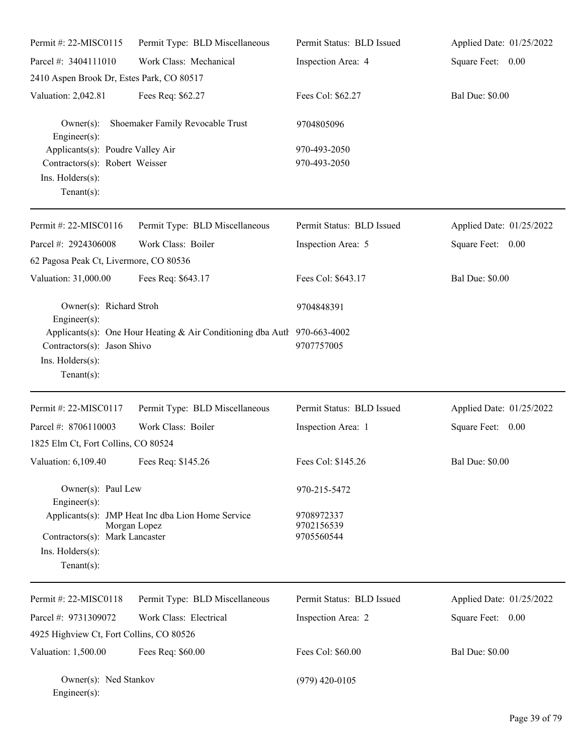| Permit #: 22-MISC0115 | Permit Type: BLD Miscellaneous | Permit Status: BLD Issued | Applied Date: 01/25/2022 |
|---|---|---|---|
| Parcel #: 3404111010 | Work Class: Mechanical | Inspection Area: 4 | Square Feet: 0.00 |
| 2410 Aspen Brook Dr, Estes Park, CO 80517 | | | |
| Valuation: 2,042.81 | Fees Req: $62.27 | Fees Col: $62.27 | Bal Due: $0.00 |

Owner(s): Shoemaker Family Revocable Trust 9704805096
Engineer(s):
Applicants(s): Poudre Valley Air 970-493-2050
Contractors(s): Robert Weisser 970-493-2050
Ins. Holders(s):
Tenant(s):

---

| Permit #: 22-MISC0116 | Permit Type: BLD Miscellaneous | Permit Status: BLD Issued | Applied Date: 01/25/2022 |
|---|---|---|---|
| Parcel #: 2924306008 | Work Class: Boiler | Inspection Area: 5 | Square Feet: 0.00 |
| 62 Pagosa Peak Ct, Livermore, CO 80536 | | | |
| Valuation: 31,000.00 | Fees Req: $643.17 | Fees Col: $643.17 | Bal Due: $0.00 |

Owner(s): Richard Stroh 9704848391
Engineer(s):
Applicants(s): One Hour Heating & Air Conditioning dba Auth 970-663-4002
Contractors(s): Jason Shivo 9707757005
Ins. Holders(s):
Tenant(s):

---

| Permit #: 22-MISC0117 | Permit Type: BLD Miscellaneous | Permit Status: BLD Issued | Applied Date: 01/25/2022 |
|---|---|---|---|
| Parcel #: 8706110003 | Work Class: Boiler | Inspection Area: 1 | Square Feet: 0.00 |
| 1825 Elm Ct, Fort Collins, CO 80524 | | | |
| Valuation: 6,109.40 | Fees Req: $145.26 | Fees Col: $145.26 | Bal Due: $0.00 |

Owner(s): Paul Lew 970-215-5472
Engineer(s):
Applicants(s): JMP Heat Inc dba Lion Home Service 9708972337
Morgan Lopez 9702156539
Contractors(s): Mark Lancaster 9705560544
Ins. Holders(s):
Tenant(s):

---

| Permit #: 22-MISC0118 | Permit Type: BLD Miscellaneous | Permit Status: BLD Issued | Applied Date: 01/25/2022 |
|---|---|---|---|
| Parcel #: 9731309072 | Work Class: Electrical | Inspection Area: 2 | Square Feet: 0.00 |
| 4925 Highview Ct, Fort Collins, CO 80526 | | | |
| Valuation: 1,500.00 | Fees Req: $60.00 | Fees Col: $60.00 | Bal Due: $0.00 |

Owner(s): Ned Stankov (979) 420-0105
Engineer(s):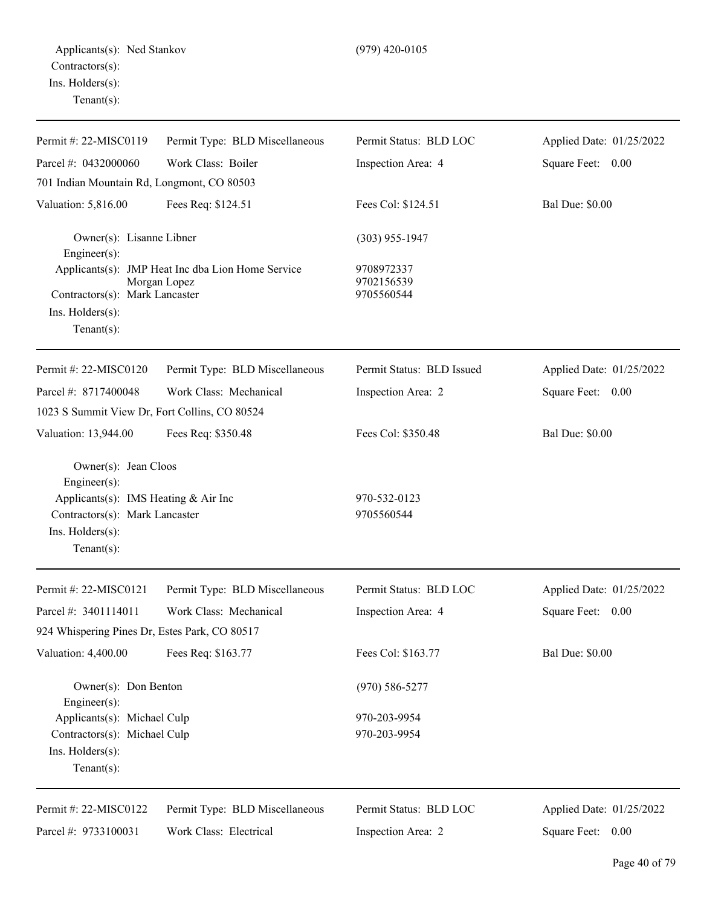Applicants(s): Ned Stankov (979) 420-0105
Contractors(s):
Ins. Holders(s):
Tenant(s):

---

| Permit #: 22-MISC0119 | Permit Type: BLD Miscellaneous | Permit Status: BLD LOC | Applied Date: 01/25/2022 |
|---|---|---|---|
| Parcel #: 0432000060 | Work Class: Boiler | Inspection Area: 4 | Square Feet: 0.00 |
| 701 Indian Mountain Rd, Longmont, CO 80503 | | | |
| Valuation: 5,816.00 | Fees Req: $124.51 | Fees Col: $124.51 | Bal Due: $0.00 |

Owner(s): Lisanne Libner (303) 955-1947
Engineer(s):
Applicants(s): JMP Heat Inc dba Lion Home Service 9708972337
Morgan Lopez 9702156539
Contractors(s): Mark Lancaster 9705560544
Ins. Holders(s):
Tenant(s):

---

| Permit #: 22-MISC0120 | Permit Type: BLD Miscellaneous | Permit Status: BLD Issued | Applied Date: 01/25/2022 |
|---|---|---|---|
| Parcel #: 8717400048 | Work Class: Mechanical | Inspection Area: 2 | Square Feet: 0.00 |
| 1023 S Summit View Dr, Fort Collins, CO 80524 | | | |
| Valuation: 13,944.00 | Fees Req: $350.48 | Fees Col: $350.48 | Bal Due: $0.00 |

Owner(s): Jean Cloos
Engineer(s):
Applicants(s): IMS Heating & Air Inc 970-532-0123
Contractors(s): Mark Lancaster 9705560544
Ins. Holders(s):
Tenant(s):

---

| Permit #: 22-MISC0121 | Permit Type: BLD Miscellaneous | Permit Status: BLD LOC | Applied Date: 01/25/2022 |
|---|---|---|---|
| Parcel #: 3401114011 | Work Class: Mechanical | Inspection Area: 4 | Square Feet: 0.00 |
| 924 Whispering Pines Dr, Estes Park, CO 80517 | | | |
| Valuation: 4,400.00 | Fees Req: $163.77 | Fees Col: $163.77 | Bal Due: $0.00 |

Owner(s): Don Benton (970) 586-5277
Engineer(s):
Applicants(s): Michael Culp 970-203-9954
Contractors(s): Michael Culp 970-203-9954
Ins. Holders(s):
Tenant(s):

---

| Permit #: 22-MISC0122 | Permit Type: BLD Miscellaneous | Permit Status: BLD LOC | Applied Date: 01/25/2022 |
|---|---|---|---|
| Parcel #: 9733100031 | Work Class: Electrical | Inspection Area: 2 | Square Feet: 0.00 |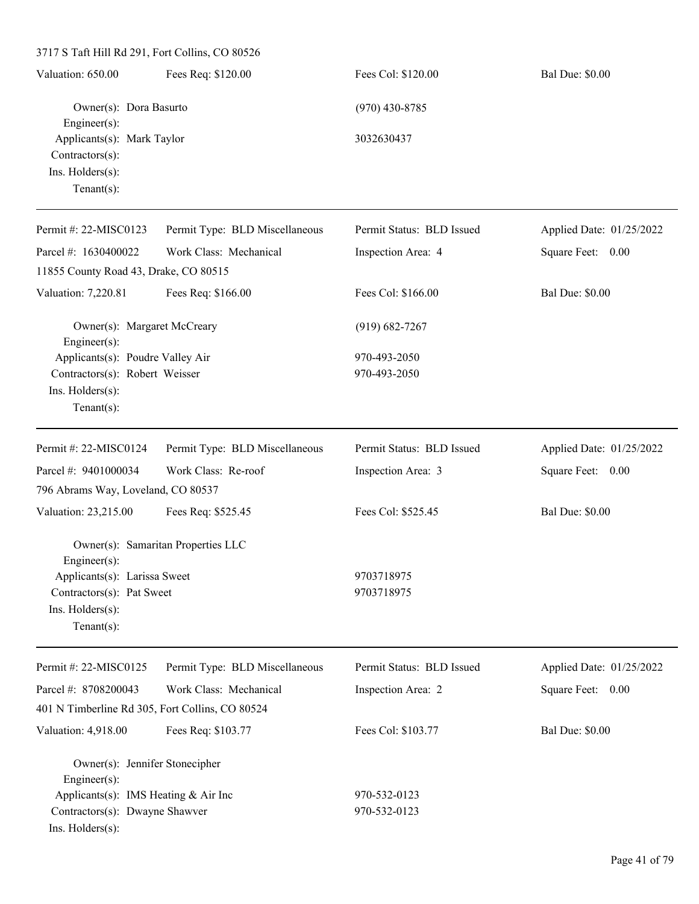3717 S Taft Hill Rd 291, Fort Collins, CO 80526

Valuation: 650.00 | Fees Req: $120.00 | Fees Col: $120.00 | Bal Due: $0.00

Owner(s): Dora Basurto (970) 430-8785
Engineer(s):
Applicants(s): Mark Taylor 3032630437
Contractors(s):
Ins. Holders(s):
Tenant(s):

---

Permit #: 22-MISC0123 | Permit Type: BLD Miscellaneous | Permit Status: BLD Issued | Applied Date: 01/25/2022
Parcel #: 1630400022 | Work Class: Mechanical | Inspection Area: 4 | Square Feet: 0.00
11855 County Road 43, Drake, CO 80515

Valuation: 7,220.81 | Fees Req: $166.00 | Fees Col: $166.00 | Bal Due: $0.00

Owner(s): Margaret McCreary (919) 682-7267
Engineer(s):
Applicants(s): Poudre Valley Air 970-493-2050
Contractors(s): Robert Weisser 970-493-2050
Ins. Holders(s):
Tenant(s):

---

Permit #: 22-MISC0124 | Permit Type: BLD Miscellaneous | Permit Status: BLD Issued | Applied Date: 01/25/2022
Parcel #: 9401000034 | Work Class: Re-roof | Inspection Area: 3 | Square Feet: 0.00
796 Abrams Way, Loveland, CO 80537

Valuation: 23,215.00 | Fees Req: $525.45 | Fees Col: $525.45 | Bal Due: $0.00

Owner(s): Samaritan Properties LLC
Engineer(s):
Applicants(s): Larissa Sweet 9703718975
Contractors(s): Pat Sweet 9703718975
Ins. Holders(s):
Tenant(s):

---

Permit #: 22-MISC0125 | Permit Type: BLD Miscellaneous | Permit Status: BLD Issued | Applied Date: 01/25/2022
Parcel #: 8708200043 | Work Class: Mechanical | Inspection Area: 2 | Square Feet: 0.00
401 N Timberline Rd 305, Fort Collins, CO 80524

Valuation: 4,918.00 | Fees Req: $103.77 | Fees Col: $103.77 | Bal Due: $0.00

Owner(s): Jennifer Stonecipher
Engineer(s):
Applicants(s): IMS Heating & Air Inc 970-532-0123
Contractors(s): Dwayne Shawver 970-532-0123
Ins. Holders(s):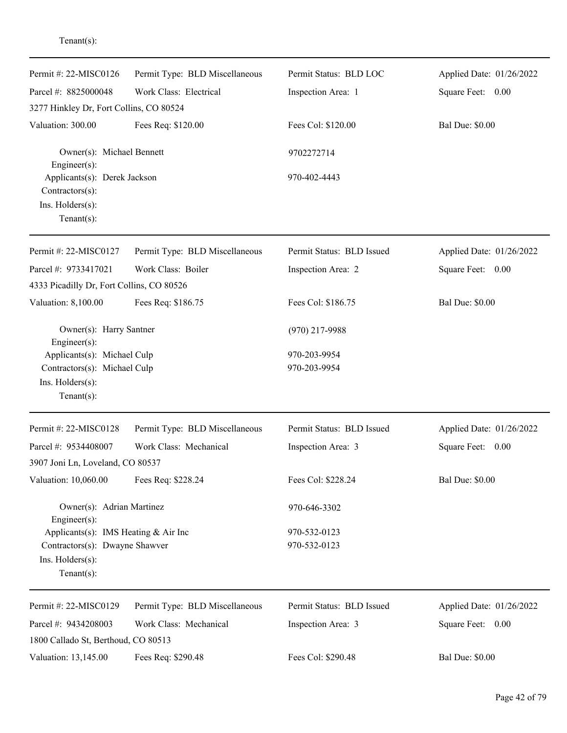Tenant(s):

---

| Permit #: 22-MISC0126 | Permit Type: BLD Miscellaneous | Permit Status: BLD LOC | Applied Date: 01/26/2022 |
|---|---|---|---|
| Parcel #: 8825000048 | Work Class: Electrical | Inspection Area: 1 | Square Feet: 0.00 |
| 3277 Hinkley Dr, Fort Collins, CO 80524 | | | |
| Valuation: 300.00 | Fees Req: $120.00 | Fees Col: $120.00 | Bal Due: $0.00 |

Owner(s): Michael Bennett — 9702272714
Engineer(s):
Applicants(s): Derek Jackson — 970-402-4443
Contractors(s):
Ins. Holders(s):
Tenant(s):

---

| Permit #: 22-MISC0127 | Permit Type: BLD Miscellaneous | Permit Status: BLD Issued | Applied Date: 01/26/2022 |
|---|---|---|---|
| Parcel #: 9733417021 | Work Class: Boiler | Inspection Area: 2 | Square Feet: 0.00 |
| 4333 Picadilly Dr, Fort Collins, CO 80526 | | | |
| Valuation: 8,100.00 | Fees Req: $186.75 | Fees Col: $186.75 | Bal Due: $0.00 |

Owner(s): Harry Santner — (970) 217-9988
Engineer(s):
Applicants(s): Michael Culp — 970-203-9954
Contractors(s): Michael Culp — 970-203-9954
Ins. Holders(s):
Tenant(s):

---

| Permit #: 22-MISC0128 | Permit Type: BLD Miscellaneous | Permit Status: BLD Issued | Applied Date: 01/26/2022 |
|---|---|---|---|
| Parcel #: 9534408007 | Work Class: Mechanical | Inspection Area: 3 | Square Feet: 0.00 |
| 3907 Joni Ln, Loveland, CO 80537 | | | |
| Valuation: 10,060.00 | Fees Req: $228.24 | Fees Col: $228.24 | Bal Due: $0.00 |

Owner(s): Adrian Martinez — 970-646-3302
Engineer(s):
Applicants(s): IMS Heating & Air Inc — 970-532-0123
Contractors(s): Dwayne Shawver — 970-532-0123
Ins. Holders(s):
Tenant(s):

---

| Permit #: 22-MISC0129 | Permit Type: BLD Miscellaneous | Permit Status: BLD Issued | Applied Date: 01/26/2022 |
|---|---|---|---|
| Parcel #: 9434208003 | Work Class: Mechanical | Inspection Area: 3 | Square Feet: 0.00 |
| 1800 Callado St, Berthoud, CO 80513 | | | |
| Valuation: 13,145.00 | Fees Req: $290.48 | Fees Col: $290.48 | Bal Due: $0.00 |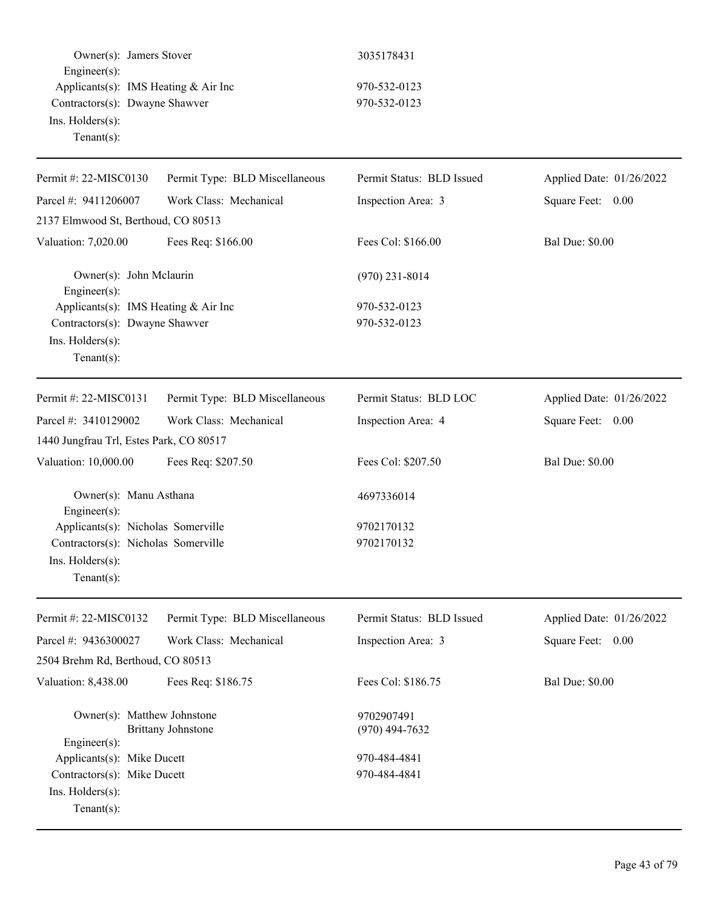Owner(s): Jamers Stover 3035178431
Engineer(s):
Applicants(s): IMS Heating & Air Inc 970-532-0123
Contractors(s): Dwayne Shawver 970-532-0123
Ins. Holders(s):
Tenant(s):

---

Permit #: 22-MISC0130 Permit Type: BLD Miscellaneous Permit Status: BLD Issued Applied Date: 01/26/2022
Parcel #: 9411206007 Work Class: Mechanical Inspection Area: 3 Square Feet: 0.00
2137 Elmwood St, Berthoud, CO 80513
Valuation: 7,020.00 Fees Req: $166.00 Fees Col: $166.00 Bal Due: $0.00

Owner(s): John Mclaurin (970) 231-8014
Engineer(s):
Applicants(s): IMS Heating & Air Inc 970-532-0123
Contractors(s): Dwayne Shawver 970-532-0123
Ins. Holders(s):
Tenant(s):

---

Permit #: 22-MISC0131 Permit Type: BLD Miscellaneous Permit Status: BLD LOC Applied Date: 01/26/2022
Parcel #: 3410129002 Work Class: Mechanical Inspection Area: 4 Square Feet: 0.00
1440 Jungfrau Trl, Estes Park, CO 80517
Valuation: 10,000.00 Fees Req: $207.50 Fees Col: $207.50 Bal Due: $0.00

Owner(s): Manu Asthana 4697336014
Engineer(s):
Applicants(s): Nicholas Somerville 9702170132
Contractors(s): Nicholas Somerville 9702170132
Ins. Holders(s):
Tenant(s):

---

Permit #: 22-MISC0132 Permit Type: BLD Miscellaneous Permit Status: BLD Issued Applied Date: 01/26/2022
Parcel #: 9436300027 Work Class: Mechanical Inspection Area: 3 Square Feet: 0.00
2504 Brehm Rd, Berthoud, CO 80513
Valuation: 8,438.00 Fees Req: $186.75 Fees Col: $186.75 Bal Due: $0.00

Owner(s): Matthew Johnstone 9702907491
Brittany Johnstone (970) 494-7632
Engineer(s):
Applicants(s): Mike Ducett 970-484-4841
Contractors(s): Mike Ducett 970-484-4841
Ins. Holders(s):
Tenant(s):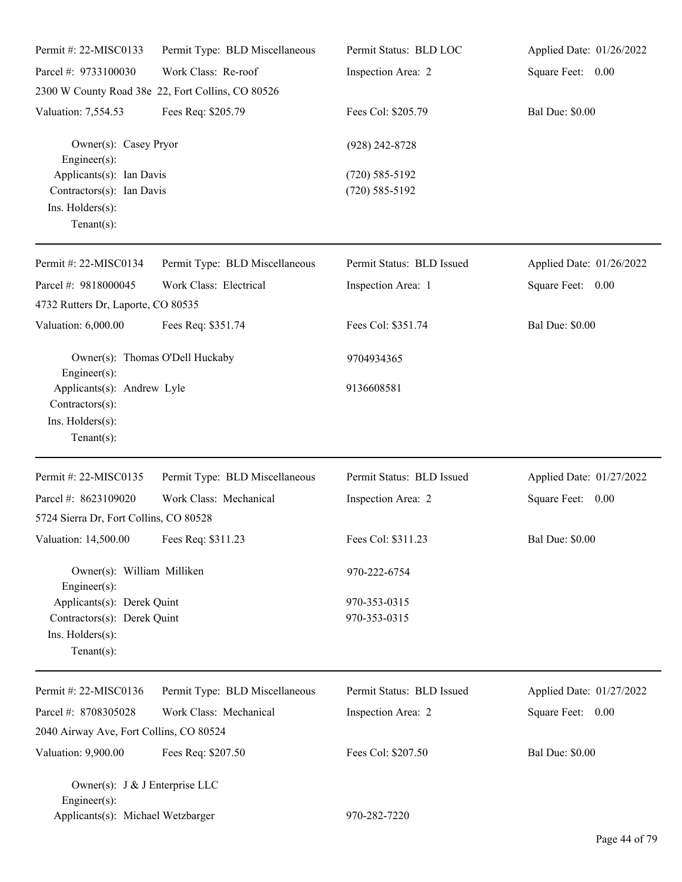| Permit #: 22-MISC0133 | Permit Type: BLD Miscellaneous | Permit Status: BLD LOC | Applied Date: 01/26/2022 |
|---|---|---|---|
| Parcel #: 9733100030 | Work Class: Re-roof | Inspection Area: 2 | Square Feet: 0.00 |
| 2300 W County Road 38e 22, Fort Collins, CO 80526 | | | |
| Valuation: 7,554.53 | Fees Req: $205.79 | Fees Col: $205.79 | Bal Due: $0.00 |

Owner(s): Casey Pryor (928) 242-8728
Engineer(s):
Applicants(s): Ian Davis (720) 585-5192
Contractors(s): Ian Davis (720) 585-5192
Ins. Holders(s):
Tenant(s):

---

| Permit #: 22-MISC0134 | Permit Type: BLD Miscellaneous | Permit Status: BLD Issued | Applied Date: 01/26/2022 |
|---|---|---|---|
| Parcel #: 9818000045 | Work Class: Electrical | Inspection Area: 1 | Square Feet: 0.00 |
| 4732 Rutters Dr, Laporte, CO 80535 | | | |
| Valuation: 6,000.00 | Fees Req: $351.74 | Fees Col: $351.74 | Bal Due: $0.00 |

Owner(s): Thomas O'Dell Huckaby 9704934365
Engineer(s):
Applicants(s): Andrew Lyle 9136608581
Contractors(s):
Ins. Holders(s):
Tenant(s):

---

| Permit #: 22-MISC0135 | Permit Type: BLD Miscellaneous | Permit Status: BLD Issued | Applied Date: 01/27/2022 |
|---|---|---|---|
| Parcel #: 8623109020 | Work Class: Mechanical | Inspection Area: 2 | Square Feet: 0.00 |
| 5724 Sierra Dr, Fort Collins, CO 80528 | | | |
| Valuation: 14,500.00 | Fees Req: $311.23 | Fees Col: $311.23 | Bal Due: $0.00 |

Owner(s): William Milliken 970-222-6754
Engineer(s):
Applicants(s): Derek Quint 970-353-0315
Contractors(s): Derek Quint 970-353-0315
Ins. Holders(s):
Tenant(s):

---

| Permit #: 22-MISC0136 | Permit Type: BLD Miscellaneous | Permit Status: BLD Issued | Applied Date: 01/27/2022 |
|---|---|---|---|
| Parcel #: 8708305028 | Work Class: Mechanical | Inspection Area: 2 | Square Feet: 0.00 |
| 2040 Airway Ave, Fort Collins, CO 80524 | | | |
| Valuation: 9,900.00 | Fees Req: $207.50 | Fees Col: $207.50 | Bal Due: $0.00 |

Owner(s): J & J Enterprise LLC
Engineer(s):
Applicants(s): Michael Wetzbarger 970-282-7220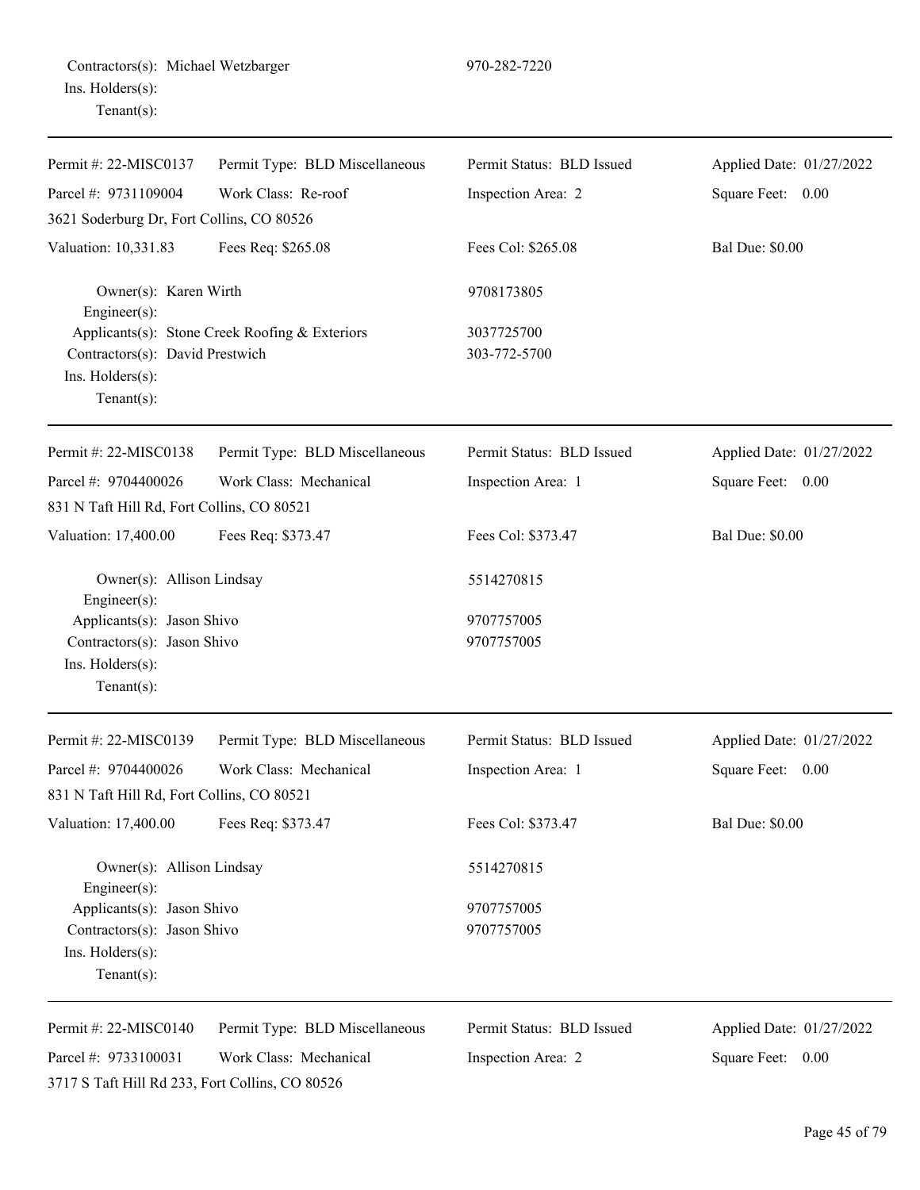Contractors(s): Michael Wetzbarger 970-282-7220
Ins. Holders(s):
Tenant(s):

---

Permit #: 22-MISC0137 Permit Type: BLD Miscellaneous Permit Status: BLD Issued Applied Date: 01/27/2022
Parcel #: 9731109004 Work Class: Re-roof Inspection Area: 2 Square Feet: 0.00
3621 Soderburg Dr, Fort Collins, CO 80526
Valuation: 10,331.83 Fees Req: $265.08 Fees Col: $265.08 Bal Due: $0.00

Owner(s): Karen Wirth 9708173805
Engineer(s):
Applicants(s): Stone Creek Roofing & Exteriors 3037725700
Contractors(s): David Prestwich 303-772-5700
Ins. Holders(s):
Tenant(s):

---

Permit #: 22-MISC0138 Permit Type: BLD Miscellaneous Permit Status: BLD Issued Applied Date: 01/27/2022
Parcel #: 9704400026 Work Class: Mechanical Inspection Area: 1 Square Feet: 0.00
831 N Taft Hill Rd, Fort Collins, CO 80521
Valuation: 17,400.00 Fees Req: $373.47 Fees Col: $373.47 Bal Due: $0.00

Owner(s): Allison Lindsay 5514270815
Engineer(s):
Applicants(s): Jason Shivo 9707757005
Contractors(s): Jason Shivo 9707757005
Ins. Holders(s):
Tenant(s):

---

Permit #: 22-MISC0139 Permit Type: BLD Miscellaneous Permit Status: BLD Issued Applied Date: 01/27/2022
Parcel #: 9704400026 Work Class: Mechanical Inspection Area: 1 Square Feet: 0.00
831 N Taft Hill Rd, Fort Collins, CO 80521
Valuation: 17,400.00 Fees Req: $373.47 Fees Col: $373.47 Bal Due: $0.00

Owner(s): Allison Lindsay 5514270815
Engineer(s):
Applicants(s): Jason Shivo 9707757005
Contractors(s): Jason Shivo 9707757005
Ins. Holders(s):
Tenant(s):

---

Permit #: 22-MISC0140 Permit Type: BLD Miscellaneous Permit Status: BLD Issued Applied Date: 01/27/2022
Parcel #: 9733100031 Work Class: Mechanical Inspection Area: 2 Square Feet: 0.00
3717 S Taft Hill Rd 233, Fort Collins, CO 80526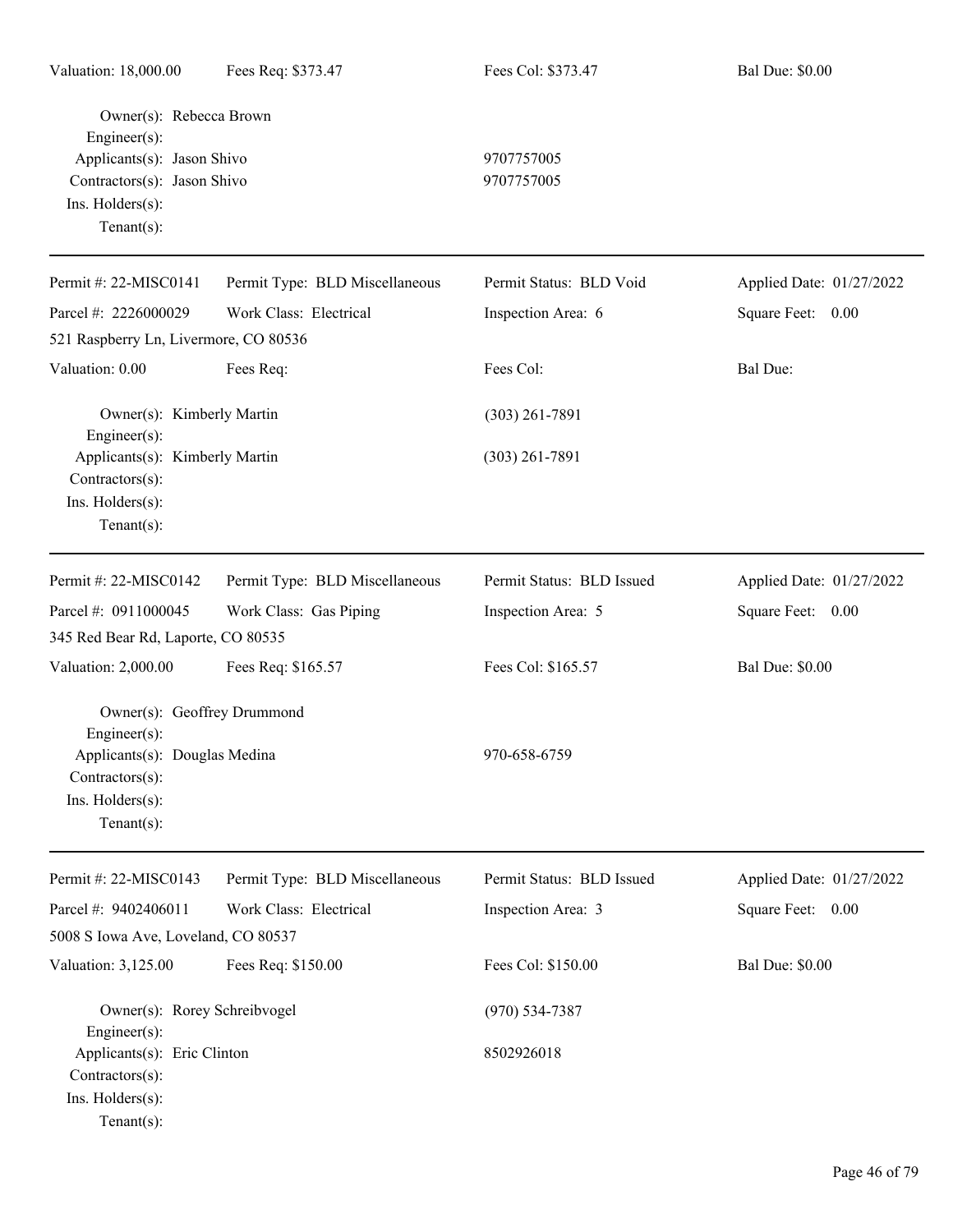| Valuation: 18,000.00 | Fees Req: $373.47 | Fees Col: $373.47 | Bal Due: $0.00 |
|---|---|---|---|

Owner(s): Rebecca Brown
Engineer(s):
Applicants(s): Jason Shivo — 9707757005
Contractors(s): Jason Shivo — 9707757005
Ins. Holders(s):
Tenant(s):

---

| Permit #: 22-MISC0141 | Permit Type: BLD Miscellaneous | Permit Status: BLD Void | Applied Date: 01/27/2022 |
|---|---|---|---|
| Parcel #: 2226000029 | Work Class: Electrical | Inspection Area: 6 | Square Feet: 0.00 |
| 521 Raspberry Ln, Livermore, CO 80536 | | | |
| Valuation: 0.00 | Fees Req: | Fees Col: | Bal Due: |

Owner(s): Kimberly Martin — (303) 261-7891
Engineer(s):
Applicants(s): Kimberly Martin — (303) 261-7891
Contractors(s):
Ins. Holders(s):
Tenant(s):

---

| Permit #: 22-MISC0142 | Permit Type: BLD Miscellaneous | Permit Status: BLD Issued | Applied Date: 01/27/2022 |
|---|---|---|---|
| Parcel #: 0911000045 | Work Class: Gas Piping | Inspection Area: 5 | Square Feet: 0.00 |
| 345 Red Bear Rd, Laporte, CO 80535 | | | |
| Valuation: 2,000.00 | Fees Req: $165.57 | Fees Col: $165.57 | Bal Due: $0.00 |

Owner(s): Geoffrey Drummond
Engineer(s):
Applicants(s): Douglas Medina — 970-658-6759
Contractors(s):
Ins. Holders(s):
Tenant(s):

---

| Permit #: 22-MISC0143 | Permit Type: BLD Miscellaneous | Permit Status: BLD Issued | Applied Date: 01/27/2022 |
|---|---|---|---|
| Parcel #: 9402406011 | Work Class: Electrical | Inspection Area: 3 | Square Feet: 0.00 |
| 5008 S Iowa Ave, Loveland, CO 80537 | | | |
| Valuation: 3,125.00 | Fees Req: $150.00 | Fees Col: $150.00 | Bal Due: $0.00 |

Owner(s): Rorey Schreibvogel — (970) 534-7387
Engineer(s):
Applicants(s): Eric Clinton — 8502926018
Contractors(s):
Ins. Holders(s):
Tenant(s):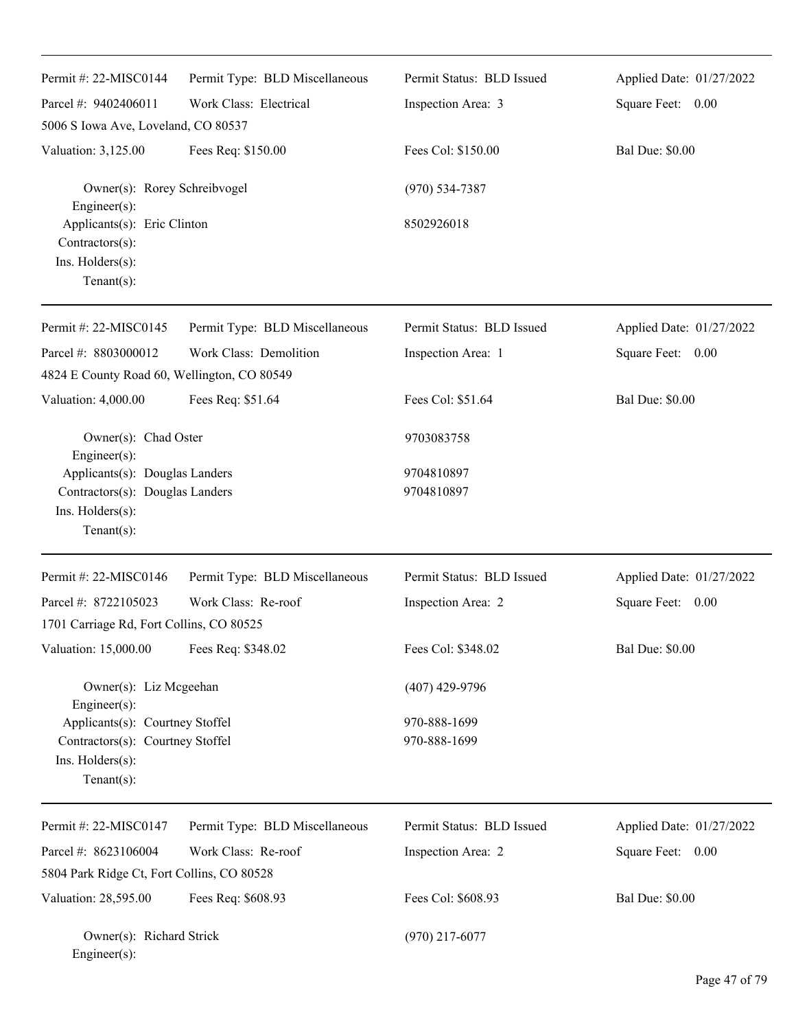| Permit #: 22-MISC0144 | Permit Type: BLD Miscellaneous | Permit Status: BLD Issued | Applied Date: 01/27/2022 |
|---|---|---|---|
| Parcel #: 9402406011 | Work Class: Electrical | Inspection Area: 3 | Square Feet: 0.00 |
| 5006 S Iowa Ave, Loveland, CO 80537 | | | |
| Valuation: 3,125.00 | Fees Req: $150.00 | Fees Col: $150.00 | Bal Due: $0.00 |

Owner(s): Rorey Schreibvogel (970) 534-7387
Engineer(s):
Applicants(s): Eric Clinton 8502926018
Contractors(s):
Ins. Holders(s):
Tenant(s):

| Permit #: 22-MISC0145 | Permit Type: BLD Miscellaneous | Permit Status: BLD Issued | Applied Date: 01/27/2022 |
|---|---|---|---|
| Parcel #: 8803000012 | Work Class: Demolition | Inspection Area: 1 | Square Feet: 0.00 |
| 4824 E County Road 60, Wellington, CO 80549 | | | |
| Valuation: 4,000.00 | Fees Req: $51.64 | Fees Col: $51.64 | Bal Due: $0.00 |

Owner(s): Chad Oster 9703083758
Engineer(s):
Applicants(s): Douglas Landers 9704810897
Contractors(s): Douglas Landers 9704810897
Ins. Holders(s):
Tenant(s):

| Permit #: 22-MISC0146 | Permit Type: BLD Miscellaneous | Permit Status: BLD Issued | Applied Date: 01/27/2022 |
|---|---|---|---|
| Parcel #: 8722105023 | Work Class: Re-roof | Inspection Area: 2 | Square Feet: 0.00 |
| 1701 Carriage Rd, Fort Collins, CO 80525 | | | |
| Valuation: 15,000.00 | Fees Req: $348.02 | Fees Col: $348.02 | Bal Due: $0.00 |

Owner(s): Liz Mcgeehan (407) 429-9796
Engineer(s):
Applicants(s): Courtney Stoffel 970-888-1699
Contractors(s): Courtney Stoffel 970-888-1699
Ins. Holders(s):
Tenant(s):

| Permit #: 22-MISC0147 | Permit Type: BLD Miscellaneous | Permit Status: BLD Issued | Applied Date: 01/27/2022 |
|---|---|---|---|
| Parcel #: 8623106004 | Work Class: Re-roof | Inspection Area: 2 | Square Feet: 0.00 |
| 5804 Park Ridge Ct, Fort Collins, CO 80528 | | | |
| Valuation: 28,595.00 | Fees Req: $608.93 | Fees Col: $608.93 | Bal Due: $0.00 |

Owner(s): Richard Strick (970) 217-6077
Engineer(s):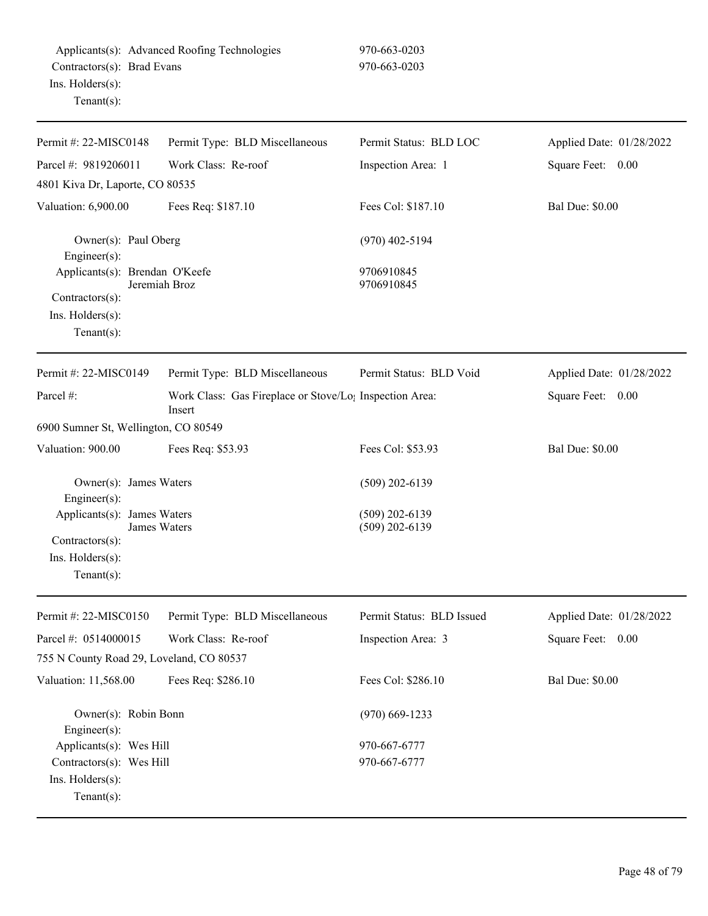Applicants(s): Advanced Roofing Technologies 970-663-0203
Contractors(s): Brad Evans 970-663-0203
Ins. Holders(s):
Tenant(s):

---

| Permit #: 22-MISC0148 | Permit Type: BLD Miscellaneous | Permit Status: BLD LOC | Applied Date: 01/28/2022 |
|---|---|---|---|
| Parcel #: 9819206011 | Work Class: Re-roof | Inspection Area: 1 | Square Feet: 0.00 |
| 4801 Kiva Dr, Laporte, CO 80535 | | | |
| Valuation: 6,900.00 | Fees Req: $187.10 | Fees Col: $187.10 | Bal Due: $0.00 |

Owner(s): Paul Oberg (970) 402-5194
Engineer(s):
Applicants(s): Brendan O'Keefe 9706910845
Jeremiah Broz 9706910845
Contractors(s):
Ins. Holders(s):
Tenant(s):

---

| Permit #: 22-MISC0149 | Permit Type: BLD Miscellaneous | Permit Status: BLD Void | Applied Date: 01/28/2022 |
|---|---|---|---|
| Parcel #: | Work Class: Gas Fireplace or Stove/Log Insert | Inspection Area: | Square Feet: 0.00 |
| 6900 Sumner St, Wellington, CO 80549 | | | |
| Valuation: 900.00 | Fees Req: $53.93 | Fees Col: $53.93 | Bal Due: $0.00 |

Owner(s): James Waters (509) 202-6139
Engineer(s):
Applicants(s): James Waters (509) 202-6139
James Waters (509) 202-6139
Contractors(s):
Ins. Holders(s):
Tenant(s):

---

| Permit #: 22-MISC0150 | Permit Type: BLD Miscellaneous | Permit Status: BLD Issued | Applied Date: 01/28/2022 |
|---|---|---|---|
| Parcel #: 0514000015 | Work Class: Re-roof | Inspection Area: 3 | Square Feet: 0.00 |
| 755 N County Road 29, Loveland, CO 80537 | | | |
| Valuation: 11,568.00 | Fees Req: $286.10 | Fees Col: $286.10 | Bal Due: $0.00 |

Owner(s): Robin Bonn (970) 669-1233
Engineer(s):
Applicants(s): Wes Hill 970-667-6777
Contractors(s): Wes Hill 970-667-6777
Ins. Holders(s):
Tenant(s):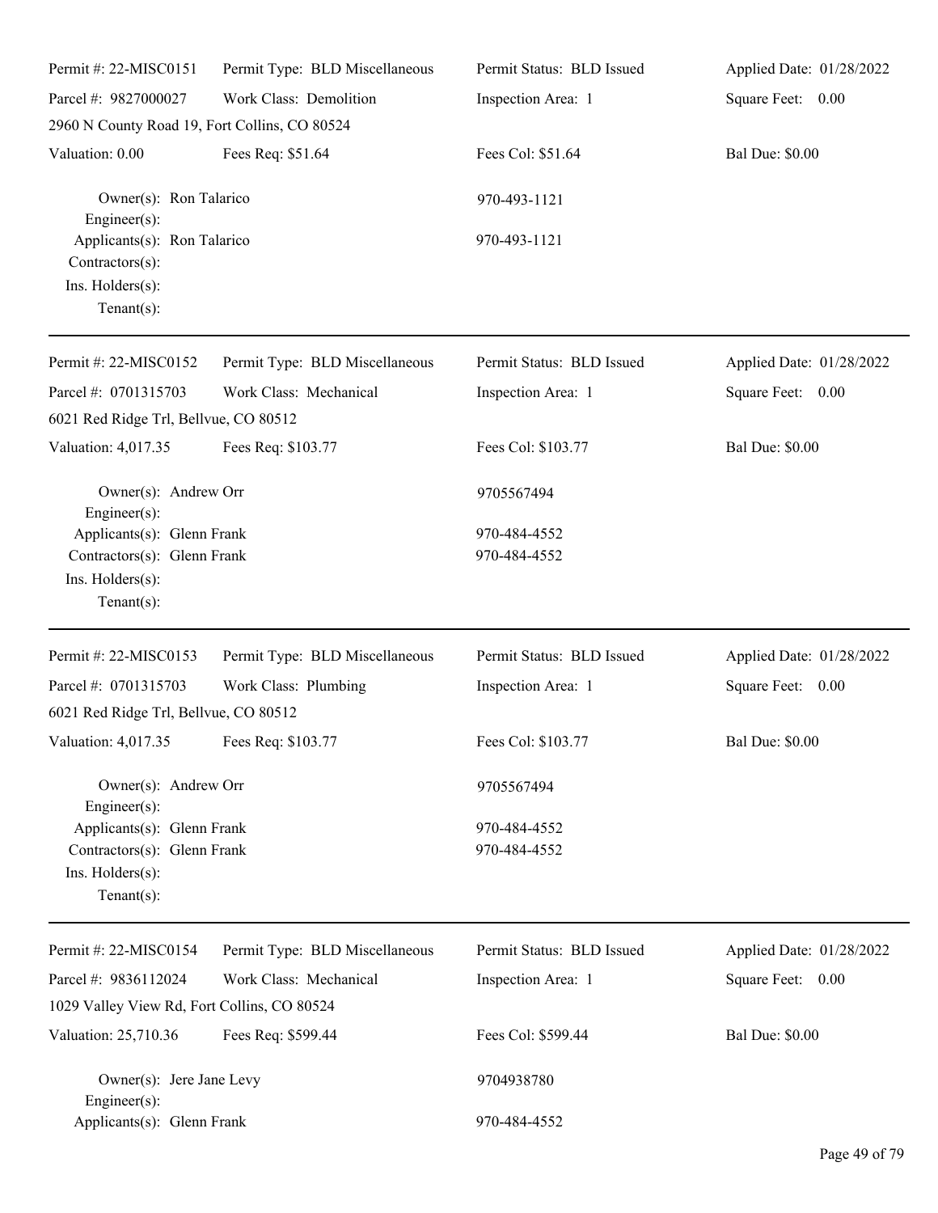| | | | |
|---|---|---|---|
| Permit #: 22-MISC0151 | Permit Type: BLD Miscellaneous | Permit Status: BLD Issued | Applied Date: 01/28/2022 |
| Parcel #: 9827000027 | Work Class: Demolition | Inspection Area: 1 | Square Feet: 0.00 |
| 2960 N County Road 19, Fort Collins, CO 80524 | | | |
| Valuation: 0.00 | Fees Req: $51.64 | Fees Col: $51.64 | Bal Due: $0.00 |

Owner(s): Ron Talarico — 970-493-1121
Engineer(s):
Applicants(s): Ron Talarico — 970-493-1121
Contractors(s):
Ins. Holders(s):
Tenant(s):

---

| | | | |
|---|---|---|---|
| Permit #: 22-MISC0152 | Permit Type: BLD Miscellaneous | Permit Status: BLD Issued | Applied Date: 01/28/2022 |
| Parcel #: 0701315703 | Work Class: Mechanical | Inspection Area: 1 | Square Feet: 0.00 |
| 6021 Red Ridge Trl, Bellvue, CO 80512 | | | |
| Valuation: 4,017.35 | Fees Req: $103.77 | Fees Col: $103.77 | Bal Due: $0.00 |

Owner(s): Andrew Orr — 9705567494
Engineer(s):
Applicants(s): Glenn Frank — 970-484-4552
Contractors(s): Glenn Frank — 970-484-4552
Ins. Holders(s):
Tenant(s):

---

| | | | |
|---|---|---|---|
| Permit #: 22-MISC0153 | Permit Type: BLD Miscellaneous | Permit Status: BLD Issued | Applied Date: 01/28/2022 |
| Parcel #: 0701315703 | Work Class: Plumbing | Inspection Area: 1 | Square Feet: 0.00 |
| 6021 Red Ridge Trl, Bellvue, CO 80512 | | | |
| Valuation: 4,017.35 | Fees Req: $103.77 | Fees Col: $103.77 | Bal Due: $0.00 |

Owner(s): Andrew Orr — 9705567494
Engineer(s):
Applicants(s): Glenn Frank — 970-484-4552
Contractors(s): Glenn Frank — 970-484-4552
Ins. Holders(s):
Tenant(s):

---

| | | | |
|---|---|---|---|
| Permit #: 22-MISC0154 | Permit Type: BLD Miscellaneous | Permit Status: BLD Issued | Applied Date: 01/28/2022 |
| Parcel #: 9836112024 | Work Class: Mechanical | Inspection Area: 1 | Square Feet: 0.00 |
| 1029 Valley View Rd, Fort Collins, CO 80524 | | | |
| Valuation: 25,710.36 | Fees Req: $599.44 | Fees Col: $599.44 | Bal Due: $0.00 |

Owner(s): Jere Jane Levy — 9704938780
Engineer(s):
Applicants(s): Glenn Frank — 970-484-4552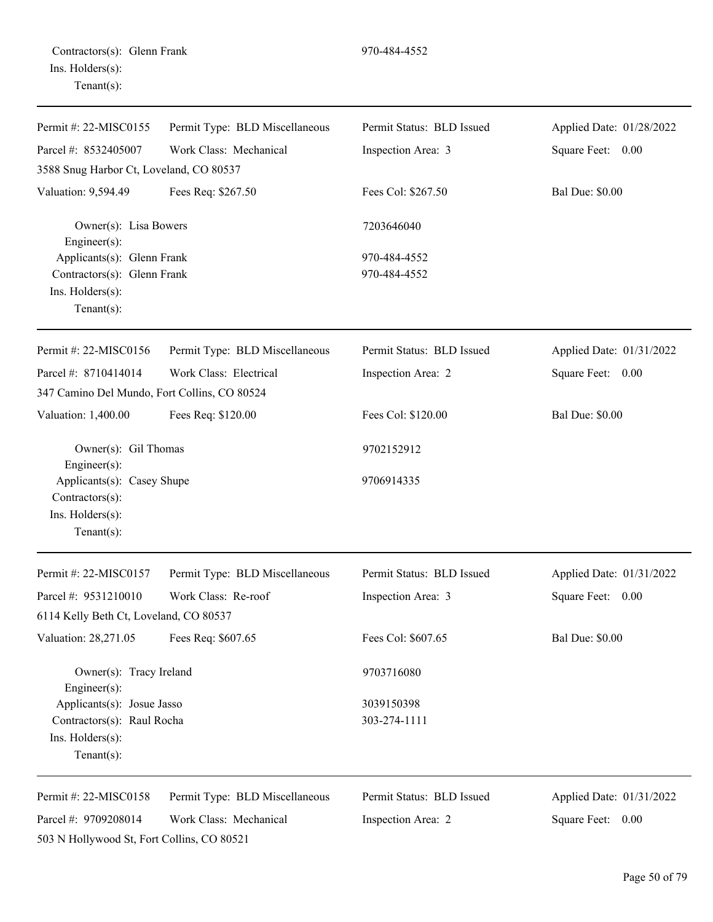Contractors(s): Glenn Frank 970-484-4552
Ins. Holders(s):
Tenant(s):

---

| Permit #: 22-MISC0155 | Permit Type: BLD Miscellaneous | Permit Status: BLD Issued | Applied Date: 01/28/2022 |
|---|---|---|---|
| Parcel #: 8532405007 | Work Class: Mechanical | Inspection Area: 3 | Square Feet: 0.00 |
| 3588 Snug Harbor Ct, Loveland, CO 80537 | | | |
| Valuation: 9,594.49 | Fees Req: $267.50 | Fees Col: $267.50 | Bal Due: $0.00 |

Owner(s): Lisa Bowers 7203646040
Engineer(s):
Applicants(s): Glenn Frank 970-484-4552
Contractors(s): Glenn Frank 970-484-4552
Ins. Holders(s):
Tenant(s):

---

| Permit #: 22-MISC0156 | Permit Type: BLD Miscellaneous | Permit Status: BLD Issued | Applied Date: 01/31/2022 |
|---|---|---|---|
| Parcel #: 8710414014 | Work Class: Electrical | Inspection Area: 2 | Square Feet: 0.00 |
| 347 Camino Del Mundo, Fort Collins, CO 80524 | | | |
| Valuation: 1,400.00 | Fees Req: $120.00 | Fees Col: $120.00 | Bal Due: $0.00 |

Owner(s): Gil Thomas 9702152912
Engineer(s):
Applicants(s): Casey Shupe 9706914335
Contractors(s):
Ins. Holders(s):
Tenant(s):

---

| Permit #: 22-MISC0157 | Permit Type: BLD Miscellaneous | Permit Status: BLD Issued | Applied Date: 01/31/2022 |
|---|---|---|---|
| Parcel #: 9531210010 | Work Class: Re-roof | Inspection Area: 3 | Square Feet: 0.00 |
| 6114 Kelly Beth Ct, Loveland, CO 80537 | | | |
| Valuation: 28,271.05 | Fees Req: $607.65 | Fees Col: $607.65 | Bal Due: $0.00 |

Owner(s): Tracy Ireland 9703716080
Engineer(s):
Applicants(s): Josue Jasso 3039150398
Contractors(s): Raul Rocha 303-274-1111
Ins. Holders(s):
Tenant(s):

---

| Permit #: 22-MISC0158 | Permit Type: BLD Miscellaneous | Permit Status: BLD Issued | Applied Date: 01/31/2022 |
|---|---|---|---|
| Parcel #: 9709208014 | Work Class: Mechanical | Inspection Area: 2 | Square Feet: 0.00 |
| 503 N Hollywood St, Fort Collins, CO 80521 | | | |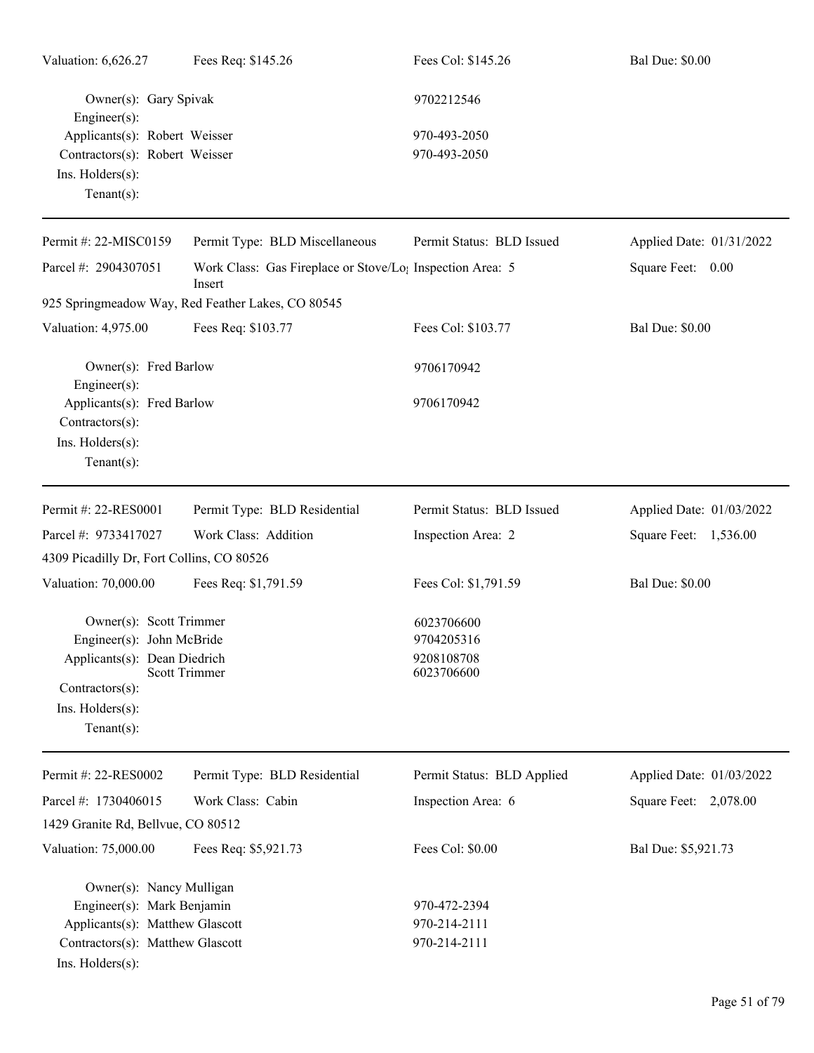Valuation: 6,626.27 | Fees Req: $145.26 | Fees Col: $145.26 | Bal Due: $0.00

Owner(s): Gary Spivak 9702212546
Engineer(s):
Applicants(s): Robert Weisser 970-493-2050
Contractors(s): Robert Weisser 970-493-2050
Ins. Holders(s):
Tenant(s):

---

Permit #: 22-MISC0159 | Permit Type: BLD Miscellaneous | Permit Status: BLD Issued | Applied Date: 01/31/2022

Parcel #: 2904307051 | Work Class: Gas Fireplace or Stove/Log Insert | Inspection Area: 5 | Square Feet: 0.00

925 Springmeadow Way, Red Feather Lakes, CO 80545

Valuation: 4,975.00 | Fees Req: $103.77 | Fees Col: $103.77 | Bal Due: $0.00

Owner(s): Fred Barlow 9706170942
Engineer(s):
Applicants(s): Fred Barlow 9706170942
Contractors(s):
Ins. Holders(s):
Tenant(s):

---

Permit #: 22-RES0001 | Permit Type: BLD Residential | Permit Status: BLD Issued | Applied Date: 01/03/2022

Parcel #: 9733417027 | Work Class: Addition | Inspection Area: 2 | Square Feet: 1,536.00

4309 Picadilly Dr, Fort Collins, CO 80526

Valuation: 70,000.00 | Fees Req: $1,791.59 | Fees Col: $1,791.59 | Bal Due: $0.00

Owner(s): Scott Trimmer 6023706600
Engineer(s): John McBride 9704205316
Applicants(s): Dean Diedrich 9208108708
Scott Trimmer 6023706600
Contractors(s):
Ins. Holders(s):
Tenant(s):

---

Permit #: 22-RES0002 | Permit Type: BLD Residential | Permit Status: BLD Applied | Applied Date: 01/03/2022

Parcel #: 1730406015 | Work Class: Cabin | Inspection Area: 6 | Square Feet: 2,078.00

1429 Granite Rd, Bellvue, CO 80512

Valuation: 75,000.00 | Fees Req: $5,921.73 | Fees Col: $0.00 | Bal Due: $5,921.73

Owner(s): Nancy Mulligan
Engineer(s): Mark Benjamin 970-472-2394
Applicants(s): Matthew Glascott 970-214-2111
Contractors(s): Matthew Glascott 970-214-2111
Ins. Holders(s):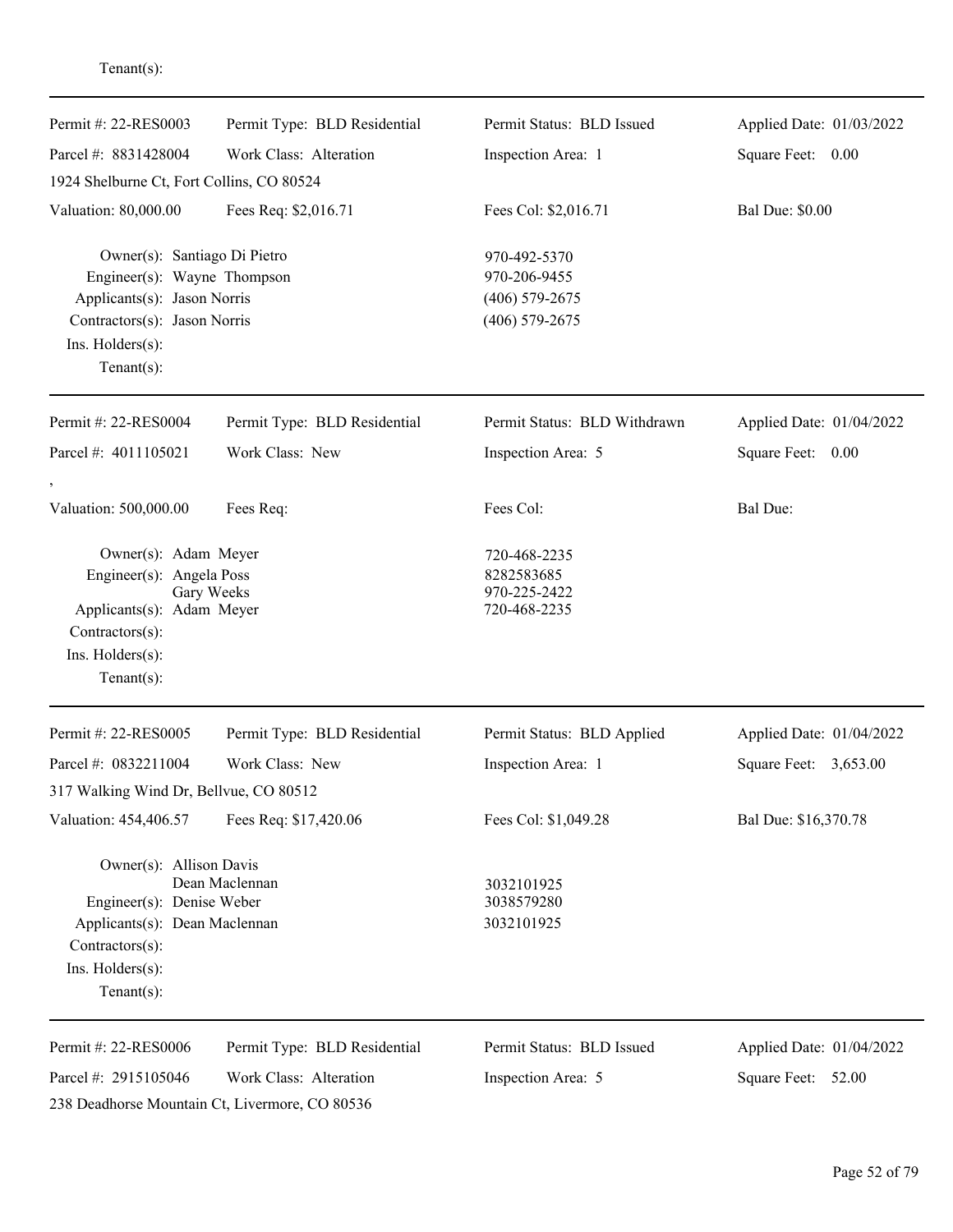Tenant(s):

---

Permit #: 22-RES0003 | Permit Type: BLD Residential | Permit Status: BLD Issued | Applied Date: 01/03/2022

Parcel #: 8831428004 | Work Class: Alteration | Inspection Area: 1 | Square Feet: 0.00

1924 Shelburne Ct, Fort Collins, CO 80524

Valuation: 80,000.00 | Fees Req: $2,016.71 | Fees Col: $2,016.71 | Bal Due: $0.00

Owner(s): Santiago Di Pietro — 970-492-5370
Engineer(s): Wayne Thompson — 970-206-9455
Applicants(s): Jason Norris — (406) 579-2675
Contractors(s): Jason Norris — (406) 579-2675
Ins. Holders(s):
Tenant(s):

---

Permit #: 22-RES0004 | Permit Type: BLD Residential | Permit Status: BLD Withdrawn | Applied Date: 01/04/2022

Parcel #: 4011105021 | Work Class: New | Inspection Area: 5 | Square Feet: 0.00

,

Valuation: 500,000.00 | Fees Req: | Fees Col: | Bal Due:

Owner(s): Adam Meyer — 720-468-2235
Engineer(s): Angela Poss — 8282583685
Gary Weeks — 970-225-2422
Applicants(s): Adam Meyer — 720-468-2235
Contractors(s):
Ins. Holders(s):
Tenant(s):

---

Permit #: 22-RES0005 | Permit Type: BLD Residential | Permit Status: BLD Applied | Applied Date: 01/04/2022

Parcel #: 0832211004 | Work Class: New | Inspection Area: 1 | Square Feet: 3,653.00

317 Walking Wind Dr, Bellvue, CO 80512

Valuation: 454,406.57 | Fees Req: $17,420.06 | Fees Col: $1,049.28 | Bal Due: $16,370.78

Owner(s): Allison Davis
Dean Maclennan — 3032101925
Engineer(s): Denise Weber — 3038579280
Applicants(s): Dean Maclennan — 3032101925
Contractors(s):
Ins. Holders(s):
Tenant(s):

---

Permit #: 22-RES0006 | Permit Type: BLD Residential | Permit Status: BLD Issued | Applied Date: 01/04/2022

Parcel #: 2915105046 | Work Class: Alteration | Inspection Area: 5 | Square Feet: 52.00

238 Deadhorse Mountain Ct, Livermore, CO 80536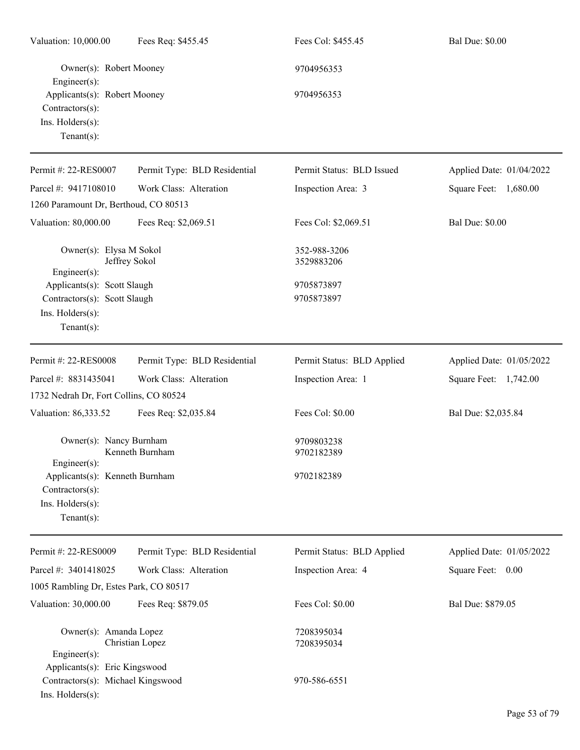Valuation: 10,000.00 Fees Req: $455.45 Fees Col: $455.45 Bal Due: $0.00

Owner(s): Robert Mooney 9704956353
Engineer(s):
Applicants(s): Robert Mooney 9704956353
Contractors(s):
Ins. Holders(s):
Tenant(s):

---

| Permit #: 22-RES0007 | Permit Type: BLD Residential | Permit Status: BLD Issued | Applied Date: 01/04/2022 |
|---|---|---|---|
| Parcel #: 9417108010 | Work Class: Alteration | Inspection Area: 3 | Square Feet: 1,680.00 |
| 1260 Paramount Dr, Berthoud, CO 80513 | | | |
| Valuation: 80,000.00 | Fees Req: $2,069.51 | Fees Col: $2,069.51 | Bal Due: $0.00 |

Owner(s): Elysa M Sokol 352-988-3206
Jeffrey Sokol 3529883206
Engineer(s):
Applicants(s): Scott Slaugh 9705873897
Contractors(s): Scott Slaugh 9705873897
Ins. Holders(s):
Tenant(s):

---

| Permit #: 22-RES0008 | Permit Type: BLD Residential | Permit Status: BLD Applied | Applied Date: 01/05/2022 |
|---|---|---|---|
| Parcel #: 8831435041 | Work Class: Alteration | Inspection Area: 1 | Square Feet: 1,742.00 |
| 1732 Nedrah Dr, Fort Collins, CO 80524 | | | |
| Valuation: 86,333.52 | Fees Req: $2,035.84 | Fees Col: $0.00 | Bal Due: $2,035.84 |

Owner(s): Nancy Burnham 9709803238
Kenneth Burnham 9702182389
Engineer(s):
Applicants(s): Kenneth Burnham 9702182389
Contractors(s):
Ins. Holders(s):
Tenant(s):

---

| Permit #: 22-RES0009 | Permit Type: BLD Residential | Permit Status: BLD Applied | Applied Date: 01/05/2022 |
|---|---|---|---|
| Parcel #: 3401418025 | Work Class: Alteration | Inspection Area: 4 | Square Feet: 0.00 |
| 1005 Rambling Dr, Estes Park, CO 80517 | | | |
| Valuation: 30,000.00 | Fees Req: $879.05 | Fees Col: $0.00 | Bal Due: $879.05 |

Owner(s): Amanda Lopez 7208395034
Christian Lopez 7208395034
Engineer(s):
Applicants(s): Eric Kingswood
Contractors(s): Michael Kingswood 970-586-6551
Ins. Holders(s):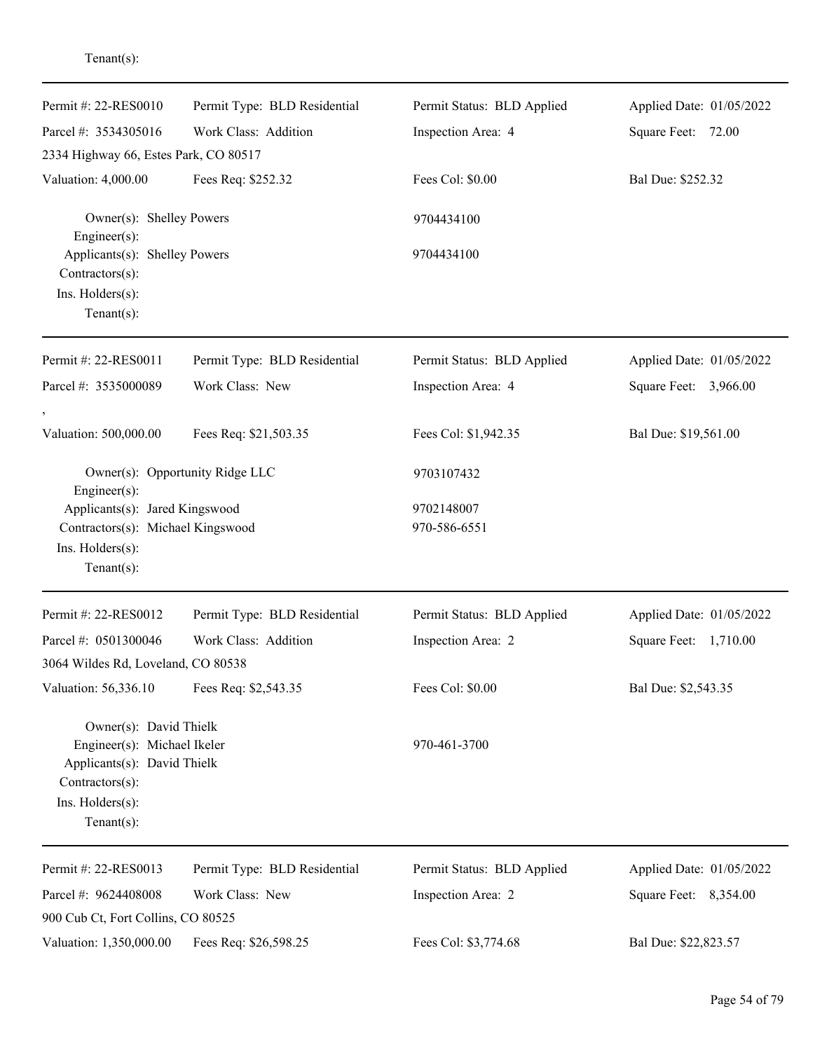Tenant(s):

---

| Permit #: 22-RES0010 | Permit Type: BLD Residential | Permit Status: BLD Applied | Applied Date: 01/05/2022 |
|---|---|---|---|
| Parcel #: 3534305016 | Work Class: Addition | Inspection Area: 4 | Square Feet: 72.00 |
| 2334 Highway 66, Estes Park, CO 80517 | | | |
| Valuation: 4,000.00 | Fees Req: $252.32 | Fees Col: $0.00 | Bal Due: $252.32 |

Owner(s): Shelley Powers — 9704434100
Engineer(s):
Applicants(s): Shelley Powers — 9704434100
Contractors(s):
Ins. Holders(s):
Tenant(s):

---

| Permit #: 22-RES0011 | Permit Type: BLD Residential | Permit Status: BLD Applied | Applied Date: 01/05/2022 |
|---|---|---|---|
| Parcel #: 3535000089 | Work Class: New | Inspection Area: 4 | Square Feet: 3,966.00 |
| , | | | |
| Valuation: 500,000.00 | Fees Req: $21,503.35 | Fees Col: $1,942.35 | Bal Due: $19,561.00 |

Owner(s): Opportunity Ridge LLC — 9703107432
Engineer(s):
Applicants(s): Jared Kingswood — 9702148007
Contractors(s): Michael Kingswood — 970-586-6551
Ins. Holders(s):
Tenant(s):

---

| Permit #: 22-RES0012 | Permit Type: BLD Residential | Permit Status: BLD Applied | Applied Date: 01/05/2022 |
|---|---|---|---|
| Parcel #: 0501300046 | Work Class: Addition | Inspection Area: 2 | Square Feet: 1,710.00 |
| 3064 Wildes Rd, Loveland, CO 80538 | | | |
| Valuation: 56,336.10 | Fees Req: $2,543.35 | Fees Col: $0.00 | Bal Due: $2,543.35 |

Owner(s): David Thielk
Engineer(s): Michael Ikeler — 970-461-3700
Applicants(s): David Thielk
Contractors(s):
Ins. Holders(s):
Tenant(s):

---

| Permit #: 22-RES0013 | Permit Type: BLD Residential | Permit Status: BLD Applied | Applied Date: 01/05/2022 |
|---|---|---|---|
| Parcel #: 9624408008 | Work Class: New | Inspection Area: 2 | Square Feet: 8,354.00 |
| 900 Cub Ct, Fort Collins, CO 80525 | | | |
| Valuation: 1,350,000.00 | Fees Req: $26,598.25 | Fees Col: $3,774.68 | Bal Due: $22,823.57 |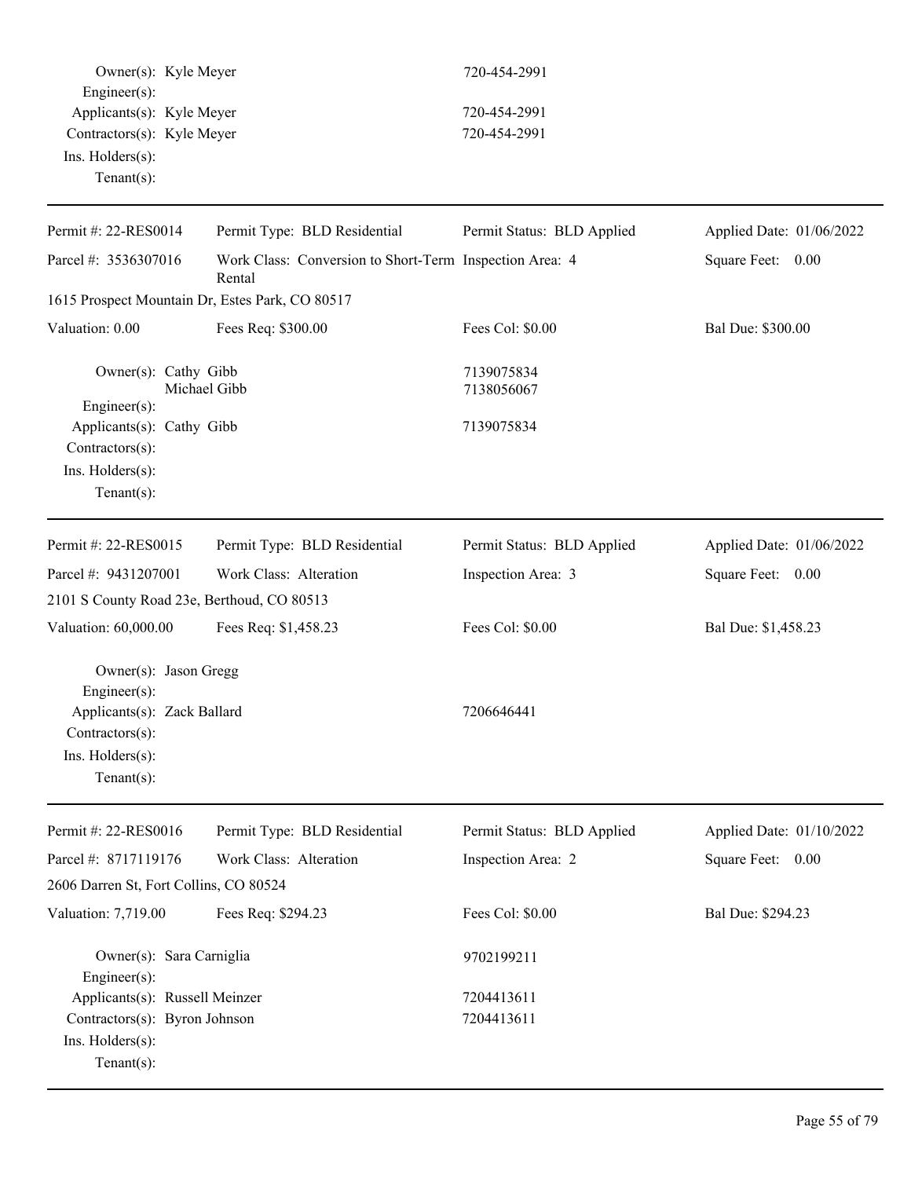Owner(s): Kyle Meyer 720-454-2991
Engineer(s):
Applicants(s): Kyle Meyer 720-454-2991
Contractors(s): Kyle Meyer 720-454-2991
Ins. Holders(s):
Tenant(s):

---

| Permit #: 22-RES0014 | Permit Type: BLD Residential | Permit Status: BLD Applied | Applied Date: 01/06/2022 |
|---|---|---|---|
| Parcel #: 3536307016 | Work Class: Conversion to Short-Term Rental | Inspection Area: 4 | Square Feet: 0.00 |
| 1615 Prospect Mountain Dr, Estes Park, CO 80517 | | | |
| Valuation: 0.00 | Fees Req: $300.00 | Fees Col: $0.00 | Bal Due: $300.00 |

Owner(s): Cathy Gibb 7139075834
Michael Gibb 7138056067
Engineer(s):
Applicants(s): Cathy Gibb 7139075834
Contractors(s):
Ins. Holders(s):
Tenant(s):

---

| Permit #: 22-RES0015 | Permit Type: BLD Residential | Permit Status: BLD Applied | Applied Date: 01/06/2022 |
|---|---|---|---|
| Parcel #: 9431207001 | Work Class: Alteration | Inspection Area: 3 | Square Feet: 0.00 |
| 2101 S County Road 23e, Berthoud, CO 80513 | | | |
| Valuation: 60,000.00 | Fees Req: $1,458.23 | Fees Col: $0.00 | Bal Due: $1,458.23 |

Owner(s): Jason Gregg
Engineer(s):
Applicants(s): Zack Ballard 7206646441
Contractors(s):
Ins. Holders(s):
Tenant(s):

---

| Permit #: 22-RES0016 | Permit Type: BLD Residential | Permit Status: BLD Applied | Applied Date: 01/10/2022 |
|---|---|---|---|
| Parcel #: 8717119176 | Work Class: Alteration | Inspection Area: 2 | Square Feet: 0.00 |
| 2606 Darren St, Fort Collins, CO 80524 | | | |
| Valuation: 7,719.00 | Fees Req: $294.23 | Fees Col: $0.00 | Bal Due: $294.23 |

Owner(s): Sara Carniglia 9702199211
Engineer(s):
Applicants(s): Russell Meinzer 7204413611
Contractors(s): Byron Johnson 7204413611
Ins. Holders(s):
Tenant(s):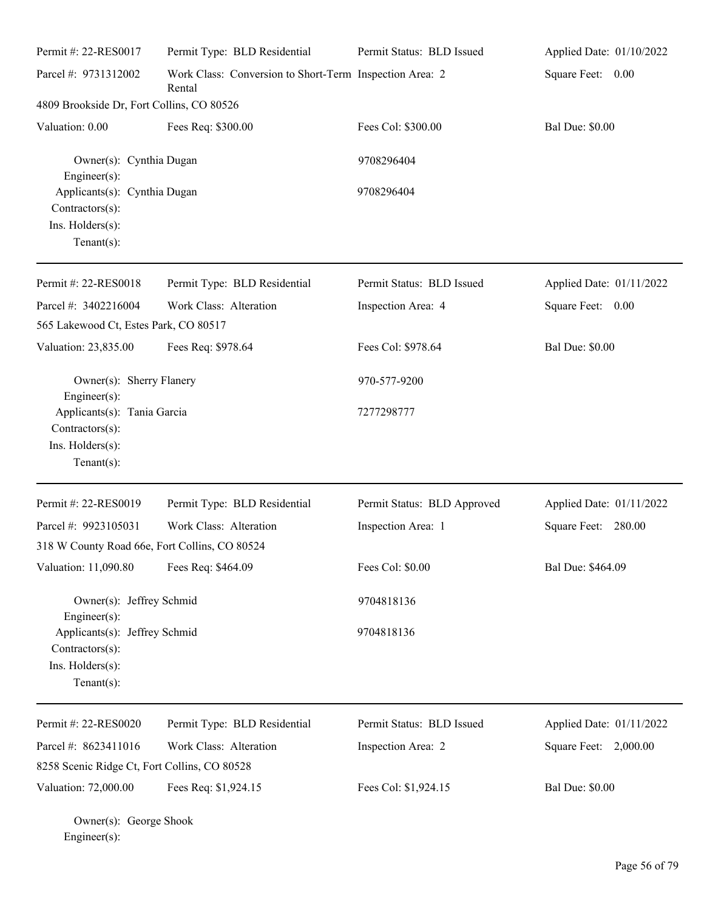| Permit #: 22-RES0017 | Permit Type: BLD Residential | Permit Status: BLD Issued | Applied Date: 01/10/2022 |
|---|---|---|---|
| Parcel #: 9731312002 | Work Class: Conversion to Short-Term Rental | Inspection Area: 2 | Square Feet: 0.00 |
| 4809 Brookside Dr, Fort Collins, CO 80526 | | | |
| Valuation: 0.00 | Fees Req: $300.00 | Fees Col: $300.00 | Bal Due: $0.00 |

Owner(s): Cynthia Dugan 9708296404
Engineer(s):
Applicants(s): Cynthia Dugan 9708296404
Contractors(s):
Ins. Holders(s):
Tenant(s):

---

| Permit #: 22-RES0018 | Permit Type: BLD Residential | Permit Status: BLD Issued | Applied Date: 01/11/2022 |
|---|---|---|---|
| Parcel #: 3402216004 | Work Class: Alteration | Inspection Area: 4 | Square Feet: 0.00 |
| 565 Lakewood Ct, Estes Park, CO 80517 | | | |
| Valuation: 23,835.00 | Fees Req: $978.64 | Fees Col: $978.64 | Bal Due: $0.00 |

Owner(s): Sherry Flanery 970-577-9200
Engineer(s):
Applicants(s): Tania Garcia 7277298777
Contractors(s):
Ins. Holders(s):
Tenant(s):

---

| Permit #: 22-RES0019 | Permit Type: BLD Residential | Permit Status: BLD Approved | Applied Date: 01/11/2022 |
|---|---|---|---|
| Parcel #: 9923105031 | Work Class: Alteration | Inspection Area: 1 | Square Feet: 280.00 |
| 318 W County Road 66e, Fort Collins, CO 80524 | | | |
| Valuation: 11,090.80 | Fees Req: $464.09 | Fees Col: $0.00 | Bal Due: $464.09 |

Owner(s): Jeffrey Schmid 9704818136
Engineer(s):
Applicants(s): Jeffrey Schmid 9704818136
Contractors(s):
Ins. Holders(s):
Tenant(s):

---

| Permit #: 22-RES0020 | Permit Type: BLD Residential | Permit Status: BLD Issued | Applied Date: 01/11/2022 |
|---|---|---|---|
| Parcel #: 8623411016 | Work Class: Alteration | Inspection Area: 2 | Square Feet: 2,000.00 |
| 8258 Scenic Ridge Ct, Fort Collins, CO 80528 | | | |
| Valuation: 72,000.00 | Fees Req: $1,924.15 | Fees Col: $1,924.15 | Bal Due: $0.00 |

Owner(s): George Shook
Engineer(s):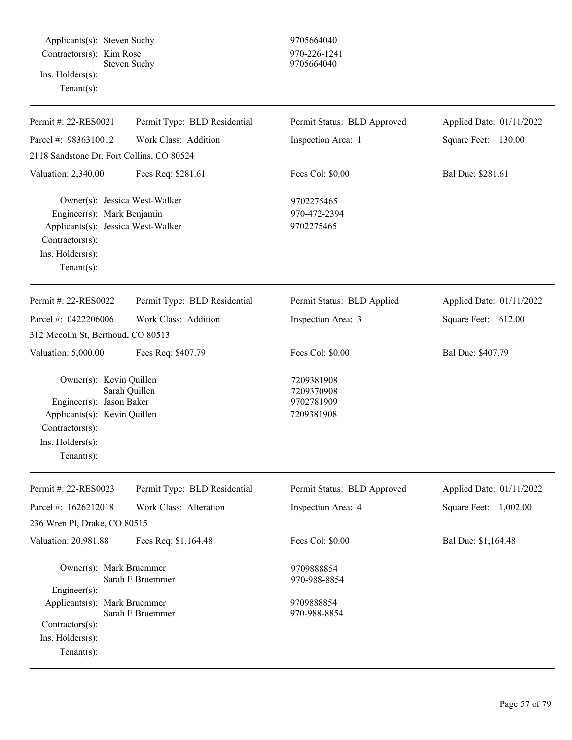Applicants(s): Steven Suchy 9705664040
Contractors(s): Kim Rose 970-226-1241
Steven Suchy 9705664040
Ins. Holders(s):
Tenant(s):

---

| Permit #: 22-RES0021 | Permit Type: BLD Residential | Permit Status: BLD Approved | Applied Date: 01/11/2022 |
|---|---|---|---|
| Parcel #: 9836310012 | Work Class: Addition | Inspection Area: 1 | Square Feet: 130.00 |
| 2118 Sandstone Dr, Fort Collins, CO 80524 | | | |
| Valuation: 2,340.00 | Fees Req: $281.61 | Fees Col: $0.00 | Bal Due: $281.61 |

Owner(s): Jessica West-Walker 9702275465
Engineer(s): Mark Benjamin 970-472-2394
Applicants(s): Jessica West-Walker 9702275465
Contractors(s):
Ins. Holders(s):
Tenant(s):

---

| Permit #: 22-RES0022 | Permit Type: BLD Residential | Permit Status: BLD Applied | Applied Date: 01/11/2022 |
|---|---|---|---|
| Parcel #: 0422206006 | Work Class: Addition | Inspection Area: 3 | Square Feet: 612.00 |
| 312 Mccolm St, Berthoud, CO 80513 | | | |
| Valuation: 5,000.00 | Fees Req: $407.79 | Fees Col: $0.00 | Bal Due: $407.79 |

Owner(s): Kevin Quillen 7209381908
Sarah Quillen 7209370908
Engineer(s): Jason Baker 9702781909
Applicants(s): Kevin Quillen 7209381908
Contractors(s):
Ins. Holders(s):
Tenant(s):

---

| Permit #: 22-RES0023 | Permit Type: BLD Residential | Permit Status: BLD Approved | Applied Date: 01/11/2022 |
|---|---|---|---|
| Parcel #: 1626212018 | Work Class: Alteration | Inspection Area: 4 | Square Feet: 1,002.00 |
| 236 Wren Pl, Drake, CO 80515 | | | |
| Valuation: 20,981.88 | Fees Req: $1,164.48 | Fees Col: $0.00 | Bal Due: $1,164.48 |

Owner(s): Mark Bruemmer 9709888854
Sarah E Bruemmer 970-988-8854
Engineer(s):
Applicants(s): Mark Bruemmer 9709888854
Sarah E Bruemmer 970-988-8854
Contractors(s):
Ins. Holders(s):
Tenant(s):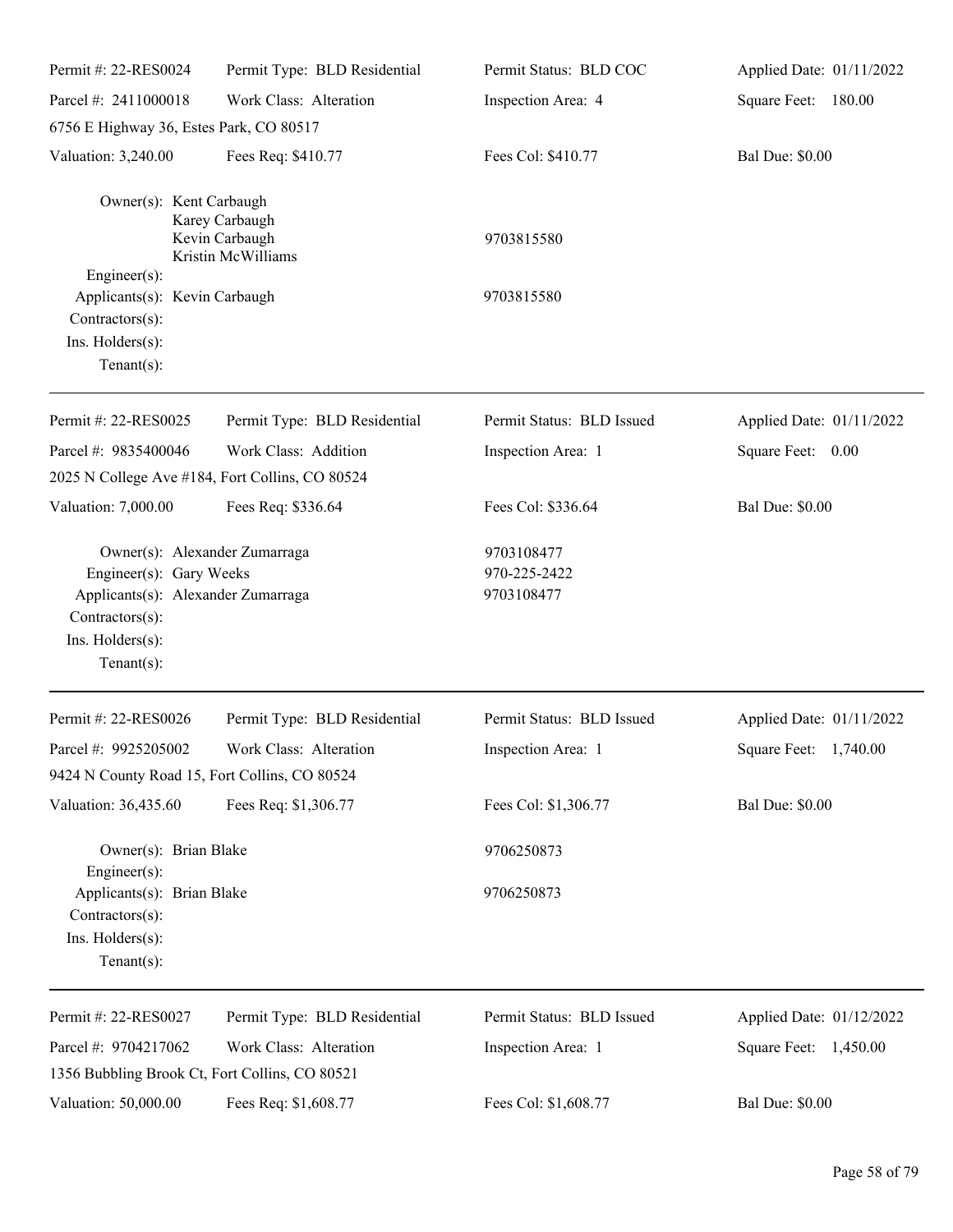| Permit #: 22-RES0024 | Permit Type: BLD Residential | Permit Status: BLD COC | Applied Date: 01/11/2022 |
|---|---|---|---|
| Parcel #: 2411000018 | Work Class: Alteration | Inspection Area: 4 | Square Feet: 180.00 |
| 6756 E Highway 36, Estes Park, CO 80517 | | | |
| Valuation: 3,240.00 | Fees Req: $410.77 | Fees Col: $410.77 | Bal Due: $0.00 |

Owner(s): Kent Carbaugh
Karey Carbaugh
Kevin Carbaugh — 9703815580
Kristin McWilliams
Engineer(s):
Applicants(s): Kevin Carbaugh — 9703815580
Contractors(s):
Ins. Holders(s):
Tenant(s):

---

| Permit #: 22-RES0025 | Permit Type: BLD Residential | Permit Status: BLD Issued | Applied Date: 01/11/2022 |
|---|---|---|---|
| Parcel #: 9835400046 | Work Class: Addition | Inspection Area: 1 | Square Feet: 0.00 |
| 2025 N College Ave #184, Fort Collins, CO 80524 | | | |
| Valuation: 7,000.00 | Fees Req: $336.64 | Fees Col: $336.64 | Bal Due: $0.00 |

Owner(s): Alexander Zumarraga — 9703108477
Engineer(s): Gary Weeks — 970-225-2422
Applicants(s): Alexander Zumarraga — 9703108477
Contractors(s):
Ins. Holders(s):
Tenant(s):

---

| Permit #: 22-RES0026 | Permit Type: BLD Residential | Permit Status: BLD Issued | Applied Date: 01/11/2022 |
|---|---|---|---|
| Parcel #: 9925205002 | Work Class: Alteration | Inspection Area: 1 | Square Feet: 1,740.00 |
| 9424 N County Road 15, Fort Collins, CO 80524 | | | |
| Valuation: 36,435.60 | Fees Req: $1,306.77 | Fees Col: $1,306.77 | Bal Due: $0.00 |

Owner(s): Brian Blake — 9706250873
Engineer(s):
Applicants(s): Brian Blake — 9706250873
Contractors(s):
Ins. Holders(s):
Tenant(s):

---

| Permit #: 22-RES0027 | Permit Type: BLD Residential | Permit Status: BLD Issued | Applied Date: 01/12/2022 |
|---|---|---|---|
| Parcel #: 9704217062 | Work Class: Alteration | Inspection Area: 1 | Square Feet: 1,450.00 |
| 1356 Bubbling Brook Ct, Fort Collins, CO 80521 | | | |
| Valuation: 50,000.00 | Fees Req: $1,608.77 | Fees Col: $1,608.77 | Bal Due: $0.00 |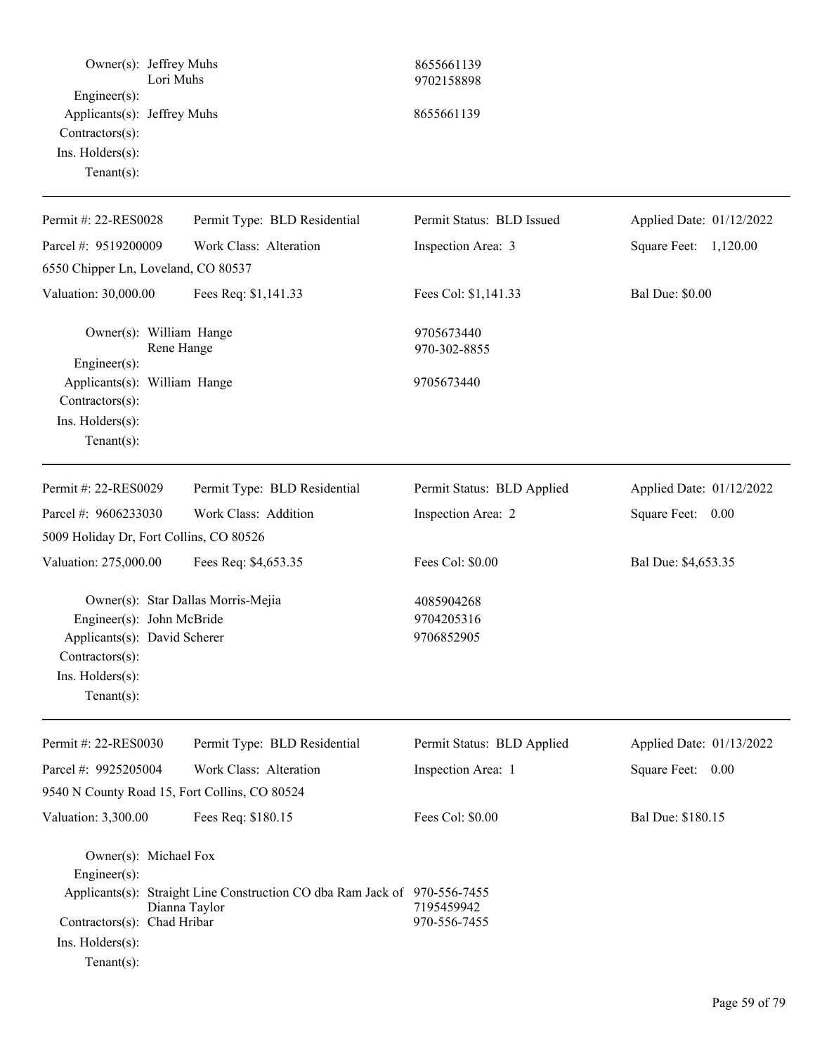| | | |
|---|---|---|
| Owner(s): | Jeffrey Muhs | 8655661139 |
| | Lori Muhs | 9702158898 |
| Engineer(s): | | |
| Applicants(s): | Jeffrey Muhs | 8655661139 |
| Contractors(s): | | |
| Ins. Holders(s): | | |
| Tenant(s): | | |

---

| | | | |
|---|---|---|---|
| Permit #: 22-RES0028 | Permit Type: BLD Residential | Permit Status: BLD Issued | Applied Date: 01/12/2022 |
| Parcel #: 9519200009 | Work Class: Alteration | Inspection Area: 3 | Square Feet: 1,120.00 |
| 6550 Chipper Ln, Loveland, CO 80537 | | | |
| Valuation: 30,000.00 | Fees Req: $1,141.33 | Fees Col: $1,141.33 | Bal Due: $0.00 |

| | | |
|---|---|---|
| Owner(s): | William Hange | 9705673440 |
| | Rene Hange | 970-302-8855 |
| Engineer(s): | | |
| Applicants(s): | William Hange | 9705673440 |
| Contractors(s): | | |
| Ins. Holders(s): | | |
| Tenant(s): | | |

---

| | | | |
|---|---|---|---|
| Permit #: 22-RES0029 | Permit Type: BLD Residential | Permit Status: BLD Applied | Applied Date: 01/12/2022 |
| Parcel #: 9606233030 | Work Class: Addition | Inspection Area: 2 | Square Feet: 0.00 |
| 5009 Holiday Dr, Fort Collins, CO 80526 | | | |
| Valuation: 275,000.00 | Fees Req: $4,653.35 | Fees Col: $0.00 | Bal Due: $4,653.35 |

| | | |
|---|---|---|
| Owner(s): | Star Dallas Morris-Mejia | 4085904268 |
| Engineer(s): | John McBride | 9704205316 |
| Applicants(s): | David Scherer | 9706852905 |
| Contractors(s): | | |
| Ins. Holders(s): | | |
| Tenant(s): | | |

---

| | | | |
|---|---|---|---|
| Permit #: 22-RES0030 | Permit Type: BLD Residential | Permit Status: BLD Applied | Applied Date: 01/13/2022 |
| Parcel #: 9925205004 | Work Class: Alteration | Inspection Area: 1 | Square Feet: 0.00 |
| 9540 N County Road 15, Fort Collins, CO 80524 | | | |
| Valuation: 3,300.00 | Fees Req: $180.15 | Fees Col: $0.00 | Bal Due: $180.15 |

| | | |
|---|---|---|
| Owner(s): | Michael Fox | |
| Engineer(s): | | |
| Applicants(s): | Straight Line Construction CO dba Ram Jack of | 970-556-7455 |
| | Dianna Taylor | 7195459942 |
| Contractors(s): | Chad Hribar | 970-556-7455 |
| Ins. Holders(s): | | |
| Tenant(s): | | |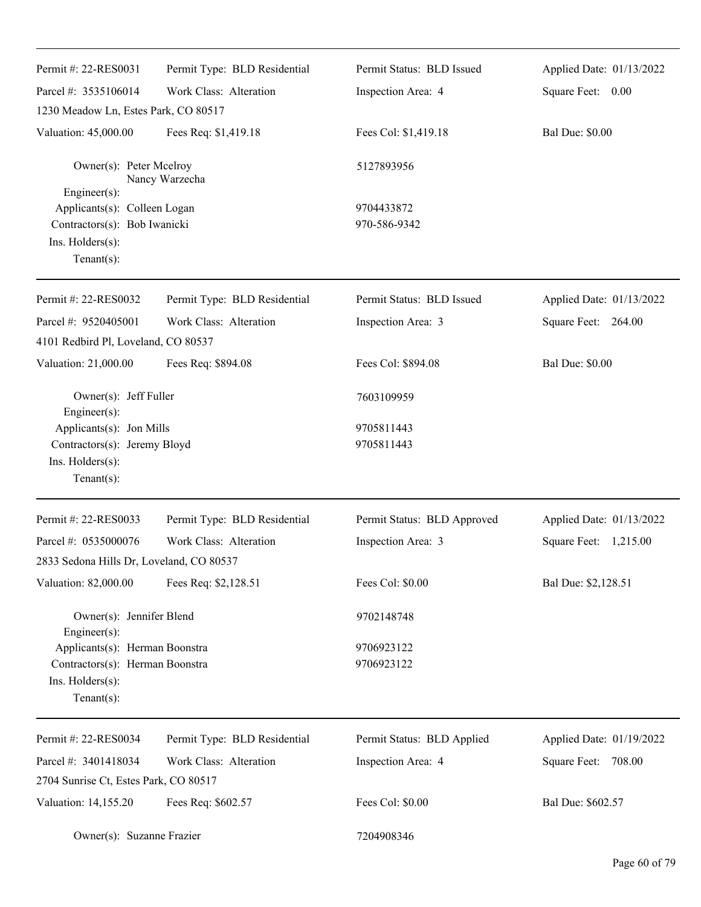| Permit #: 22-RES0031 | Permit Type: BLD Residential | Permit Status: BLD Issued | Applied Date: 01/13/2022 |
|---|---|---|---|
| Parcel #: 3535106014 | Work Class: Alteration | Inspection Area: 4 | Square Feet: 0.00 |
| 1230 Meadow Ln, Estes Park, CO 80517 | | | |
| Valuation: 45,000.00 | Fees Req: $1,419.18 | Fees Col: $1,419.18 | Bal Due: $0.00 |

Owner(s): Peter Mcelroy, Nancy Warzecha — 5127893956
Engineer(s):
Applicants(s): Colleen Logan — 9704433872
Contractors(s): Bob Iwanicki — 970-586-9342
Ins. Holders(s):
Tenant(s):

---

| Permit #: 22-RES0032 | Permit Type: BLD Residential | Permit Status: BLD Issued | Applied Date: 01/13/2022 |
|---|---|---|---|
| Parcel #: 9520405001 | Work Class: Alteration | Inspection Area: 3 | Square Feet: 264.00 |
| 4101 Redbird Pl, Loveland, CO 80537 | | | |
| Valuation: 21,000.00 | Fees Req: $894.08 | Fees Col: $894.08 | Bal Due: $0.00 |

Owner(s): Jeff Fuller — 7603109959
Engineer(s):
Applicants(s): Jon Mills — 9705811443
Contractors(s): Jeremy Bloyd — 9705811443
Ins. Holders(s):
Tenant(s):

---

| Permit #: 22-RES0033 | Permit Type: BLD Residential | Permit Status: BLD Approved | Applied Date: 01/13/2022 |
|---|---|---|---|
| Parcel #: 0535000076 | Work Class: Alteration | Inspection Area: 3 | Square Feet: 1,215.00 |
| 2833 Sedona Hills Dr, Loveland, CO 80537 | | | |
| Valuation: 82,000.00 | Fees Req: $2,128.51 | Fees Col: $0.00 | Bal Due: $2,128.51 |

Owner(s): Jennifer Blend — 9702148748
Engineer(s):
Applicants(s): Herman Boonstra — 9706923122
Contractors(s): Herman Boonstra — 9706923122
Ins. Holders(s):
Tenant(s):

---

| Permit #: 22-RES0034 | Permit Type: BLD Residential | Permit Status: BLD Applied | Applied Date: 01/19/2022 |
|---|---|---|---|
| Parcel #: 3401418034 | Work Class: Alteration | Inspection Area: 4 | Square Feet: 708.00 |
| 2704 Sunrise Ct, Estes Park, CO 80517 | | | |
| Valuation: 14,155.20 | Fees Req: $602.57 | Fees Col: $0.00 | Bal Due: $602.57 |

Owner(s): Suzanne Frazier — 7204908346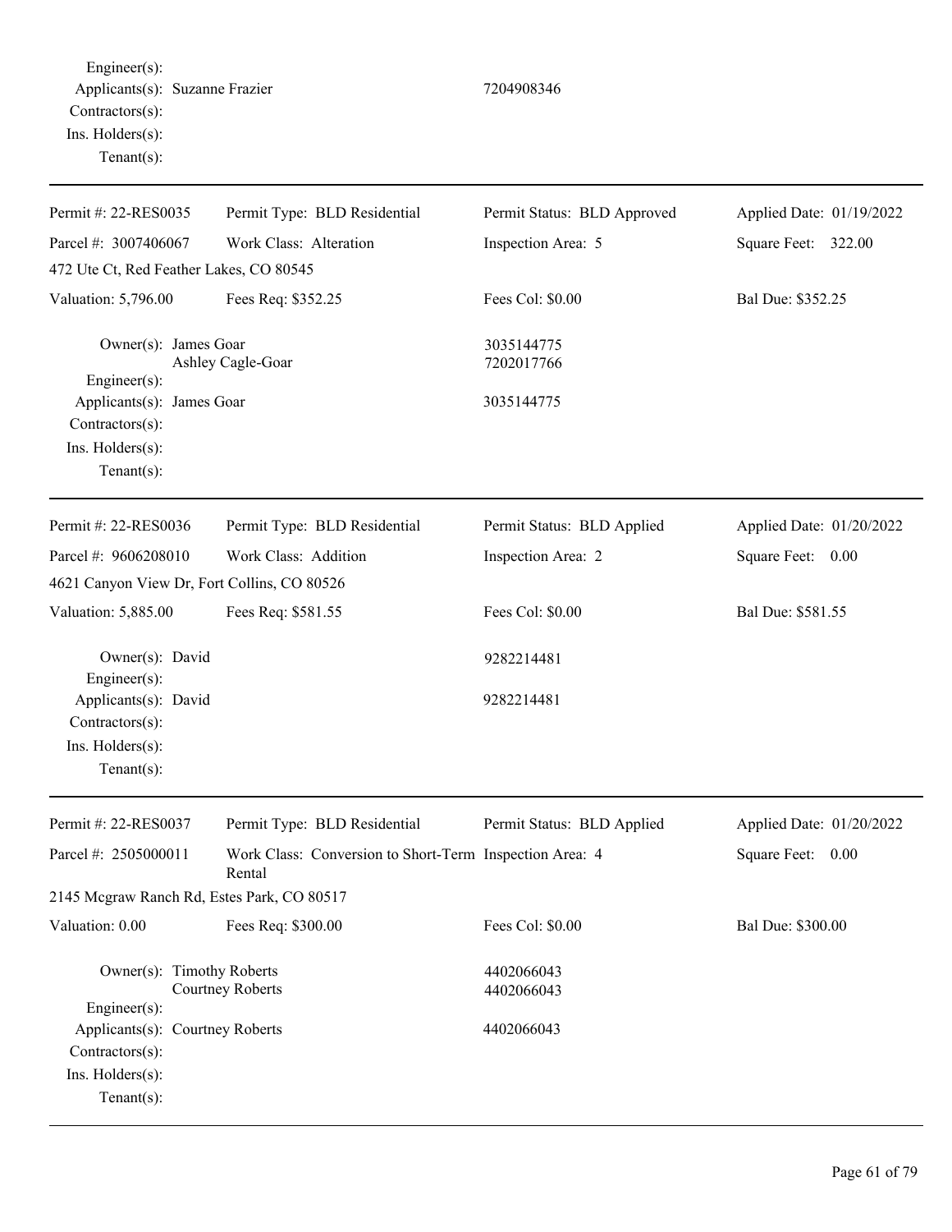Engineer(s):
Applicants(s): Suzanne Frazier 7204908346
Contractors(s):
Ins. Holders(s):
Tenant(s):

---

| Permit #: 22-RES0035 | Permit Type: BLD Residential | Permit Status: BLD Approved | Applied Date: 01/19/2022 |
|---|---|---|---|
| Parcel #: 3007406067 | Work Class: Alteration | Inspection Area: 5 | Square Feet: 322.00 |
| 472 Ute Ct, Red Feather Lakes, CO 80545 | | | |
| Valuation: 5,796.00 | Fees Req: $352.25 | Fees Col: $0.00 | Bal Due: $352.25 |

Owner(s): James Goar 3035144775
Ashley Cagle-Goar 7202017766
Engineer(s):
Applicants(s): James Goar 3035144775
Contractors(s):
Ins. Holders(s):
Tenant(s):

---

| Permit #: 22-RES0036 | Permit Type: BLD Residential | Permit Status: BLD Applied | Applied Date: 01/20/2022 |
|---|---|---|---|
| Parcel #: 9606208010 | Work Class: Addition | Inspection Area: 2 | Square Feet: 0.00 |
| 4621 Canyon View Dr, Fort Collins, CO 80526 | | | |
| Valuation: 5,885.00 | Fees Req: $581.55 | Fees Col: $0.00 | Bal Due: $581.55 |

Owner(s): David 9282214481
Engineer(s):
Applicants(s): David 9282214481
Contractors(s):
Ins. Holders(s):
Tenant(s):

---

| Permit #: 22-RES0037 | Permit Type: BLD Residential | Permit Status: BLD Applied | Applied Date: 01/20/2022 |
|---|---|---|---|
| Parcel #: 2505000011 | Work Class: Conversion to Short-Term Rental | Inspection Area: 4 | Square Feet: 0.00 |
| 2145 Mcgraw Ranch Rd, Estes Park, CO 80517 | | | |
| Valuation: 0.00 | Fees Req: $300.00 | Fees Col: $0.00 | Bal Due: $300.00 |

Owner(s): Timothy Roberts 4402066043
Courtney Roberts 4402066043
Engineer(s):
Applicants(s): Courtney Roberts 4402066043
Contractors(s):
Ins. Holders(s):
Tenant(s):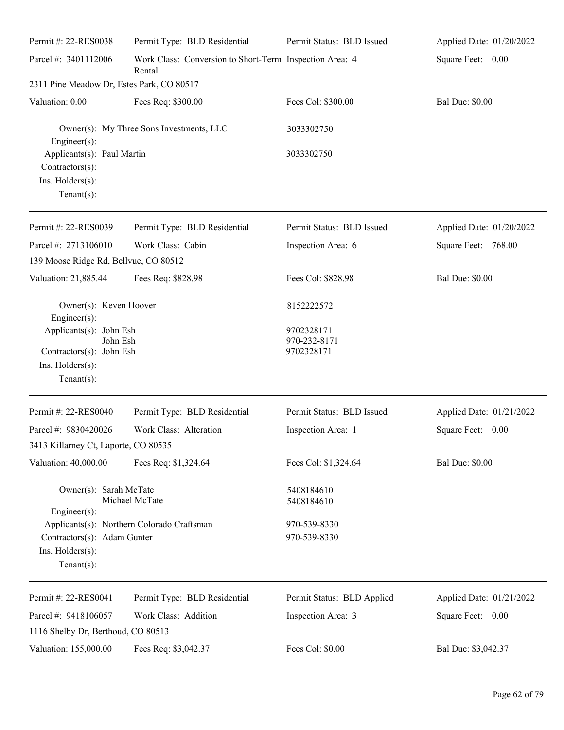| Permit #: 22-RES0038 | Permit Type: BLD Residential | Permit Status: BLD Issued | Applied Date: 01/20/2022 |
|---|---|---|---|
| Parcel #: 3401112006 | Work Class: Conversion to Short-Term Rental | Inspection Area: 4 | Square Feet: 0.00 |
| 2311 Pine Meadow Dr, Estes Park, CO 80517 | | | |
| Valuation: 0.00 | Fees Req: $300.00 | Fees Col: $300.00 | Bal Due: $0.00 |

Owner(s): My Three Sons Investments, LLC 3033302750
Engineer(s):
Applicants(s): Paul Martin 3033302750
Contractors(s):
Ins. Holders(s):
Tenant(s):

---

| Permit #: 22-RES0039 | Permit Type: BLD Residential | Permit Status: BLD Issued | Applied Date: 01/20/2022 |
|---|---|---|---|
| Parcel #: 2713106010 | Work Class: Cabin | Inspection Area: 6 | Square Feet: 768.00 |
| 139 Moose Ridge Rd, Bellvue, CO 80512 | | | |
| Valuation: 21,885.44 | Fees Req: $828.98 | Fees Col: $828.98 | Bal Due: $0.00 |

Owner(s): Keven Hoover 8152222572
Engineer(s):
Applicants(s): John Esh 9702328171
John Esh 970-232-8171
Contractors(s): John Esh 9702328171
Ins. Holders(s):
Tenant(s):

---

| Permit #: 22-RES0040 | Permit Type: BLD Residential | Permit Status: BLD Issued | Applied Date: 01/21/2022 |
|---|---|---|---|
| Parcel #: 9830420026 | Work Class: Alteration | Inspection Area: 1 | Square Feet: 0.00 |
| 3413 Killarney Ct, Laporte, CO 80535 | | | |
| Valuation: 40,000.00 | Fees Req: $1,324.64 | Fees Col: $1,324.64 | Bal Due: $0.00 |

Owner(s): Sarah McTate 5408184610
Michael McTate 5408184610
Engineer(s):
Applicants(s): Northern Colorado Craftsman 970-539-8330
Contractors(s): Adam Gunter 970-539-8330
Ins. Holders(s):
Tenant(s):

---

| Permit #: 22-RES0041 | Permit Type: BLD Residential | Permit Status: BLD Applied | Applied Date: 01/21/2022 |
|---|---|---|---|
| Parcel #: 9418106057 | Work Class: Addition | Inspection Area: 3 | Square Feet: 0.00 |
| 1116 Shelby Dr, Berthoud, CO 80513 | | | |
| Valuation: 155,000.00 | Fees Req: $3,042.37 | Fees Col: $0.00 | Bal Due: $3,042.37 |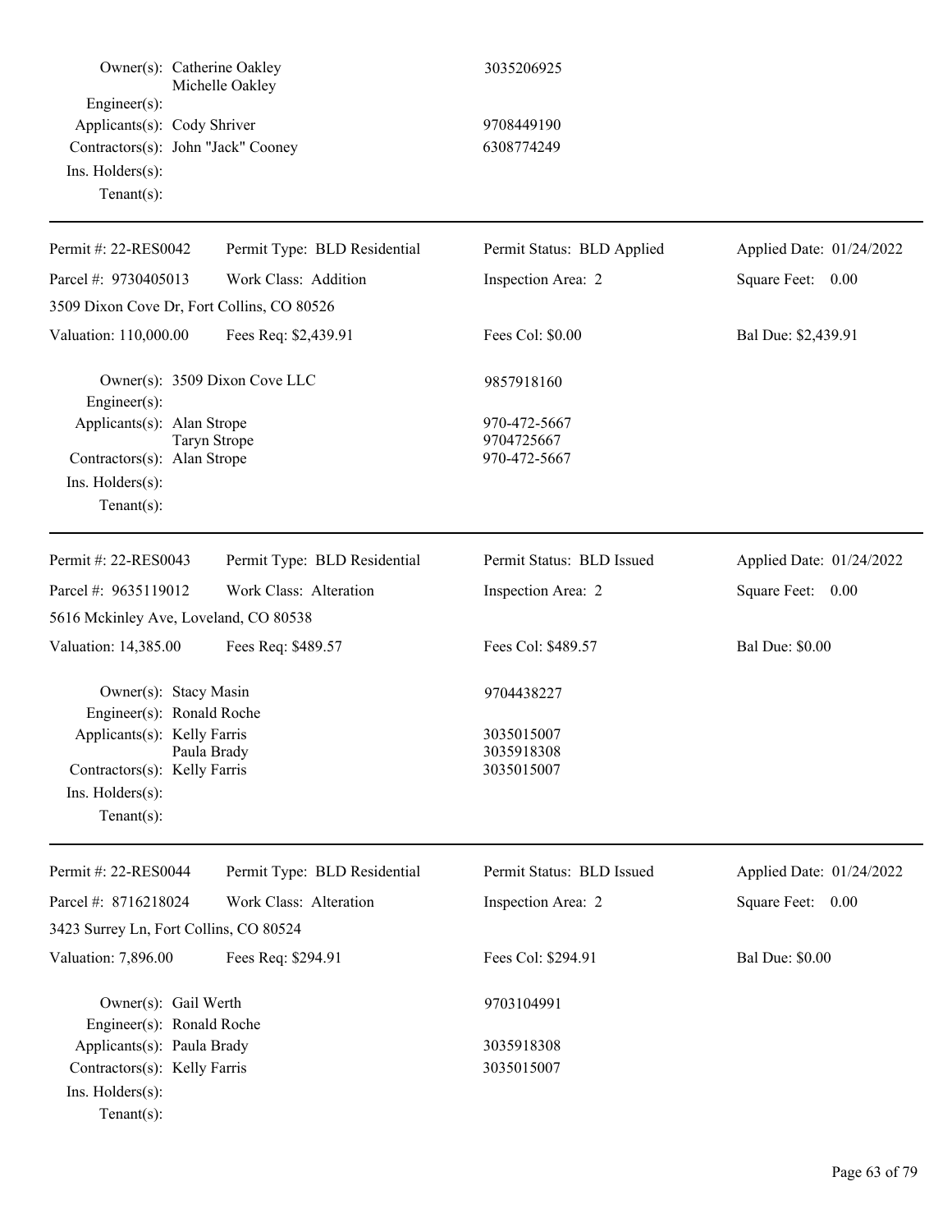| | | |
|---|---|---|
| Owner(s): | Catherine Oakley<br>Michelle Oakley | 3035206925 |
| Engineer(s): | | |
| Applicants(s): | Cody Shriver | 9708449190 |
| Contractors(s): | John "Jack" Cooney | 6308774249 |
| Ins. Holders(s): | | |
| Tenant(s): | | |

---

| | | | |
|---|---|---|---|
| Permit #: 22-RES0042 | Permit Type: BLD Residential | Permit Status: BLD Applied | Applied Date: 01/24/2022 |
| Parcel #: 9730405013 | Work Class: Addition | Inspection Area: 2 | Square Feet: 0.00 |
| 3509 Dixon Cove Dr, Fort Collins, CO 80526 | | | |
| Valuation: 110,000.00 | Fees Req: $2,439.91 | Fees Col: $0.00 | Bal Due: $2,439.91 |

| | | |
|---|---|---|
| Owner(s): | 3509 Dixon Cove LLC | 9857918160 |
| Engineer(s): | | |
| Applicants(s): | Alan Strope<br>Taryn Strope | 970-472-5667<br>9704725667 |
| Contractors(s): | Alan Strope | 970-472-5667 |
| Ins. Holders(s): | | |
| Tenant(s): | | |

---

| | | | |
|---|---|---|---|
| Permit #: 22-RES0043 | Permit Type: BLD Residential | Permit Status: BLD Issued | Applied Date: 01/24/2022 |
| Parcel #: 9635119012 | Work Class: Alteration | Inspection Area: 2 | Square Feet: 0.00 |
| 5616 Mckinley Ave, Loveland, CO 80538 | | | |
| Valuation: 14,385.00 | Fees Req: $489.57 | Fees Col: $489.57 | Bal Due: $0.00 |

| | | |
|---|---|---|
| Owner(s): | Stacy Masin | 9704438227 |
| Engineer(s): | Ronald Roche | |
| Applicants(s): | Kelly Farris<br>Paula Brady | 3035015007<br>3035918308 |
| Contractors(s): | Kelly Farris | 3035015007 |
| Ins. Holders(s): | | |
| Tenant(s): | | |

---

| | | | |
|---|---|---|---|
| Permit #: 22-RES0044 | Permit Type: BLD Residential | Permit Status: BLD Issued | Applied Date: 01/24/2022 |
| Parcel #: 8716218024 | Work Class: Alteration | Inspection Area: 2 | Square Feet: 0.00 |
| 3423 Surrey Ln, Fort Collins, CO 80524 | | | |
| Valuation: 7,896.00 | Fees Req: $294.91 | Fees Col: $294.91 | Bal Due: $0.00 |

| | | |
|---|---|---|
| Owner(s): | Gail Werth | 9703104991 |
| Engineer(s): | Ronald Roche | |
| Applicants(s): | Paula Brady | 3035918308 |
| Contractors(s): | Kelly Farris | 3035015007 |
| Ins. Holders(s): | | |
| Tenant(s): | | |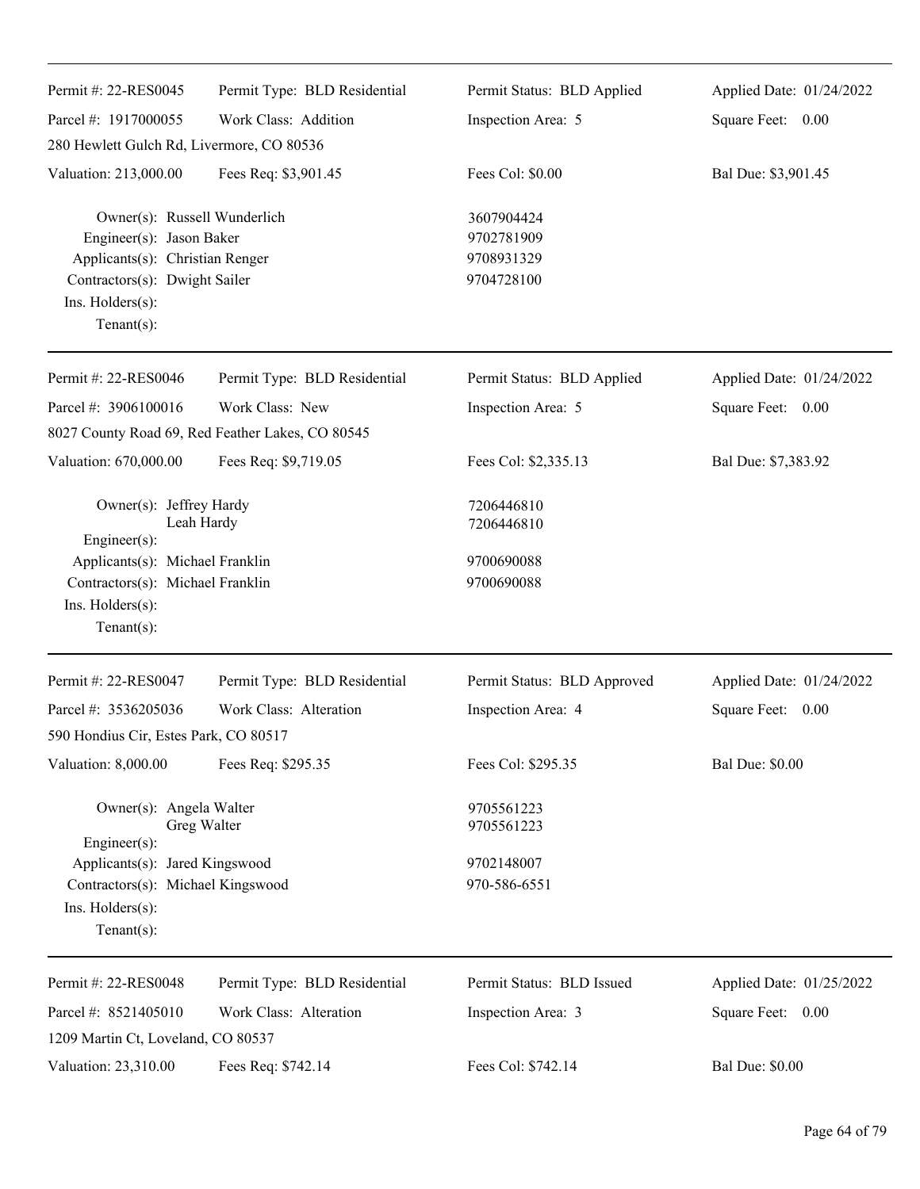Permit #: 22-RES0045 | Permit Type: BLD Residential | Permit Status: BLD Applied | Applied Date: 01/24/2022
Parcel #: 1917000055 | Work Class: Addition | Inspection Area: 5 | Square Feet: 0.00
280 Hewlett Gulch Rd, Livermore, CO 80536
Valuation: 213,000.00 | Fees Req: $3,901.45 | Fees Col: $0.00 | Bal Due: $3,901.45

Owner(s): Russell Wunderlich — 3607904424
Engineer(s): Jason Baker — 9702781909
Applicants(s): Christian Renger — 9708931329
Contractors(s): Dwight Sailer — 9704728100
Ins. Holders(s):
Tenant(s):

---

Permit #: 22-RES0046 | Permit Type: BLD Residential | Permit Status: BLD Applied | Applied Date: 01/24/2022
Parcel #: 3906100016 | Work Class: New | Inspection Area: 5 | Square Feet: 0.00
8027 County Road 69, Red Feather Lakes, CO 80545
Valuation: 670,000.00 | Fees Req: $9,719.05 | Fees Col: $2,335.13 | Bal Due: $7,383.92

Owner(s): Jeffrey Hardy — 7206446810
Leah Hardy — 7206446810
Engineer(s):
Applicants(s): Michael Franklin — 9700690088
Contractors(s): Michael Franklin — 9700690088
Ins. Holders(s):
Tenant(s):

---

Permit #: 22-RES0047 | Permit Type: BLD Residential | Permit Status: BLD Approved | Applied Date: 01/24/2022
Parcel #: 3536205036 | Work Class: Alteration | Inspection Area: 4 | Square Feet: 0.00
590 Hondius Cir, Estes Park, CO 80517
Valuation: 8,000.00 | Fees Req: $295.35 | Fees Col: $295.35 | Bal Due: $0.00

Owner(s): Angela Walter — 9705561223
Greg Walter — 9705561223
Engineer(s):
Applicants(s): Jared Kingswood — 9702148007
Contractors(s): Michael Kingswood — 970-586-6551
Ins. Holders(s):
Tenant(s):

---

Permit #: 22-RES0048 | Permit Type: BLD Residential | Permit Status: BLD Issued | Applied Date: 01/25/2022
Parcel #: 8521405010 | Work Class: Alteration | Inspection Area: 3 | Square Feet: 0.00
1209 Martin Ct, Loveland, CO 80537
Valuation: 23,310.00 | Fees Req: $742.14 | Fees Col: $742.14 | Bal Due: $0.00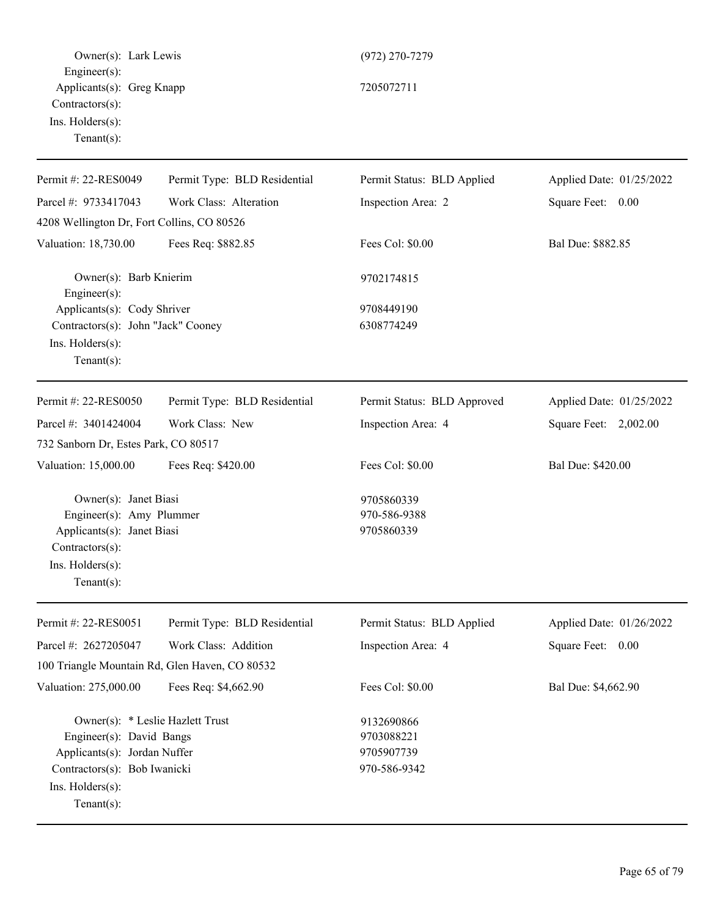Owner(s): Lark Lewis (972) 270-7279
Engineer(s):
Applicants(s): Greg Knapp 7205072711
Contractors(s):
Ins. Holders(s):
Tenant(s):

---

| Permit #: 22-RES0049 | Permit Type: BLD Residential | Permit Status: BLD Applied | Applied Date: 01/25/2022 |
|---|---|---|---|
| Parcel #: 9733417043 | Work Class: Alteration | Inspection Area: 2 | Square Feet: 0.00 |
| 4208 Wellington Dr, Fort Collins, CO 80526 | | | |
| Valuation: 18,730.00 | Fees Req: $882.85 | Fees Col: $0.00 | Bal Due: $882.85 |

Owner(s): Barb Knierim 9702174815
Engineer(s):
Applicants(s): Cody Shriver 9708449190
Contractors(s): John "Jack" Cooney 6308774249
Ins. Holders(s):
Tenant(s):

---

| Permit #: 22-RES0050 | Permit Type: BLD Residential | Permit Status: BLD Approved | Applied Date: 01/25/2022 |
|---|---|---|---|
| Parcel #: 3401424004 | Work Class: New | Inspection Area: 4 | Square Feet: 2,002.00 |
| 732 Sanborn Dr, Estes Park, CO 80517 | | | |
| Valuation: 15,000.00 | Fees Req: $420.00 | Fees Col: $0.00 | Bal Due: $420.00 |

Owner(s): Janet Biasi 9705860339
Engineer(s): Amy Plummer 970-586-9388
Applicants(s): Janet Biasi 9705860339
Contractors(s):
Ins. Holders(s):
Tenant(s):

---

| Permit #: 22-RES0051 | Permit Type: BLD Residential | Permit Status: BLD Applied | Applied Date: 01/26/2022 |
|---|---|---|---|
| Parcel #: 2627205047 | Work Class: Addition | Inspection Area: 4 | Square Feet: 0.00 |
| 100 Triangle Mountain Rd, Glen Haven, CO 80532 | | | |
| Valuation: 275,000.00 | Fees Req: $4,662.90 | Fees Col: $0.00 | Bal Due: $4,662.90 |

Owner(s): * Leslie Hazlett Trust 9132690866
Engineer(s): David Bangs 9703088221
Applicants(s): Jordan Nuffer 9705907739
Contractors(s): Bob Iwanicki 970-586-9342
Ins. Holders(s):
Tenant(s):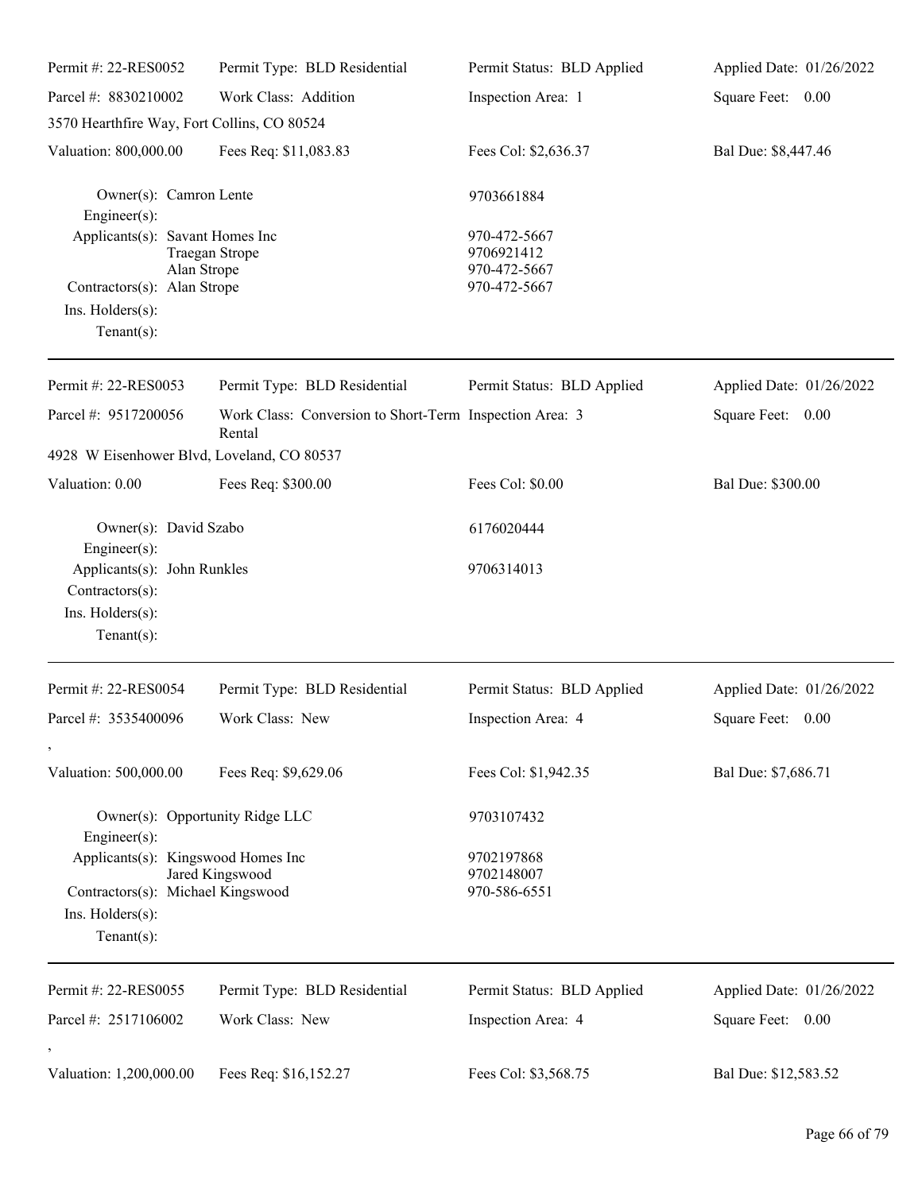| Permit #: 22-RES0052 | Permit Type: BLD Residential | Permit Status: BLD Applied | Applied Date: 01/26/2022 |
|---|---|---|---|
| Parcel #: 8830210002 | Work Class: Addition | Inspection Area: 1 | Square Feet: 0.00 |
| 3570 Hearthfire Way, Fort Collins, CO 80524 | | | |
| Valuation: 800,000.00 | Fees Req: $11,083.83 | Fees Col: $2,636.37 | Bal Due: $8,447.46 |

Owner(s): Camron Lente — 9703661884
Engineer(s):
Applicants(s): Savant Homes Inc — 970-472-5667
Traegan Strope — 9706921412
Alan Strope — 970-472-5667
Contractors(s): Alan Strope — 970-472-5667
Ins. Holders(s):
Tenant(s):

---

| Permit #: 22-RES0053 | Permit Type: BLD Residential | Permit Status: BLD Applied | Applied Date: 01/26/2022 |
|---|---|---|---|
| Parcel #: 9517200056 | Work Class: Conversion to Short-Term Rental | Inspection Area: 3 | Square Feet: 0.00 |
| 4928 W Eisenhower Blvd, Loveland, CO 80537 | | | |
| Valuation: 0.00 | Fees Req: $300.00 | Fees Col: $0.00 | Bal Due: $300.00 |

Owner(s): David Szabo — 6176020444
Engineer(s):
Applicants(s): John Runkles — 9706314013
Contractors(s):
Ins. Holders(s):
Tenant(s):

---

| Permit #: 22-RES0054 | Permit Type: BLD Residential | Permit Status: BLD Applied | Applied Date: 01/26/2022 |
|---|---|---|---|
| Parcel #: 3535400096 | Work Class: New | Inspection Area: 4 | Square Feet: 0.00 |
| , | | | |
| Valuation: 500,000.00 | Fees Req: $9,629.06 | Fees Col: $1,942.35 | Bal Due: $7,686.71 |

Owner(s): Opportunity Ridge LLC — 9703107432
Engineer(s):
Applicants(s): Kingswood Homes Inc — 9702197868
Jared Kingswood — 9702148007
Contractors(s): Michael Kingswood — 970-586-6551
Ins. Holders(s):
Tenant(s):

---

| Permit #: 22-RES0055 | Permit Type: BLD Residential | Permit Status: BLD Applied | Applied Date: 01/26/2022 |
|---|---|---|---|
| Parcel #: 2517106002 | Work Class: New | Inspection Area: 4 | Square Feet: 0.00 |
| , | | | |
| Valuation: 1,200,000.00 | Fees Req: $16,152.27 | Fees Col: $3,568.75 | Bal Due: $12,583.52 |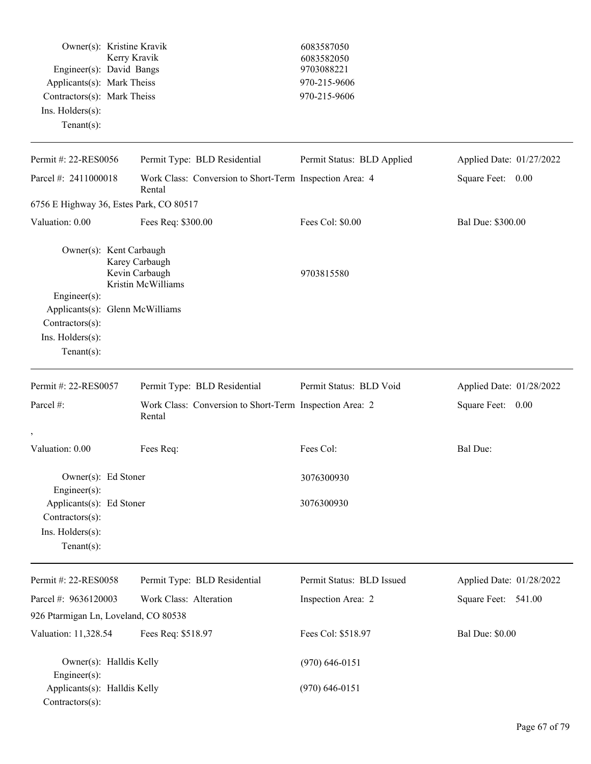Owner(s): Kristine Kravik 6083587050
Kerry Kravik 6083582050
Engineer(s): David Bangs 9703088221
Applicants(s): Mark Theiss 970-215-9606
Contractors(s): Mark Theiss 970-215-9606
Ins. Holders(s):
Tenant(s):

---

| Permit #: 22-RES0056 | Permit Type: BLD Residential | Permit Status: BLD Applied | Applied Date: 01/27/2022 |
|---|---|---|---|
| Parcel #: 2411000018 | Work Class: Conversion to Short-Term Rental | Inspection Area: 4 | Square Feet: 0.00 |
| 6756 E Highway 36, Estes Park, CO 80517 | | | |
| Valuation: 0.00 | Fees Req: $300.00 | Fees Col: $0.00 | Bal Due: $300.00 |

Owner(s): Kent Carbaugh
Karey Carbaugh
Kevin Carbaugh 9703815580
Kristin McWilliams
Engineer(s):
Applicants(s): Glenn McWilliams
Contractors(s):
Ins. Holders(s):
Tenant(s):

---

| Permit #: 22-RES0057 | Permit Type: BLD Residential | Permit Status: BLD Void | Applied Date: 01/28/2022 |
|---|---|---|---|
| Parcel #: | Work Class: Conversion to Short-Term Rental | Inspection Area: 2 | Square Feet: 0.00 |
| , | | | |
| Valuation: 0.00 | Fees Req: | Fees Col: | Bal Due: |

Owner(s): Ed Stoner 3076300930
Engineer(s):
Applicants(s): Ed Stoner 3076300930
Contractors(s):
Ins. Holders(s):
Tenant(s):

---

| Permit #: 22-RES0058 | Permit Type: BLD Residential | Permit Status: BLD Issued | Applied Date: 01/28/2022 |
|---|---|---|---|
| Parcel #: 9636120003 | Work Class: Alteration | Inspection Area: 2 | Square Feet: 541.00 |
| 926 Ptarmigan Ln, Loveland, CO 80538 | | | |
| Valuation: 11,328.54 | Fees Req: $518.97 | Fees Col: $518.97 | Bal Due: $0.00 |

Owner(s): Halldis Kelly (970) 646-0151
Engineer(s):
Applicants(s): Halldis Kelly (970) 646-0151
Contractors(s):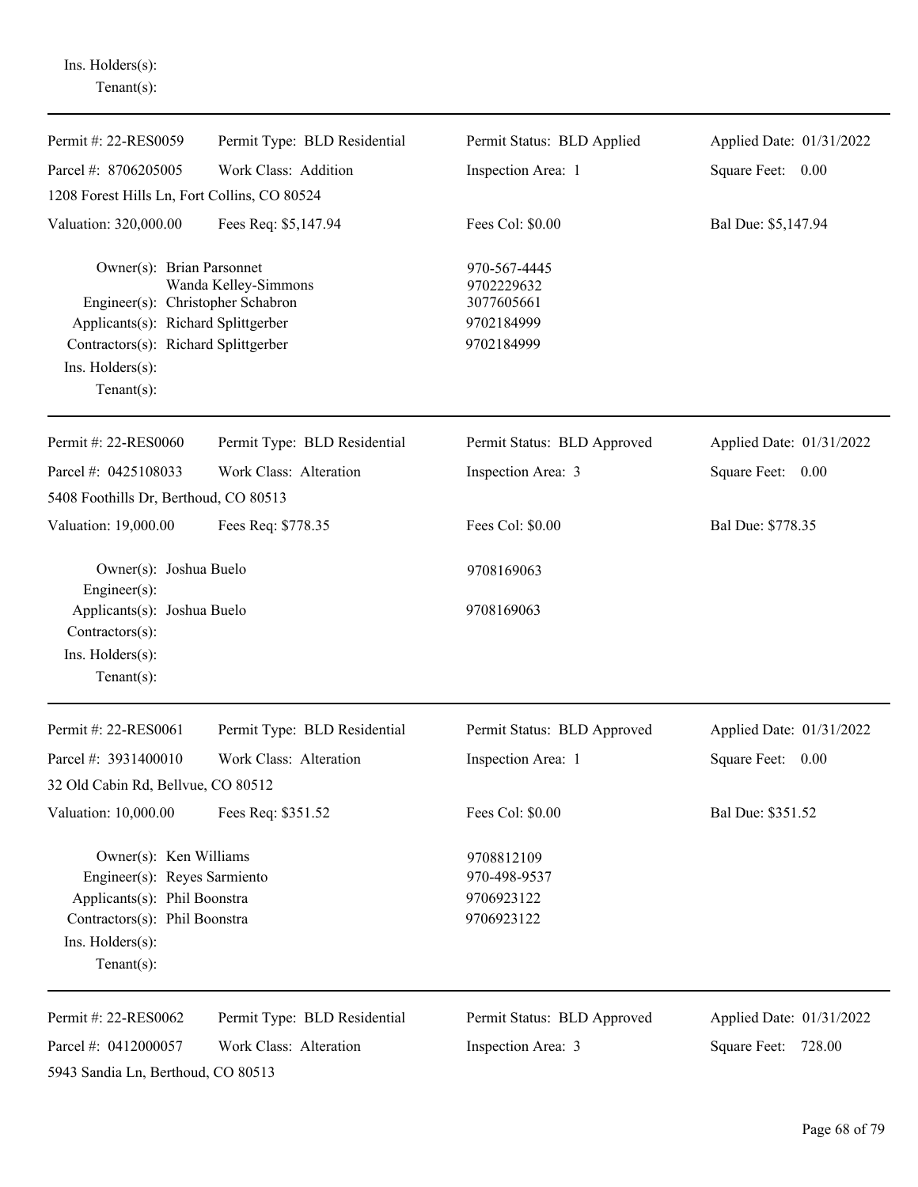Ins. Holders(s):
Tenant(s):

---

| Permit #: 22-RES0059 | Permit Type: BLD Residential | Permit Status: BLD Applied | Applied Date: 01/31/2022 |
|---|---|---|---|
| Parcel #: 8706205005 | Work Class: Addition | Inspection Area: 1 | Square Feet: 0.00 |
| 1208 Forest Hills Ln, Fort Collins, CO 80524 | | | |
| Valuation: 320,000.00 | Fees Req: $5,147.94 | Fees Col: $0.00 | Bal Due: $5,147.94 |

Owner(s): Brian Parsonnet — 970-567-4445
Wanda Kelley-Simmons — 9702229632
Engineer(s): Christopher Schabron — 3077605661
Applicants(s): Richard Splittgerber — 9702184999
Contractors(s): Richard Splittgerber — 9702184999
Ins. Holders(s):
Tenant(s):

---

| Permit #: 22-RES0060 | Permit Type: BLD Residential | Permit Status: BLD Approved | Applied Date: 01/31/2022 |
|---|---|---|---|
| Parcel #: 0425108033 | Work Class: Alteration | Inspection Area: 3 | Square Feet: 0.00 |
| 5408 Foothills Dr, Berthoud, CO 80513 | | | |
| Valuation: 19,000.00 | Fees Req: $778.35 | Fees Col: $0.00 | Bal Due: $778.35 |

Owner(s): Joshua Buelo — 9708169063
Engineer(s):
Applicants(s): Joshua Buelo — 9708169063
Contractors(s):
Ins. Holders(s):
Tenant(s):

---

| Permit #: 22-RES0061 | Permit Type: BLD Residential | Permit Status: BLD Approved | Applied Date: 01/31/2022 |
|---|---|---|---|
| Parcel #: 3931400010 | Work Class: Alteration | Inspection Area: 1 | Square Feet: 0.00 |
| 32 Old Cabin Rd, Bellvue, CO 80512 | | | |
| Valuation: 10,000.00 | Fees Req: $351.52 | Fees Col: $0.00 | Bal Due: $351.52 |

Owner(s): Ken Williams — 9708812109
Engineer(s): Reyes Sarmiento — 970-498-9537
Applicants(s): Phil Boonstra — 9706923122
Contractors(s): Phil Boonstra — 9706923122
Ins. Holders(s):
Tenant(s):

---

| Permit #: 22-RES0062 | Permit Type: BLD Residential | Permit Status: BLD Approved | Applied Date: 01/31/2022 |
|---|---|---|---|
| Parcel #: 0412000057 | Work Class: Alteration | Inspection Area: 3 | Square Feet: 728.00 |
| 5943 Sandia Ln, Berthoud, CO 80513 | | | |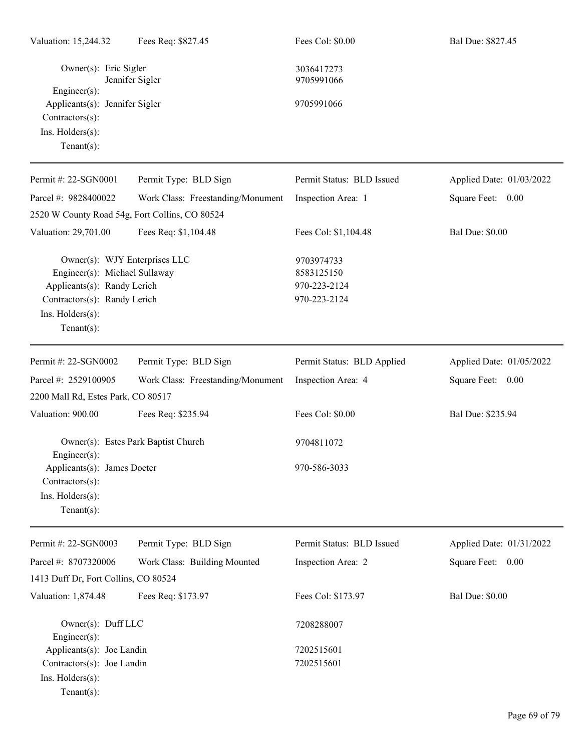Valuation: 15,244.32 Fees Req: $827.45 Fees Col: $0.00 Bal Due: $827.45

Owner(s): Eric Sigler 3036417273
Jennifer Sigler 9705991066
Engineer(s):
Applicants(s): Jennifer Sigler 9705991066
Contractors(s):
Ins. Holders(s):
Tenant(s):

---

Permit #: 22-SGN0001 Permit Type: BLD Sign Permit Status: BLD Issued Applied Date: 01/03/2022
Parcel #: 9828400022 Work Class: Freestanding/Monument Inspection Area: 1 Square Feet: 0.00
2520 W County Road 54g, Fort Collins, CO 80524
Valuation: 29,701.00 Fees Req: $1,104.48 Fees Col: $1,104.48 Bal Due: $0.00

Owner(s): WJY Enterprises LLC 9703974733
Engineer(s): Michael Sullaway 8583125150
Applicants(s): Randy Lerich 970-223-2124
Contractors(s): Randy Lerich 970-223-2124
Ins. Holders(s):
Tenant(s):

---

Permit #: 22-SGN0002 Permit Type: BLD Sign Permit Status: BLD Applied Applied Date: 01/05/2022
Parcel #: 2529100905 Work Class: Freestanding/Monument Inspection Area: 4 Square Feet: 0.00
2200 Mall Rd, Estes Park, CO 80517
Valuation: 900.00 Fees Req: $235.94 Fees Col: $0.00 Bal Due: $235.94

Owner(s): Estes Park Baptist Church 9704811072
Engineer(s):
Applicants(s): James Docter 970-586-3033
Contractors(s):
Ins. Holders(s):
Tenant(s):

---

Permit #: 22-SGN0003 Permit Type: BLD Sign Permit Status: BLD Issued Applied Date: 01/31/2022
Parcel #: 8707320006 Work Class: Building Mounted Inspection Area: 2 Square Feet: 0.00
1413 Duff Dr, Fort Collins, CO 80524
Valuation: 1,874.48 Fees Req: $173.97 Fees Col: $173.97 Bal Due: $0.00

Owner(s): Duff LLC 7208288007
Engineer(s):
Applicants(s): Joe Landin 7202515601
Contractors(s): Joe Landin 7202515601
Ins. Holders(s):
Tenant(s):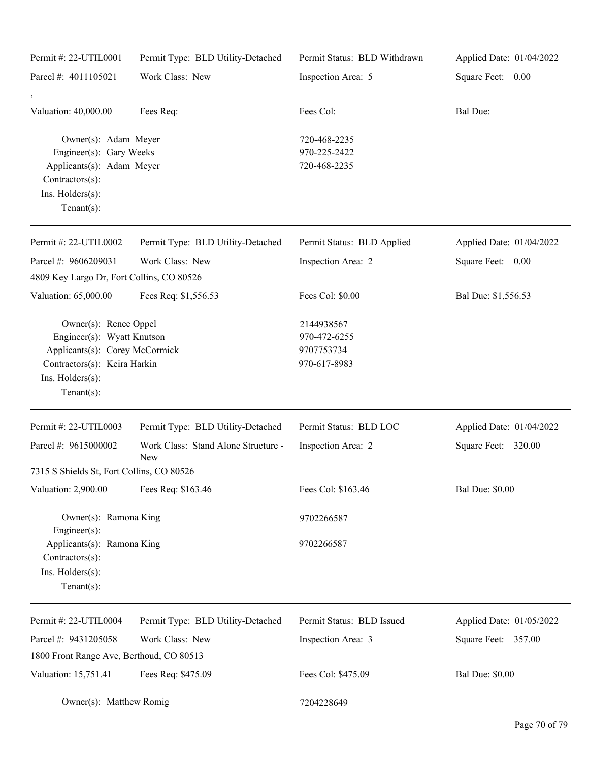Permit #: 22-UTIL0001 | Permit Type: BLD Utility-Detached | Permit Status: BLD Withdrawn | Applied Date: 01/04/2022
Parcel #: 4011105021 | Work Class: New | Inspection Area: 5 | Square Feet: 0.00

,

Valuation: 40,000.00 | Fees Req: | Fees Col: | Bal Due:

Owner(s): Adam Meyer — 720-468-2235
Engineer(s): Gary Weeks — 970-225-2422
Applicants(s): Adam Meyer — 720-468-2235
Contractors(s):
Ins. Holders(s):
Tenant(s):

---

Permit #: 22-UTIL0002 | Permit Type: BLD Utility-Detached | Permit Status: BLD Applied | Applied Date: 01/04/2022
Parcel #: 9606209031 | Work Class: New | Inspection Area: 2 | Square Feet: 0.00

4809 Key Largo Dr, Fort Collins, CO 80526

Valuation: 65,000.00 | Fees Req: $1,556.53 | Fees Col: $0.00 | Bal Due: $1,556.53

Owner(s): Renee Oppel — 2144938567
Engineer(s): Wyatt Knutson — 970-472-6255
Applicants(s): Corey McCormick — 9707753734
Contractors(s): Keira Harkin — 970-617-8983
Ins. Holders(s):
Tenant(s):

---

Permit #: 22-UTIL0003 | Permit Type: BLD Utility-Detached | Permit Status: BLD LOC | Applied Date: 01/04/2022
Parcel #: 9615000002 | Work Class: Stand Alone Structure - New | Inspection Area: 2 | Square Feet: 320.00

7315 S Shields St, Fort Collins, CO 80526

Valuation: 2,900.00 | Fees Req: $163.46 | Fees Col: $163.46 | Bal Due: $0.00

Owner(s): Ramona King — 9702266587
Engineer(s):
Applicants(s): Ramona King — 9702266587
Contractors(s):
Ins. Holders(s):
Tenant(s):

---

Permit #: 22-UTIL0004 | Permit Type: BLD Utility-Detached | Permit Status: BLD Issued | Applied Date: 01/05/2022
Parcel #: 9431205058 | Work Class: New | Inspection Area: 3 | Square Feet: 357.00

1800 Front Range Ave, Berthoud, CO 80513

Valuation: 15,751.41 | Fees Req: $475.09 | Fees Col: $475.09 | Bal Due: $0.00

Owner(s): Matthew Romig — 7204228649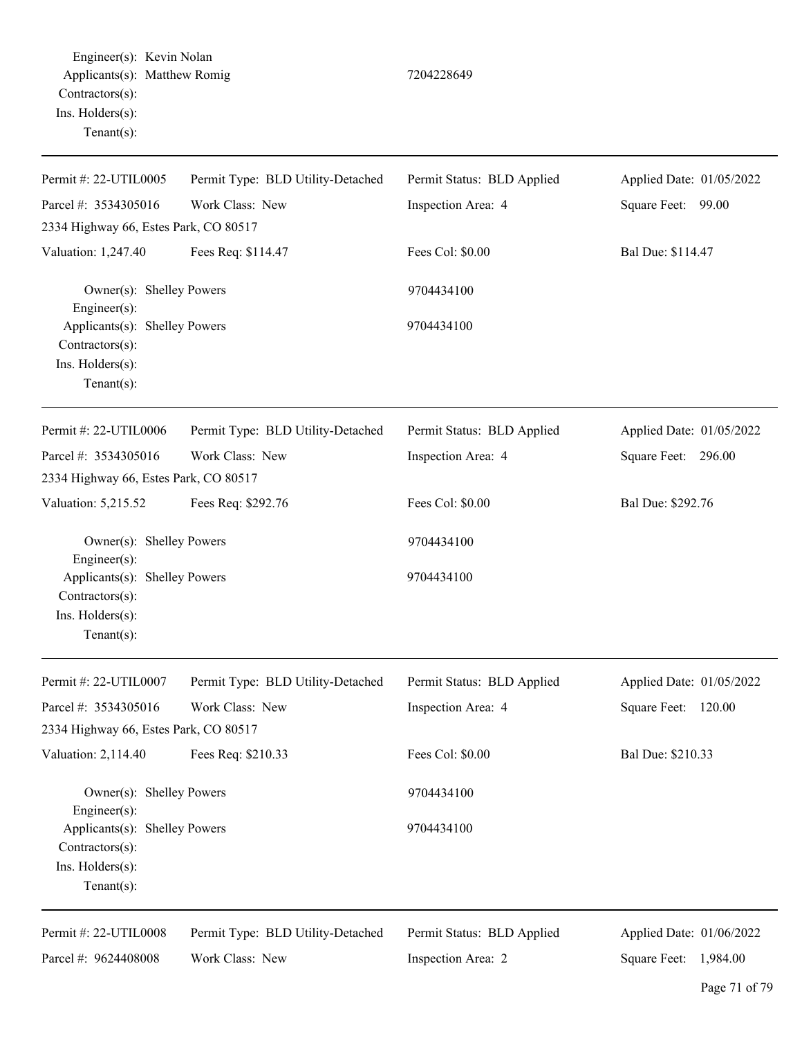Engineer(s): Kevin Nolan
Applicants(s): Matthew Romig 7204228649
Contractors(s):
Ins. Holders(s):
Tenant(s):

---

| Permit #: 22-UTIL0005 | Permit Type: BLD Utility-Detached | Permit Status: BLD Applied | Applied Date: 01/05/2022 |
|---|---|---|---|
| Parcel #: 3534305016 | Work Class: New | Inspection Area: 4 | Square Feet: 99.00 |
| 2334 Highway 66, Estes Park, CO 80517 | | | |
| Valuation: 1,247.40 | Fees Req: $114.47 | Fees Col: $0.00 | Bal Due: $114.47 |

Owner(s): Shelley Powers 9704434100
Engineer(s):
Applicants(s): Shelley Powers 9704434100
Contractors(s):
Ins. Holders(s):
Tenant(s):

---

| Permit #: 22-UTIL0006 | Permit Type: BLD Utility-Detached | Permit Status: BLD Applied | Applied Date: 01/05/2022 |
|---|---|---|---|
| Parcel #: 3534305016 | Work Class: New | Inspection Area: 4 | Square Feet: 296.00 |
| 2334 Highway 66, Estes Park, CO 80517 | | | |
| Valuation: 5,215.52 | Fees Req: $292.76 | Fees Col: $0.00 | Bal Due: $292.76 |

Owner(s): Shelley Powers 9704434100
Engineer(s):
Applicants(s): Shelley Powers 9704434100
Contractors(s):
Ins. Holders(s):
Tenant(s):

---

| Permit #: 22-UTIL0007 | Permit Type: BLD Utility-Detached | Permit Status: BLD Applied | Applied Date: 01/05/2022 |
|---|---|---|---|
| Parcel #: 3534305016 | Work Class: New | Inspection Area: 4 | Square Feet: 120.00 |
| 2334 Highway 66, Estes Park, CO 80517 | | | |
| Valuation: 2,114.40 | Fees Req: $210.33 | Fees Col: $0.00 | Bal Due: $210.33 |

Owner(s): Shelley Powers 9704434100
Engineer(s):
Applicants(s): Shelley Powers 9704434100
Contractors(s):
Ins. Holders(s):
Tenant(s):

---

| Permit #: 22-UTIL0008 | Permit Type: BLD Utility-Detached | Permit Status: BLD Applied | Applied Date: 01/06/2022 |
|---|---|---|---|
| Parcel #: 9624408008 | Work Class: New | Inspection Area: 2 | Square Feet: 1,984.00 |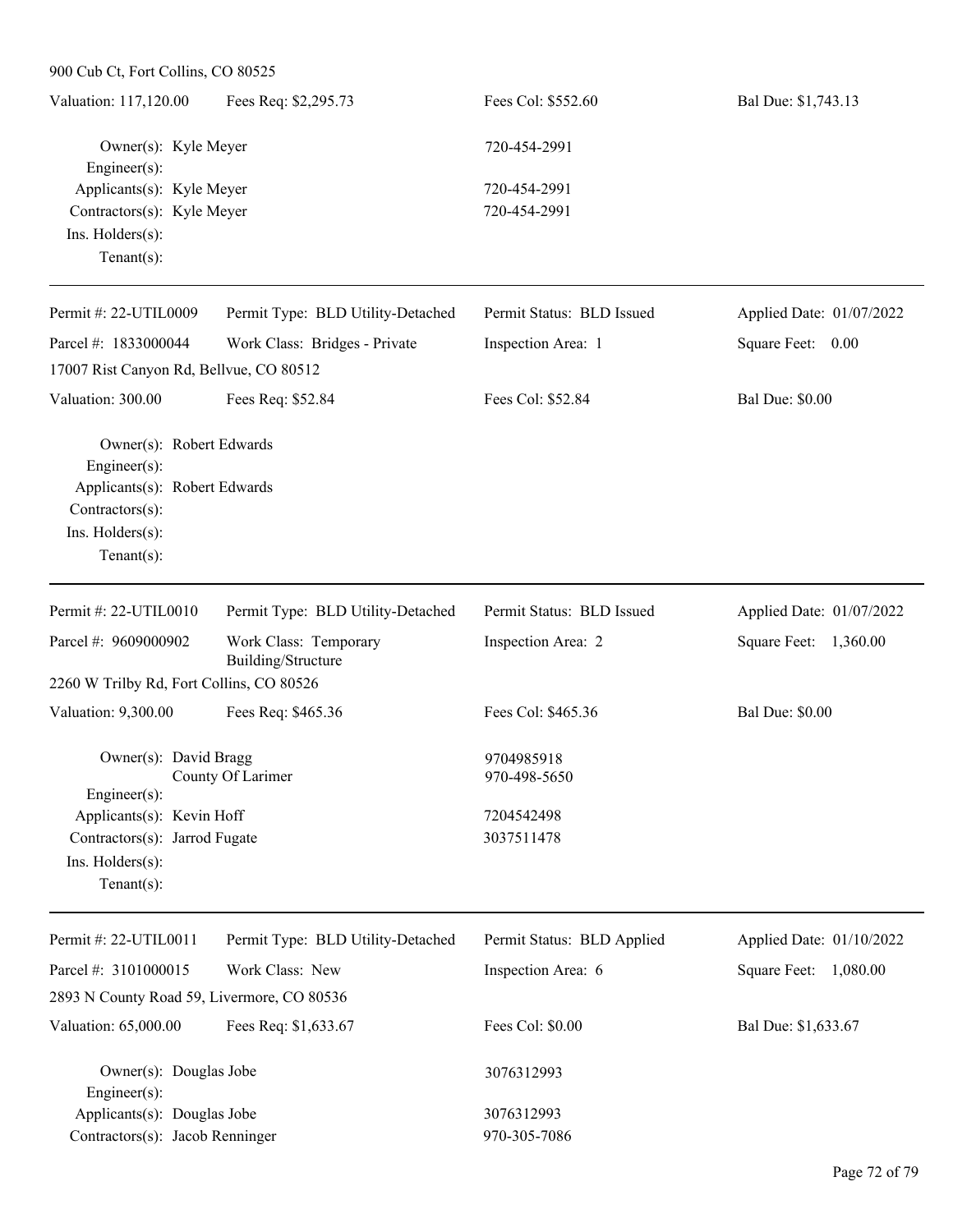900 Cub Ct, Fort Collins, CO 80525

| Valuation: 117,120.00 | Fees Req: $2,295.73 | Fees Col: $552.60 | Bal Due: $1,743.13 |
|---|---|---|---|

Owner(s): Kyle Meyer 720-454-2991
Engineer(s):
Applicants(s): Kyle Meyer 720-454-2991
Contractors(s): Kyle Meyer 720-454-2991
Ins. Holders(s):
Tenant(s):

---

| Permit #: 22-UTIL0009 | Permit Type: BLD Utility-Detached | Permit Status: BLD Issued | Applied Date: 01/07/2022 |
|---|---|---|---|
| Parcel #: 1833000044 | Work Class: Bridges - Private | Inspection Area: 1 | Square Feet: 0.00 |

17007 Rist Canyon Rd, Bellvue, CO 80512

| Valuation: 300.00 | Fees Req: $52.84 | Fees Col: $52.84 | Bal Due: $0.00 |
|---|---|---|---|

Owner(s): Robert Edwards
Engineer(s):
Applicants(s): Robert Edwards
Contractors(s):
Ins. Holders(s):
Tenant(s):

---

| Permit #: 22-UTIL0010 | Permit Type: BLD Utility-Detached | Permit Status: BLD Issued | Applied Date: 01/07/2022 |
|---|---|---|---|
| Parcel #: 9609000902 | Work Class: Temporary Building/Structure | Inspection Area: 2 | Square Feet: 1,360.00 |

2260 W Trilby Rd, Fort Collins, CO 80526

| Valuation: 9,300.00 | Fees Req: $465.36 | Fees Col: $465.36 | Bal Due: $0.00 |
|---|---|---|---|

Owner(s): David Bragg 9704985918
County Of Larimer 970-498-5650
Engineer(s):
Applicants(s): Kevin Hoff 7204542498
Contractors(s): Jarrod Fugate 3037511478
Ins. Holders(s):
Tenant(s):

---

| Permit #: 22-UTIL0011 | Permit Type: BLD Utility-Detached | Permit Status: BLD Applied | Applied Date: 01/10/2022 |
|---|---|---|---|
| Parcel #: 3101000015 | Work Class: New | Inspection Area: 6 | Square Feet: 1,080.00 |

2893 N County Road 59, Livermore, CO 80536

| Valuation: 65,000.00 | Fees Req: $1,633.67 | Fees Col: $0.00 | Bal Due: $1,633.67 |
|---|---|---|---|

Owner(s): Douglas Jobe 3076312993
Engineer(s):
Applicants(s): Douglas Jobe 3076312993
Contractors(s): Jacob Renninger 970-305-7086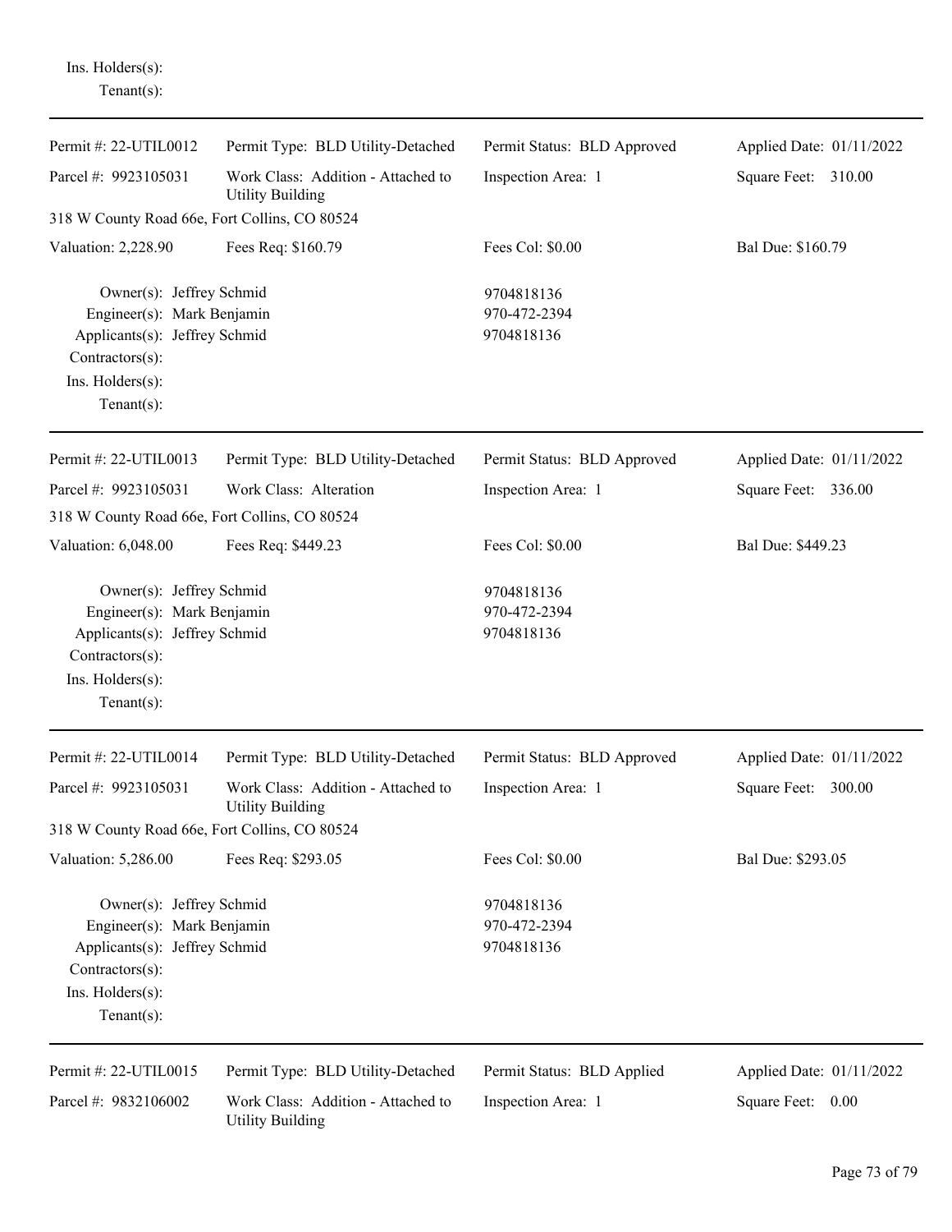Ins. Holders(s):
Tenant(s):

---

| Permit #: 22-UTIL0012 | Permit Type: BLD Utility-Detached | Permit Status: BLD Approved | Applied Date: 01/11/2022 |
|---|---|---|---|
| Parcel #: 9923105031 | Work Class: Addition - Attached to Utility Building | Inspection Area: 1 | Square Feet: 310.00 |
| 318 W County Road 66e, Fort Collins, CO 80524 | | | |
| Valuation: 2,228.90 | Fees Req: $160.79 | Fees Col: $0.00 | Bal Due: $160.79 |

Owner(s): Jeffrey Schmid — 9704818136
Engineer(s): Mark Benjamin — 970-472-2394
Applicants(s): Jeffrey Schmid — 9704818136
Contractors(s):
Ins. Holders(s):
Tenant(s):

---

| Permit #: 22-UTIL0013 | Permit Type: BLD Utility-Detached | Permit Status: BLD Approved | Applied Date: 01/11/2022 |
|---|---|---|---|
| Parcel #: 9923105031 | Work Class: Alteration | Inspection Area: 1 | Square Feet: 336.00 |
| 318 W County Road 66e, Fort Collins, CO 80524 | | | |
| Valuation: 6,048.00 | Fees Req: $449.23 | Fees Col: $0.00 | Bal Due: $449.23 |

Owner(s): Jeffrey Schmid — 9704818136
Engineer(s): Mark Benjamin — 970-472-2394
Applicants(s): Jeffrey Schmid — 9704818136
Contractors(s):
Ins. Holders(s):
Tenant(s):

---

| Permit #: 22-UTIL0014 | Permit Type: BLD Utility-Detached | Permit Status: BLD Approved | Applied Date: 01/11/2022 |
|---|---|---|---|
| Parcel #: 9923105031 | Work Class: Addition - Attached to Utility Building | Inspection Area: 1 | Square Feet: 300.00 |
| 318 W County Road 66e, Fort Collins, CO 80524 | | | |
| Valuation: 5,286.00 | Fees Req: $293.05 | Fees Col: $0.00 | Bal Due: $293.05 |

Owner(s): Jeffrey Schmid — 9704818136
Engineer(s): Mark Benjamin — 970-472-2394
Applicants(s): Jeffrey Schmid — 9704818136
Contractors(s):
Ins. Holders(s):
Tenant(s):

---

| Permit #: 22-UTIL0015 | Permit Type: BLD Utility-Detached | Permit Status: BLD Applied | Applied Date: 01/11/2022 |
|---|---|---|---|
| Parcel #: 9832106002 | Work Class: Addition - Attached to Utility Building | Inspection Area: 1 | Square Feet: 0.00 |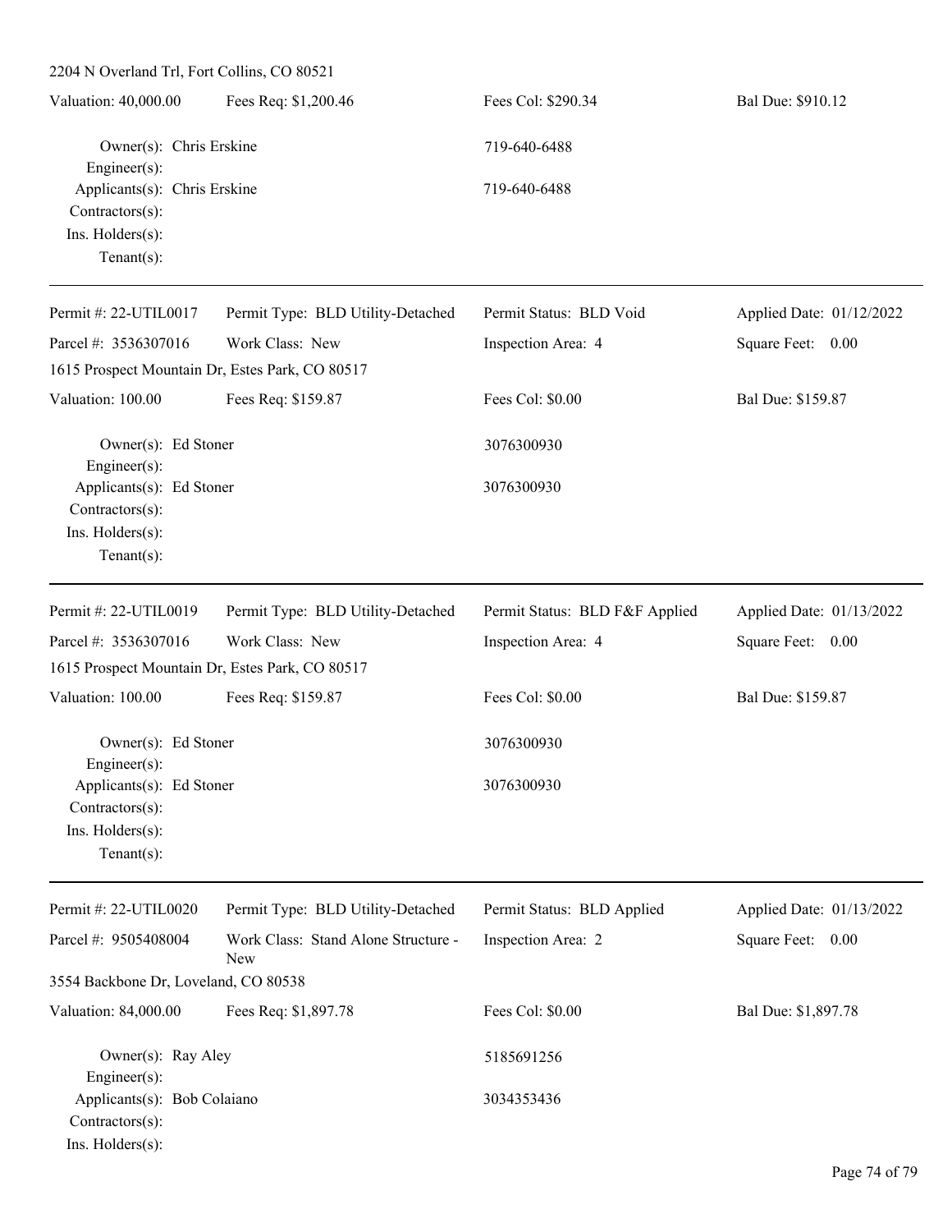2204 N Overland Trl, Fort Collins, CO 80521

| Valuation: 40,000.00 | Fees Req: $1,200.46 | Fees Col: $290.34 | Bal Due: $910.12 |
|---|---|---|---|

Owner(s): Chris Erskine 719-640-6488
Engineer(s):
Applicants(s): Chris Erskine 719-640-6488
Contractors(s):
Ins. Holders(s):
Tenant(s):

---

| Permit #: 22-UTIL0017 | Permit Type: BLD Utility-Detached | Permit Status: BLD Void | Applied Date: 01/12/2022 |
|---|---|---|---|
| Parcel #: 3536307016 | Work Class: New | Inspection Area: 4 | Square Feet: 0.00 |

1615 Prospect Mountain Dr, Estes Park, CO 80517

| Valuation: 100.00 | Fees Req: $159.87 | Fees Col: $0.00 | Bal Due: $159.87 |
|---|---|---|---|

Owner(s): Ed Stoner 3076300930
Engineer(s):
Applicants(s): Ed Stoner 3076300930
Contractors(s):
Ins. Holders(s):
Tenant(s):

---

| Permit #: 22-UTIL0019 | Permit Type: BLD Utility-Detached | Permit Status: BLD F&F Applied | Applied Date: 01/13/2022 |
|---|---|---|---|
| Parcel #: 3536307016 | Work Class: New | Inspection Area: 4 | Square Feet: 0.00 |

1615 Prospect Mountain Dr, Estes Park, CO 80517

| Valuation: 100.00 | Fees Req: $159.87 | Fees Col: $0.00 | Bal Due: $159.87 |
|---|---|---|---|

Owner(s): Ed Stoner 3076300930
Engineer(s):
Applicants(s): Ed Stoner 3076300930
Contractors(s):
Ins. Holders(s):
Tenant(s):

---

| Permit #: 22-UTIL0020 | Permit Type: BLD Utility-Detached | Permit Status: BLD Applied | Applied Date: 01/13/2022 |
|---|---|---|---|
| Parcel #: 9505408004 | Work Class: Stand Alone Structure - New | Inspection Area: 2 | Square Feet: 0.00 |

3554 Backbone Dr, Loveland, CO 80538

| Valuation: 84,000.00 | Fees Req: $1,897.78 | Fees Col: $0.00 | Bal Due: $1,897.78 |
|---|---|---|---|

Owner(s): Ray Aley 5185691256
Engineer(s):
Applicants(s): Bob Colaiano 3034353436
Contractors(s):
Ins. Holders(s):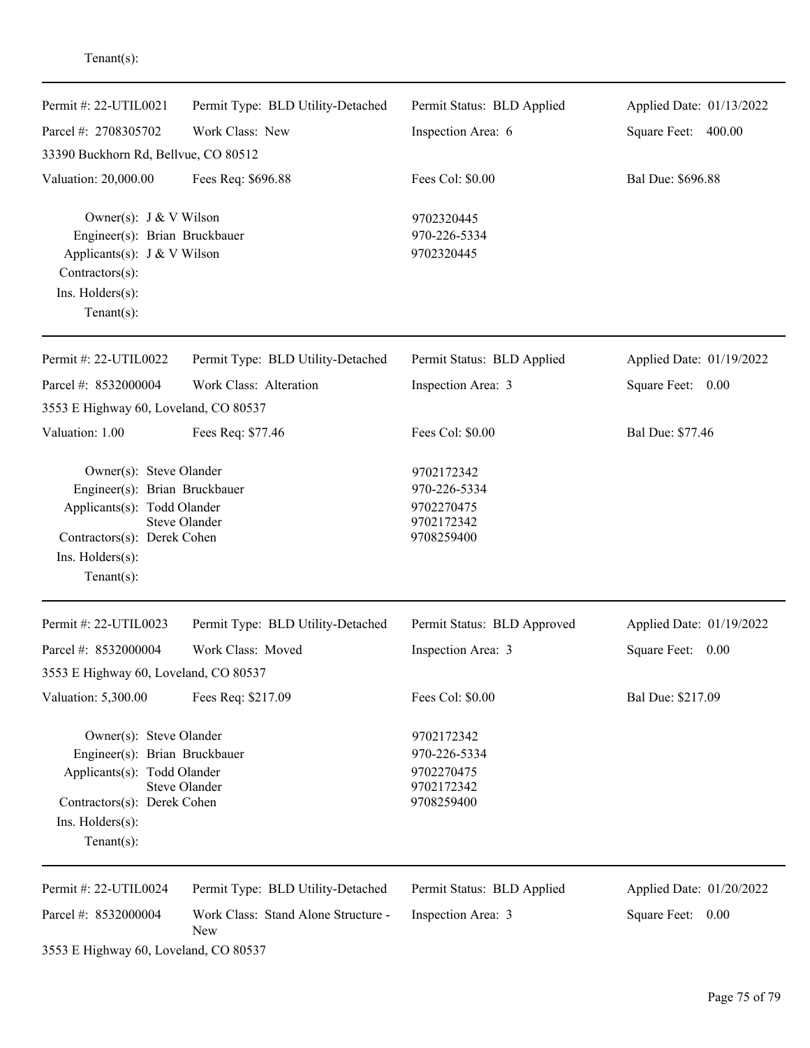Tenant(s):

---

| Permit #: 22-UTIL0021 | Permit Type: BLD Utility-Detached | Permit Status: BLD Applied | Applied Date: 01/13/2022 |
|---|---|---|---|
| Parcel #: 2708305702 | Work Class: New | Inspection Area: 6 | Square Feet: 400.00 |
| 33390 Buckhorn Rd, Bellvue, CO 80512 | | | |
| Valuation: 20,000.00 | Fees Req: $696.88 | Fees Col: $0.00 | Bal Due: $696.88 |

Owner(s): J & V Wilson — 9702320445
Engineer(s): Brian Bruckbauer — 970-226-5334
Applicants(s): J & V Wilson — 9702320445
Contractors(s):
Ins. Holders(s):
Tenant(s):

---

| Permit #: 22-UTIL0022 | Permit Type: BLD Utility-Detached | Permit Status: BLD Applied | Applied Date: 01/19/2022 |
|---|---|---|---|
| Parcel #: 8532000004 | Work Class: Alteration | Inspection Area: 3 | Square Feet: 0.00 |
| 3553 E Highway 60, Loveland, CO 80537 | | | |
| Valuation: 1.00 | Fees Req: $77.46 | Fees Col: $0.00 | Bal Due: $77.46 |

Owner(s): Steve Olander — 9702172342
Engineer(s): Brian Bruckbauer — 970-226-5334
Applicants(s): Todd Olander — 9702270475
Steve Olander — 9702172342
Contractors(s): Derek Cohen — 9708259400
Ins. Holders(s):
Tenant(s):

---

| Permit #: 22-UTIL0023 | Permit Type: BLD Utility-Detached | Permit Status: BLD Approved | Applied Date: 01/19/2022 |
|---|---|---|---|
| Parcel #: 8532000004 | Work Class: Moved | Inspection Area: 3 | Square Feet: 0.00 |
| 3553 E Highway 60, Loveland, CO 80537 | | | |
| Valuation: 5,300.00 | Fees Req: $217.09 | Fees Col: $0.00 | Bal Due: $217.09 |

Owner(s): Steve Olander — 9702172342
Engineer(s): Brian Bruckbauer — 970-226-5334
Applicants(s): Todd Olander — 9702270475
Steve Olander — 9702172342
Contractors(s): Derek Cohen — 9708259400
Ins. Holders(s):
Tenant(s):

---

| Permit #: 22-UTIL0024 | Permit Type: BLD Utility-Detached | Permit Status: BLD Applied | Applied Date: 01/20/2022 |
|---|---|---|---|
| Parcel #: 8532000004 | Work Class: Stand Alone Structure - New | Inspection Area: 3 | Square Feet: 0.00 |
| 3553 E Highway 60, Loveland, CO 80537 | | | |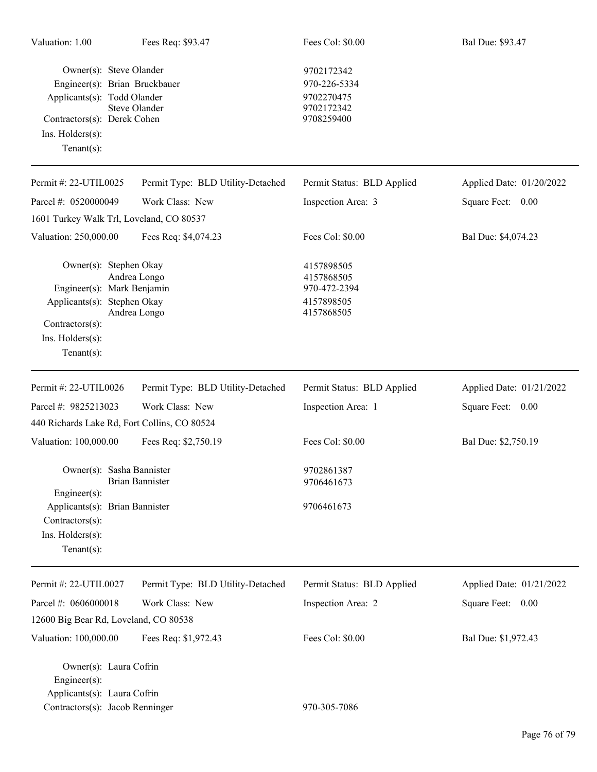Valuation: 1.00 | Fees Req: $93.47 | Fees Col: $0.00 | Bal Due: $93.47

Owner(s): Steve Olander 9702172342
Engineer(s): Brian Bruckbauer 970-226-5334
Applicants(s): Todd Olander 9702270475
Steve Olander 9702172342
Contractors(s): Derek Cohen 9708259400
Ins. Holders(s):
Tenant(s):

---

Permit #: 22-UTIL0025 | Permit Type: BLD Utility-Detached | Permit Status: BLD Applied | Applied Date: 01/20/2022
Parcel #: 0520000049 | Work Class: New | Inspection Area: 3 | Square Feet: 0.00
1601 Turkey Walk Trl, Loveland, CO 80537
Valuation: 250,000.00 | Fees Req: $4,074.23 | Fees Col: $0.00 | Bal Due: $4,074.23

Owner(s): Stephen Okay 4157898505
Andrea Longo 4157868505
Engineer(s): Mark Benjamin 970-472-2394
Applicants(s): Stephen Okay 4157898505
Andrea Longo 4157868505
Contractors(s):
Ins. Holders(s):
Tenant(s):

---

Permit #: 22-UTIL0026 | Permit Type: BLD Utility-Detached | Permit Status: BLD Applied | Applied Date: 01/21/2022
Parcel #: 9825213023 | Work Class: New | Inspection Area: 1 | Square Feet: 0.00
440 Richards Lake Rd, Fort Collins, CO 80524
Valuation: 100,000.00 | Fees Req: $2,750.19 | Fees Col: $0.00 | Bal Due: $2,750.19

Owner(s): Sasha Bannister 9702861387
Brian Bannister 9706461673
Engineer(s):
Applicants(s): Brian Bannister 9706461673
Contractors(s):
Ins. Holders(s):
Tenant(s):

---

Permit #: 22-UTIL0027 | Permit Type: BLD Utility-Detached | Permit Status: BLD Applied | Applied Date: 01/21/2022
Parcel #: 0606000018 | Work Class: New | Inspection Area: 2 | Square Feet: 0.00
12600 Big Bear Rd, Loveland, CO 80538
Valuation: 100,000.00 | Fees Req: $1,972.43 | Fees Col: $0.00 | Bal Due: $1,972.43

Owner(s): Laura Cofrin
Engineer(s):
Applicants(s): Laura Cofrin
Contractors(s): Jacob Renninger 970-305-7086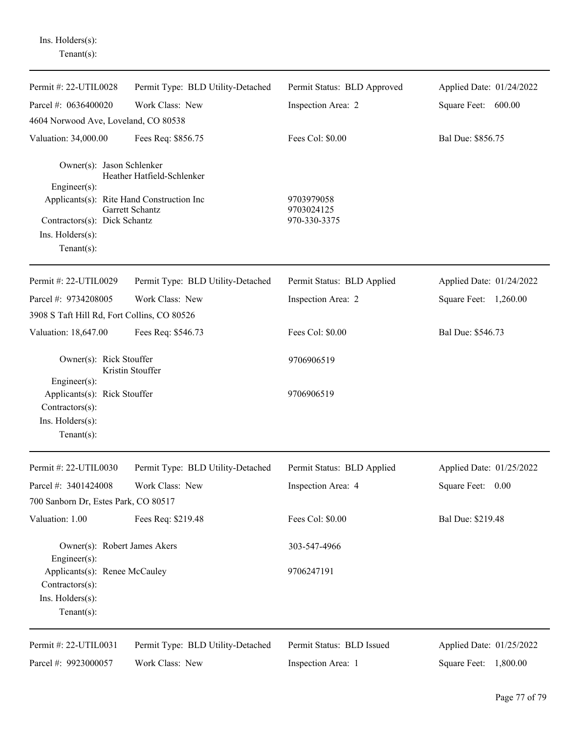Ins. Holders(s):
Tenant(s):

---

Permit #: 22-UTIL0028 | Permit Type: BLD Utility-Detached | Permit Status: BLD Approved | Applied Date: 01/24/2022

Parcel #: 0636400020 | Work Class: New | Inspection Area: 2 | Square Feet: 600.00

4604 Norwood Ave, Loveland, CO 80538

Valuation: 34,000.00 | Fees Req: $856.75 | Fees Col: $0.00 | Bal Due: $856.75

Owner(s): Jason Schlenker
Heather Hatfield-Schlenker
Engineer(s):
Applicants(s): Rite Hand Construction Inc — 9703979058
Garrett Schantz — 9703024125
Contractors(s): Dick Schantz — 970-330-3375
Ins. Holders(s):
Tenant(s):

---

Permit #: 22-UTIL0029 | Permit Type: BLD Utility-Detached | Permit Status: BLD Applied | Applied Date: 01/24/2022

Parcel #: 9734208005 | Work Class: New | Inspection Area: 2 | Square Feet: 1,260.00

3908 S Taft Hill Rd, Fort Collins, CO 80526

Valuation: 18,647.00 | Fees Req: $546.73 | Fees Col: $0.00 | Bal Due: $546.73

Owner(s): Rick Stouffer — 9706906519
Kristin Stouffer
Engineer(s):
Applicants(s): Rick Stouffer — 9706906519
Contractors(s):
Ins. Holders(s):
Tenant(s):

---

Permit #: 22-UTIL0030 | Permit Type: BLD Utility-Detached | Permit Status: BLD Applied | Applied Date: 01/25/2022

Parcel #: 3401424008 | Work Class: New | Inspection Area: 4 | Square Feet: 0.00

700 Sanborn Dr, Estes Park, CO 80517

Valuation: 1.00 | Fees Req: $219.48 | Fees Col: $0.00 | Bal Due: $219.48

Owner(s): Robert James Akers — 303-547-4966
Engineer(s):
Applicants(s): Renee McCauley — 9706247191
Contractors(s):
Ins. Holders(s):
Tenant(s):

---

Permit #: 22-UTIL0031 | Permit Type: BLD Utility-Detached | Permit Status: BLD Issued | Applied Date: 01/25/2022

Parcel #: 9923000057 | Work Class: New | Inspection Area: 1 | Square Feet: 1,800.00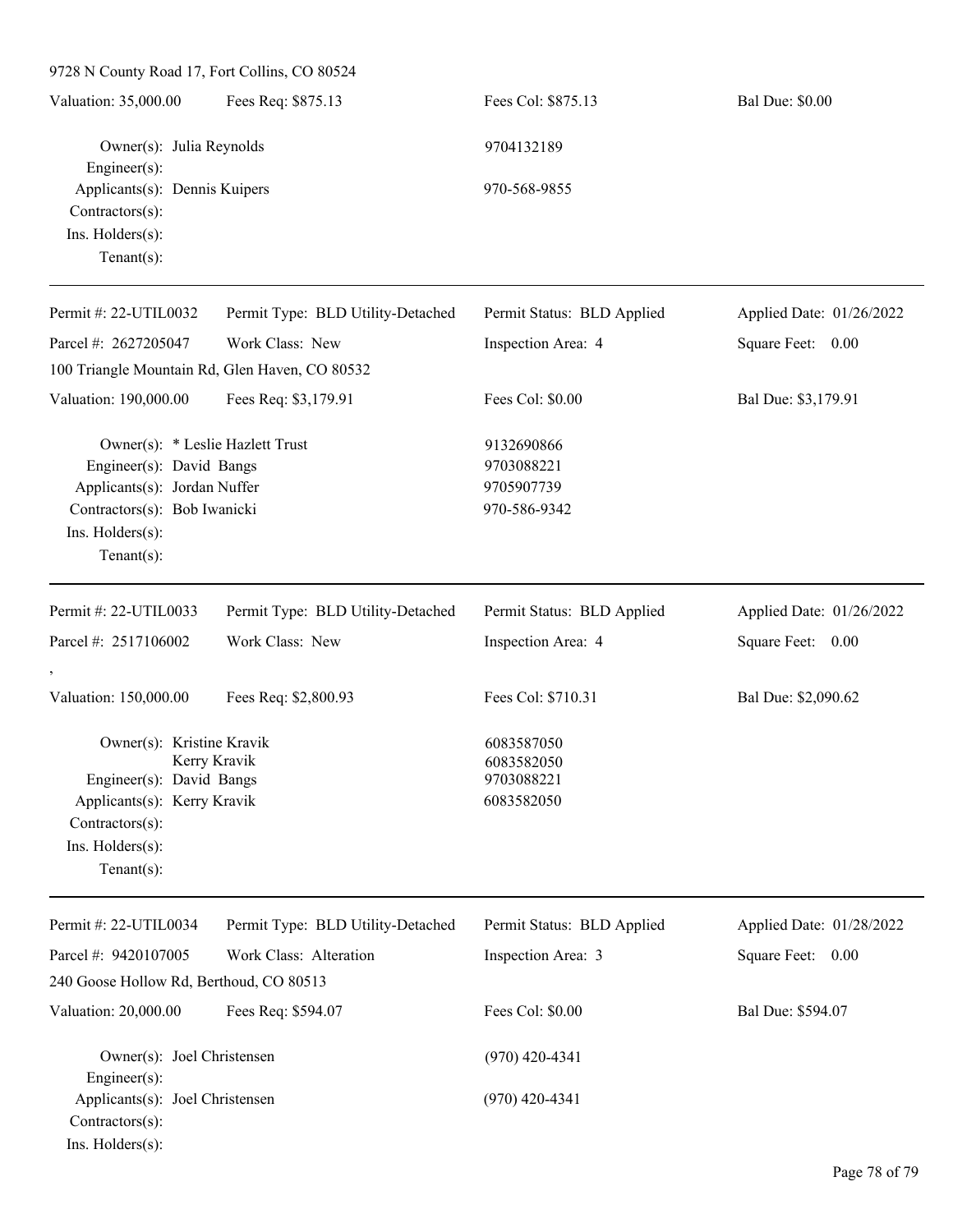9728 N County Road 17, Fort Collins, CO 80524

| Valuation: 35,000.00 | Fees Req: $875.13 | Fees Col: $875.13 | Bal Due: $0.00 |
|---|---|---|---|

Owner(s): Julia Reynolds — 9704132189
Engineer(s):
Applicants(s): Dennis Kuipers — 970-568-9855
Contractors(s):
Ins. Holders(s):
Tenant(s):

---

| Permit #: 22-UTIL0032 | Permit Type: BLD Utility-Detached | Permit Status: BLD Applied | Applied Date: 01/26/2022 |
|---|---|---|---|
| Parcel #: 2627205047 | Work Class: New | Inspection Area: 4 | Square Feet: 0.00 |

100 Triangle Mountain Rd, Glen Haven, CO 80532

| Valuation: 190,000.00 | Fees Req: $3,179.91 | Fees Col: $0.00 | Bal Due: $3,179.91 |
|---|---|---|---|

Owner(s): * Leslie Hazlett Trust — 9132690866
Engineer(s): David Bangs — 9703088221
Applicants(s): Jordan Nuffer — 9705907739
Contractors(s): Bob Iwanicki — 970-586-9342
Ins. Holders(s):
Tenant(s):

---

| Permit #: 22-UTIL0033 | Permit Type: BLD Utility-Detached | Permit Status: BLD Applied | Applied Date: 01/26/2022 |
|---|---|---|---|
| Parcel #: 2517106002 | Work Class: New | Inspection Area: 4 | Square Feet: 0.00 |

,

| Valuation: 150,000.00 | Fees Req: $2,800.93 | Fees Col: $710.31 | Bal Due: $2,090.62 |
|---|---|---|---|

Owner(s): Kristine Kravik — 6083587050
Kerry Kravik — 6083582050
Engineer(s): David Bangs — 9703088221
Applicants(s): Kerry Kravik — 6083582050
Contractors(s):
Ins. Holders(s):
Tenant(s):

---

| Permit #: 22-UTIL0034 | Permit Type: BLD Utility-Detached | Permit Status: BLD Applied | Applied Date: 01/28/2022 |
|---|---|---|---|
| Parcel #: 9420107005 | Work Class: Alteration | Inspection Area: 3 | Square Feet: 0.00 |

240 Goose Hollow Rd, Berthoud, CO 80513

| Valuation: 20,000.00 | Fees Req: $594.07 | Fees Col: $0.00 | Bal Due: $594.07 |
|---|---|---|---|

Owner(s): Joel Christensen — (970) 420-4341
Engineer(s):
Applicants(s): Joel Christensen — (970) 420-4341
Contractors(s):
Ins. Holders(s):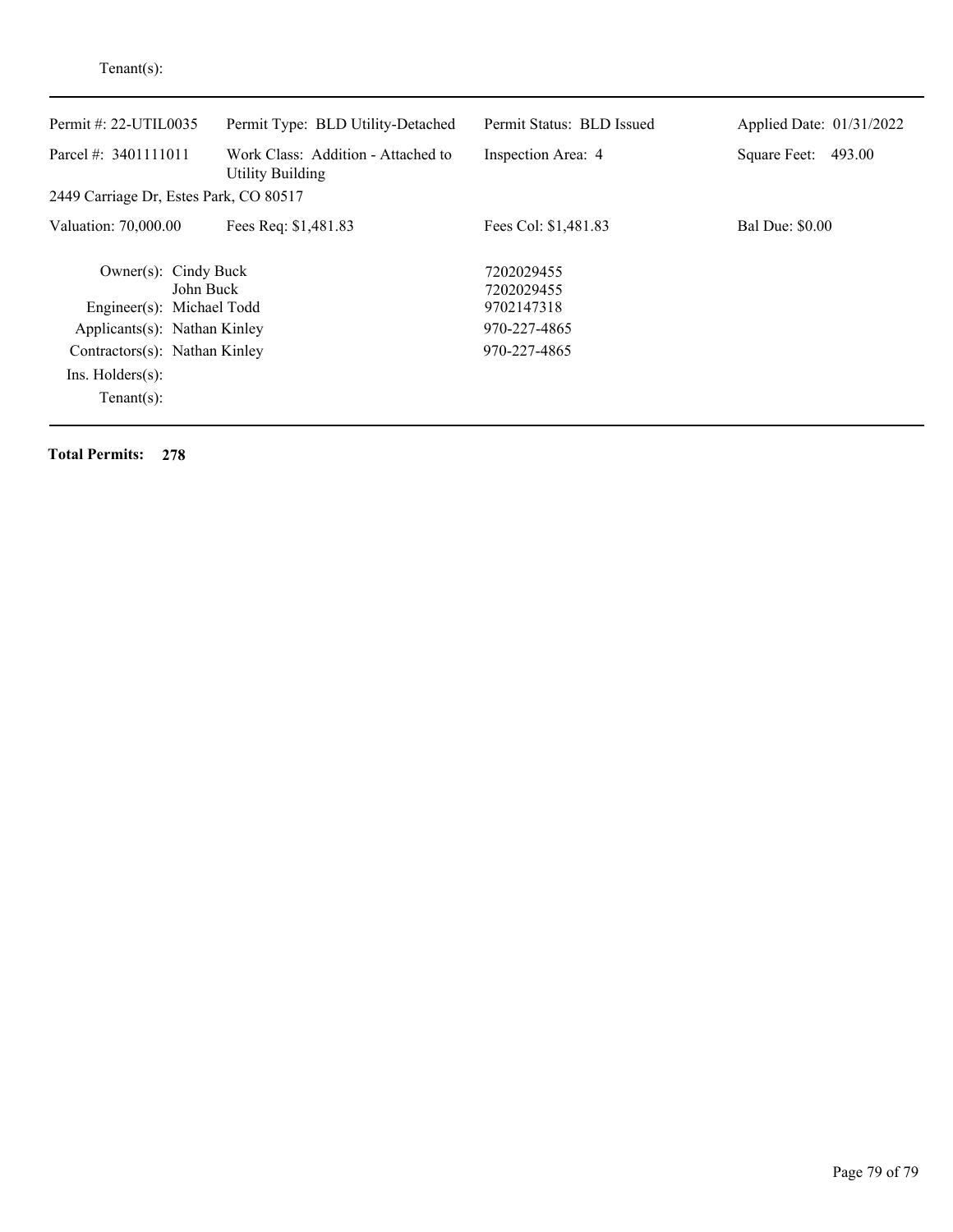Tenant(s):

---

Permit #: 22-UTIL0035 | Permit Type: BLD Utility-Detached | Permit Status: BLD Issued | Applied Date: 01/31/2022

Parcel #: 3401111011 | Work Class: Addition - Attached to Utility Building | Inspection Area: 4 | Square Feet: 493.00

2449 Carriage Dr, Estes Park, CO 80517

Valuation: 70,000.00 | Fees Req: $1,481.83 | Fees Col: $1,481.83 | Bal Due: $0.00

| | | |
|---|---|---|
| Owner(s): | Cindy Buck | 7202029455 |
| | John Buck | 7202029455 |
| Engineer(s): | Michael Todd | 9702147318 |
| Applicants(s): | Nathan Kinley | 970-227-4865 |
| Contractors(s): | Nathan Kinley | 970-227-4865 |
| Ins. Holders(s): | | |
| Tenant(s): | | |

---

**Total Permits: 278**